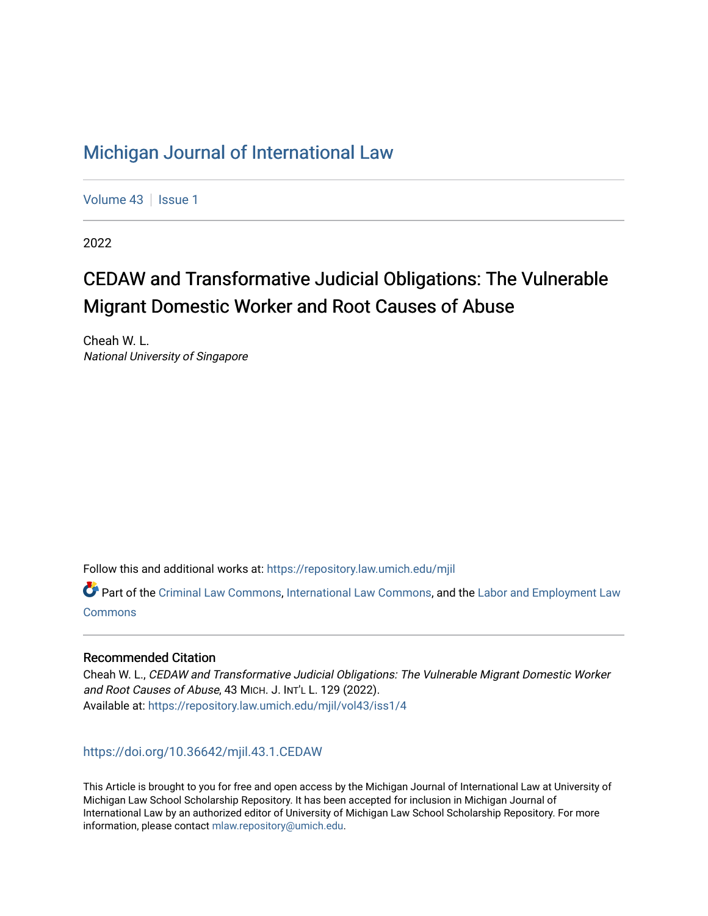# Michigan Journal of International Law

Volume 43 | Issue 1

2022

## CEDAW and Transformative Judicial Obligations: The Vulnerable Migrant Domestic Worker and Root Causes of Abuse

Cheah W. L.
*National University of Singapore*

Follow this and additional works at: https://repository.law.umich.edu/mjil

Part of the Criminal Law Commons, International Law Commons, and the Labor and Employment Law Commons

### Recommended Citation

Cheah W. L., *CEDAW and Transformative Judicial Obligations: The Vulnerable Migrant Domestic Worker and Root Causes of Abuse*, 43 MICH. J. INT'L L. 129 (2022).
Available at: https://repository.law.umich.edu/mjil/vol43/iss1/4

https://doi.org/10.36642/mjil.43.1.CEDAW

This Article is brought to you for free and open access by the Michigan Journal of International Law at University of Michigan Law School Scholarship Repository. It has been accepted for inclusion in Michigan Journal of International Law by an authorized editor of University of Michigan Law School Scholarship Repository. For more information, please contact mlaw.repository@umich.edu.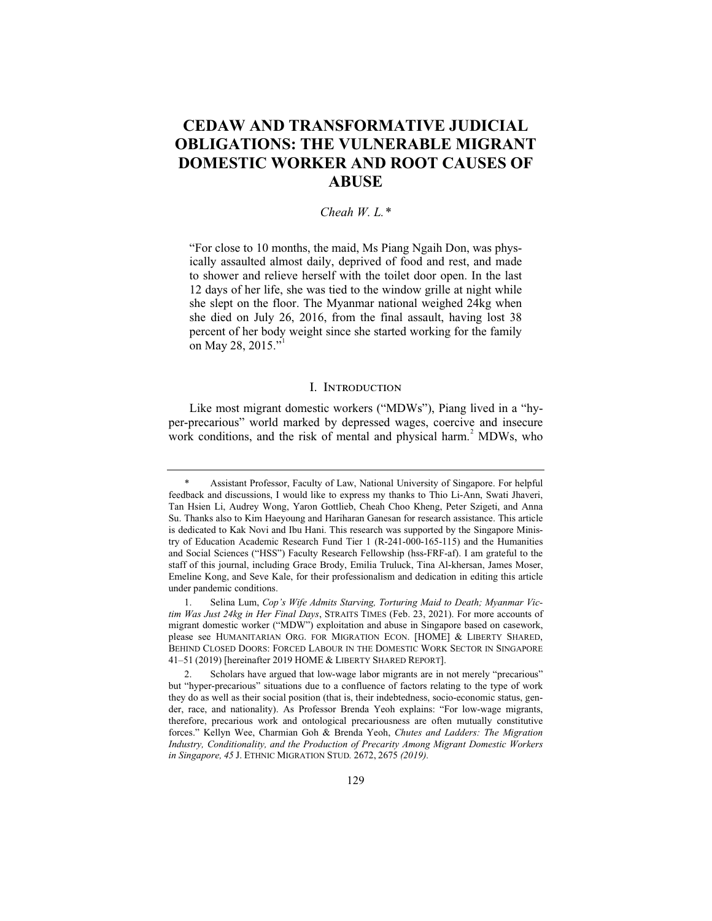# CEDAW AND TRANSFORMATIVE JUDICIAL OBLIGATIONS: THE VULNERABLE MIGRANT DOMESTIC WORKER AND ROOT CAUSES OF ABUSE

*Cheah W. L.\**

"For close to 10 months, the maid, Ms Piang Ngaih Don, was physically assaulted almost daily, deprived of food and rest, and made to shower and relieve herself with the toilet door open. In the last 12 days of her life, she was tied to the window grille at night while she slept on the floor. The Myanmar national weighed 24kg when she died on July 26, 2016, from the final assault, having lost 38 percent of her body weight since she started working for the family on May 28, 2015."[1]

## I. Introduction

Like most migrant domestic workers ("MDWs"), Piang lived in a "hyper-precarious" world marked by depressed wages, coercive and insecure work conditions, and the risk of mental and physical harm.[2] MDWs, who

---

\* Assistant Professor, Faculty of Law, National University of Singapore. For helpful feedback and discussions, I would like to express my thanks to Thio Li-Ann, Swati Jhaveri, Tan Hsien Li, Audrey Wong, Yaron Gottlieb, Cheah Choo Kheng, Peter Szigeti, and Anna Su. Thanks also to Kim Haeyoung and Hariharan Ganesan for research assistance. This article is dedicated to Kak Novi and Ibu Hani. This research was supported by the Singapore Ministry of Education Academic Research Fund Tier 1 (R-241-000-165-115) and the Humanities and Social Sciences ("HSS") Faculty Research Fellowship (hss-FRF-af). I am grateful to the staff of this journal, including Grace Brody, Emilia Truluck, Tina Al-khersan, James Moser, Emeline Kong, and Seve Kale, for their professionalism and dedication in editing this article under pandemic conditions.

1. Selina Lum, *Cop's Wife Admits Starving, Torturing Maid to Death; Myanmar Victim Was Just 24kg in Her Final Days*, Straits Times (Feb. 23, 2021). For more accounts of migrant domestic worker ("MDW") exploitation and abuse in Singapore based on casework, please see Humanitarian Org. for Migration Econ. [HOME] & Liberty Shared, Behind Closed Doors: Forced Labour in the Domestic Work Sector in Singapore 41–51 (2019) [hereinafter 2019 HOME & Liberty Shared Report].

2. Scholars have argued that low-wage labor migrants are in not merely "precarious" but "hyper-precarious" situations due to a confluence of factors relating to the type of work they do as well as their social position (that is, their indebtedness, socio-economic status, gender, race, and nationality). As Professor Brenda Yeoh explains: "For low-wage migrants, therefore, precarious work and ontological precariousness are often mutually constitutive forces." Kellyn Wee, Charmian Goh & Brenda Yeoh, *Chutes and Ladders: The Migration Industry, Conditionality, and the Production of Precarity Among Migrant Domestic Workers in Singapore, 45* J. Ethnic Migration Stud. 2672, 2675 *(2019)*.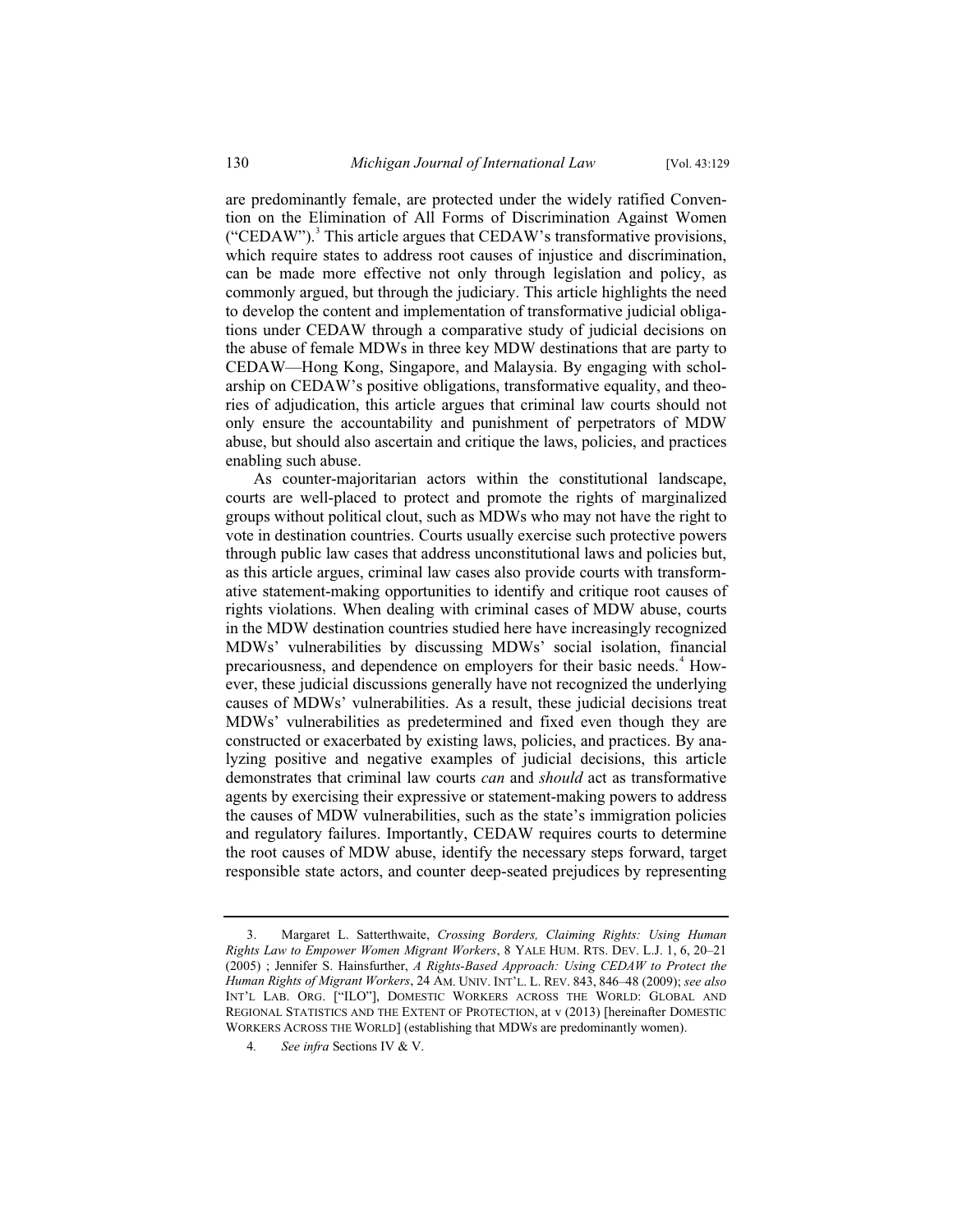are predominantly female, are protected under the widely ratified Convention on the Elimination of All Forms of Discrimination Against Women ("CEDAW").[3] This article argues that CEDAW's transformative provisions, which require states to address root causes of injustice and discrimination, can be made more effective not only through legislation and policy, as commonly argued, but through the judiciary. This article highlights the need to develop the content and implementation of transformative judicial obligations under CEDAW through a comparative study of judicial decisions on the abuse of female MDWs in three key MDW destinations that are party to CEDAW—Hong Kong, Singapore, and Malaysia. By engaging with scholarship on CEDAW's positive obligations, transformative equality, and theories of adjudication, this article argues that criminal law courts should not only ensure the accountability and punishment of perpetrators of MDW abuse, but should also ascertain and critique the laws, policies, and practices enabling such abuse.

As counter-majoritarian actors within the constitutional landscape, courts are well-placed to protect and promote the rights of marginalized groups without political clout, such as MDWs who may not have the right to vote in destination countries. Courts usually exercise such protective powers through public law cases that address unconstitutional laws and policies but, as this article argues, criminal law cases also provide courts with transformative statement-making opportunities to identify and critique root causes of rights violations. When dealing with criminal cases of MDW abuse, courts in the MDW destination countries studied here have increasingly recognized MDWs' vulnerabilities by discussing MDWs' social isolation, financial precariousness, and dependence on employers for their basic needs.[4] However, these judicial discussions generally have not recognized the underlying causes of MDWs' vulnerabilities. As a result, these judicial decisions treat MDWs' vulnerabilities as predetermined and fixed even though they are constructed or exacerbated by existing laws, policies, and practices. By analyzing positive and negative examples of judicial decisions, this article demonstrates that criminal law courts *can* and *should* act as transformative agents by exercising their expressive or statement-making powers to address the causes of MDW vulnerabilities, such as the state's immigration policies and regulatory failures. Importantly, CEDAW requires courts to determine the root causes of MDW abuse, identify the necessary steps forward, target responsible state actors, and counter deep-seated prejudices by representing

---

3. Margaret L. Satterthwaite, *Crossing Borders, Claiming Rights: Using Human Rights Law to Empower Women Migrant Workers*, 8 YALE HUM. RTS. DEV. L.J. 1, 6, 20–21 (2005) ; Jennifer S. Hainsfurther, *A Rights-Based Approach: Using CEDAW to Protect the Human Rights of Migrant Workers*, 24 AM. UNIV. INT'L. L. REV. 843, 846–48 (2009); *see also* INT'L LAB. ORG. ["ILO"], DOMESTIC WORKERS ACROSS THE WORLD: GLOBAL AND REGIONAL STATISTICS AND THE EXTENT OF PROTECTION, at v (2013) [hereinafter DOMESTIC WORKERS ACROSS THE WORLD] (establishing that MDWs are predominantly women).

4. *See infra* Sections IV & V.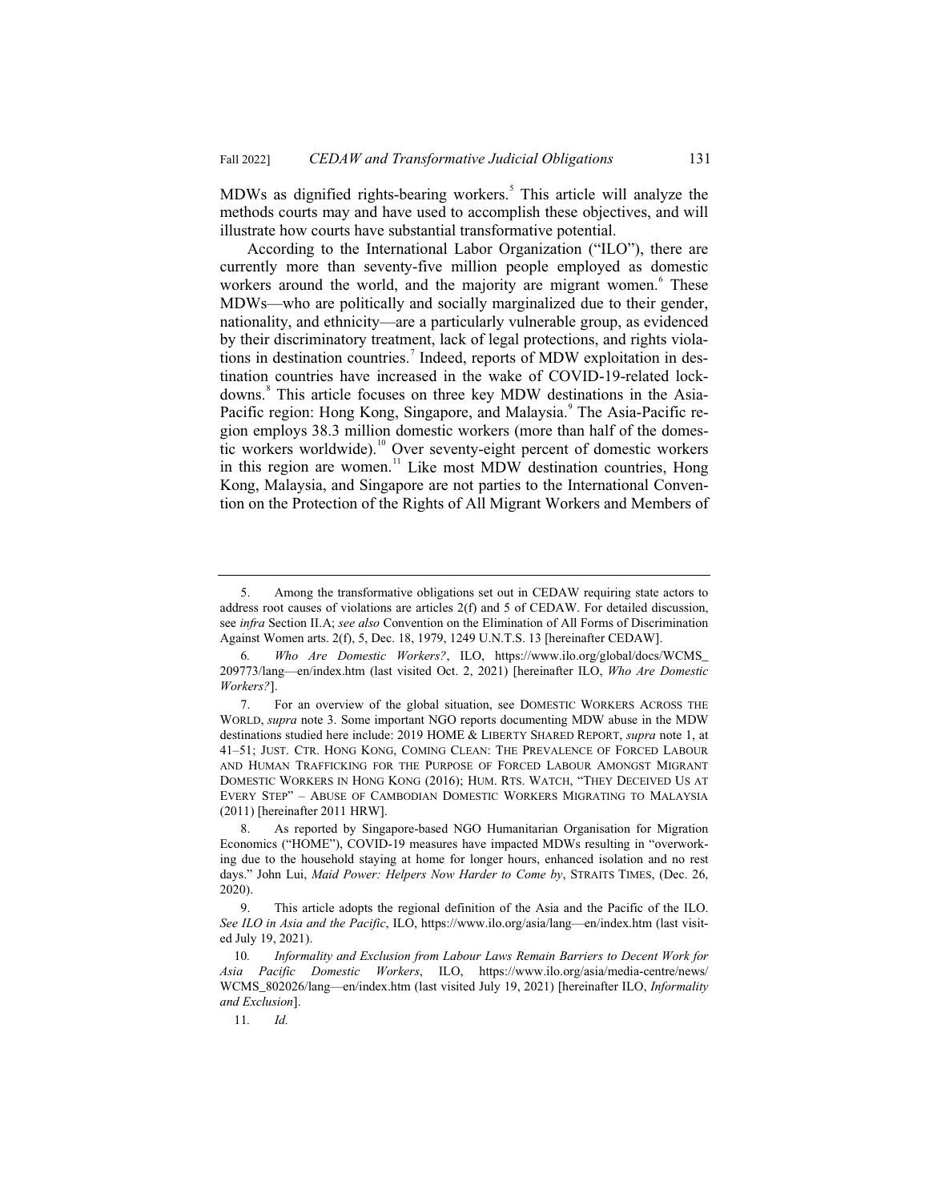MDWs as dignified rights-bearing workers.[5] This article will analyze the methods courts may and have used to accomplish these objectives, and will illustrate how courts have substantial transformative potential.

According to the International Labor Organization ("ILO"), there are currently more than seventy-five million people employed as domestic workers around the world, and the majority are migrant women.[6] These MDWs—who are politically and socially marginalized due to their gender, nationality, and ethnicity—are a particularly vulnerable group, as evidenced by their discriminatory treatment, lack of legal protections, and rights violations in destination countries.[7] Indeed, reports of MDW exploitation in destination countries have increased in the wake of COVID-19-related lockdowns.[8] This article focuses on three key MDW destinations in the Asia-Pacific region: Hong Kong, Singapore, and Malaysia.[9] The Asia-Pacific region employs 38.3 million domestic workers (more than half of the domestic workers worldwide).[10] Over seventy-eight percent of domestic workers in this region are women.[11] Like most MDW destination countries, Hong Kong, Malaysia, and Singapore are not parties to the International Convention on the Protection of the Rights of All Migrant Workers and Members of

---

5. Among the transformative obligations set out in CEDAW requiring state actors to address root causes of violations are articles 2(f) and 5 of CEDAW. For detailed discussion, see *infra* Section II.A; *see also* Convention on the Elimination of All Forms of Discrimination Against Women arts. 2(f), 5, Dec. 18, 1979, 1249 U.N.T.S. 13 [hereinafter CEDAW].

6. *Who Are Domestic Workers?*, ILO, https://www.ilo.org/global/docs/WCMS_209773/lang—en/index.htm (last visited Oct. 2, 2021) [hereinafter ILO, *Who Are Domestic Workers?*].

7. For an overview of the global situation, see DOMESTIC WORKERS ACROSS THE WORLD, *supra* note 3. Some important NGO reports documenting MDW abuse in the MDW destinations studied here include: 2019 HOME & LIBERTY SHARED REPORT, *supra* note 1, at 41–51; JUST. CTR. HONG KONG, COMING CLEAN: THE PREVALENCE OF FORCED LABOUR AND HUMAN TRAFFICKING FOR THE PURPOSE OF FORCED LABOUR AMONGST MIGRANT DOMESTIC WORKERS IN HONG KONG (2016); HUM. RTS. WATCH, "THEY DECEIVED US AT EVERY STEP" – ABUSE OF CAMBODIAN DOMESTIC WORKERS MIGRATING TO MALAYSIA (2011) [hereinafter 2011 HRW].

8. As reported by Singapore-based NGO Humanitarian Organisation for Migration Economics ("HOME"), COVID-19 measures have impacted MDWs resulting in "overworking due to the household staying at home for longer hours, enhanced isolation and no rest days." John Lui, *Maid Power: Helpers Now Harder to Come by*, STRAITS TIMES, (Dec. 26, 2020).

9. This article adopts the regional definition of the Asia and the Pacific of the ILO. *See ILO in Asia and the Pacific*, ILO, https://www.ilo.org/asia/lang—en/index.htm (last visited July 19, 2021).

10. *Informality and Exclusion from Labour Laws Remain Barriers to Decent Work for Asia Pacific Domestic Workers*, ILO, https://www.ilo.org/asia/media-centre/news/WCMS_802026/lang—en/index.htm (last visited July 19, 2021) [hereinafter ILO, *Informality and Exclusion*].

11. *Id.*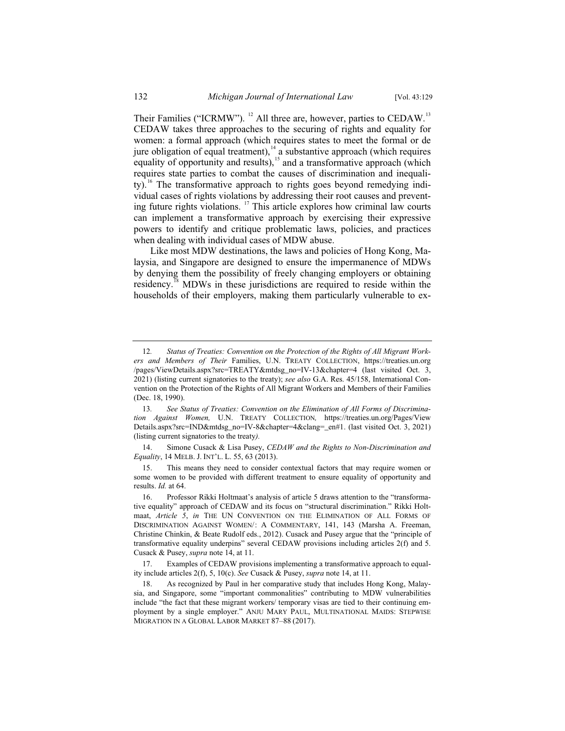Their Families ("ICRMW").[12] All three are, however, parties to CEDAW.[13] CEDAW takes three approaches to the securing of rights and equality for women: a formal approach (which requires states to meet the formal or de jure obligation of equal treatment),[14] a substantive approach (which requires equality of opportunity and results),[15] and a transformative approach (which requires state parties to combat the causes of discrimination and inequality).[16] The transformative approach to rights goes beyond remedying individual cases of rights violations by addressing their root causes and preventing future rights violations.[17] This article explores how criminal law courts can implement a transformative approach by exercising their expressive powers to identify and critique problematic laws, policies, and practices when dealing with individual cases of MDW abuse.

Like most MDW destinations, the laws and policies of Hong Kong, Malaysia, and Singapore are designed to ensure the impermanence of MDWs by denying them the possibility of freely changing employers or obtaining residency.[18] MDWs in these jurisdictions are required to reside within the households of their employers, making them particularly vulnerable to ex-

---

12. *Status of Treaties: Convention on the Protection of the Rights of All Migrant Workers and Members of Their* Families, U.N. TREATY COLLECTION, https://treaties.un.org/pages/ViewDetails.aspx?src=TREATY&mtdsg_no=IV-13&chapter=4 (last visited Oct. 3, 2021) (listing current signatories to the treaty); *see also* G.A. Res. 45/158, International Convention on the Protection of the Rights of All Migrant Workers and Members of their Families (Dec. 18, 1990).

13. *See Status of Treaties: Convention on the Elimination of All Forms of Discrimination Against Women,* U.N. TREATY COLLECTION, https://treaties.un.org/Pages/ViewDetails.aspx?src=IND&mtdsg_no=IV-8&chapter=4&clang=_en#1. (last visited Oct. 3, 2021) (listing current signatories to the treaty*).*

14. Simone Cusack & Lisa Pusey, *CEDAW and the Rights to Non-Discrimination and Equality*, 14 MELB. J. INT'L. L. 55, 63 (2013).

15. This means they need to consider contextual factors that may require women or some women to be provided with different treatment to ensure equality of opportunity and results. *Id.* at 64.

16. Professor Rikki Holtmaat's analysis of article 5 draws attention to the "transformative equality" approach of CEDAW and its focus on "structural discrimination." Rikki Holtmaat, *Article 5*, *in* THE UN CONVENTION ON THE ELIMINATION OF ALL FORMS OF DISCRIMINATION AGAINST WOMEN/: A COMMENTARY, 141, 143 (Marsha A. Freeman, Christine Chinkin, & Beate Rudolf eds., 2012). Cusack and Pusey argue that the "principle of transformative equality underpins" several CEDAW provisions including articles 2(f) and 5. Cusack & Pusey, *supra* note 14, at 11.

17. Examples of CEDAW provisions implementing a transformative approach to equality include articles 2(f), 5, 10(c). *See* Cusack & Pusey, *supra* note 14, at 11.

18. As recognized by Paul in her comparative study that includes Hong Kong, Malaysia, and Singapore, some "important commonalities" contributing to MDW vulnerabilities include "the fact that these migrant workers/ temporary visas are tied to their continuing employment by a single employer." ANJU MARY PAUL, MULTINATIONAL MAIDS: STEPWISE MIGRATION IN A GLOBAL LABOR MARKET 87–88 (2017).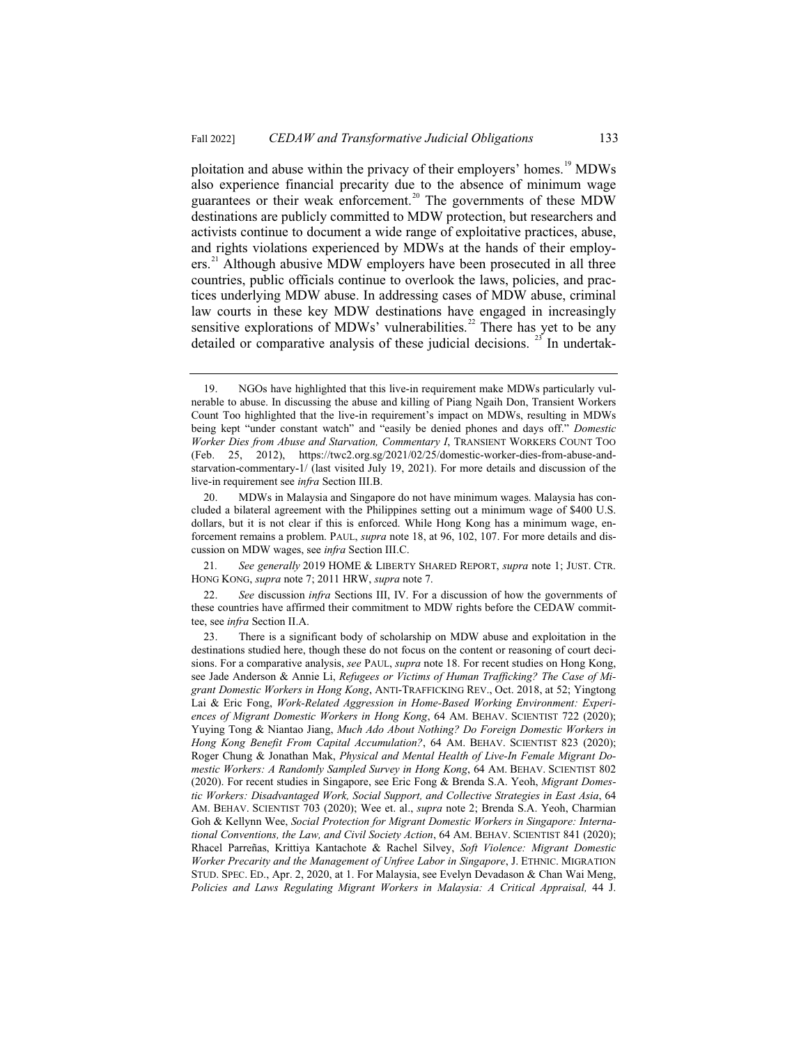ploitation and abuse within the privacy of their employers' homes.[19] MDWs also experience financial precarity due to the absence of minimum wage guarantees or their weak enforcement.[20] The governments of these MDW destinations are publicly committed to MDW protection, but researchers and activists continue to document a wide range of exploitative practices, abuse, and rights violations experienced by MDWs at the hands of their employers.[21] Although abusive MDW employers have been prosecuted in all three countries, public officials continue to overlook the laws, policies, and practices underlying MDW abuse. In addressing cases of MDW abuse, criminal law courts in these key MDW destinations have engaged in increasingly sensitive explorations of MDWs' vulnerabilities.[22] There has yet to be any detailed or comparative analysis of these judicial decisions. [23] In undertak-

---

19. NGOs have highlighted that this live-in requirement make MDWs particularly vulnerable to abuse. In discussing the abuse and killing of Piang Ngaih Don, Transient Workers Count Too highlighted that the live-in requirement's impact on MDWs, resulting in MDWs being kept "under constant watch" and "easily be denied phones and days off." *Domestic Worker Dies from Abuse and Starvation, Commentary I*, TRANSIENT WORKERS COUNT TOO (Feb. 25, 2012), https://twc2.org.sg/2021/02/25/domestic-worker-dies-from-abuse-and-starvation-commentary-1/ (last visited July 19, 2021). For more details and discussion of the live-in requirement see *infra* Section III.B.

20. MDWs in Malaysia and Singapore do not have minimum wages. Malaysia has concluded a bilateral agreement with the Philippines setting out a minimum wage of $400 U.S. dollars, but it is not clear if this is enforced. While Hong Kong has a minimum wage, enforcement remains a problem. PAUL, *supra* note 18, at 96, 102, 107. For more details and discussion on MDW wages, see *infra* Section III.C.

21. *See generally* 2019 HOME & LIBERTY SHARED REPORT, *supra* note 1; JUST. CTR. HONG KONG, *supra* note 7; 2011 HRW, *supra* note 7.

22. *See* discussion *infra* Sections III, IV. For a discussion of how the governments of these countries have affirmed their commitment to MDW rights before the CEDAW committee, see *infra* Section II.A.

23. There is a significant body of scholarship on MDW abuse and exploitation in the destinations studied here, though these do not focus on the content or reasoning of court decisions. For a comparative analysis, *see* PAUL, *supra* note 18. For recent studies on Hong Kong, see Jade Anderson & Annie Li, *Refugees or Victims of Human Trafficking? The Case of Migrant Domestic Workers in Hong Kong*, ANTI-TRAFFICKING REV., Oct. 2018, at 52; Yingtong Lai & Eric Fong, *Work-Related Aggression in Home-Based Working Environment: Experiences of Migrant Domestic Workers in Hong Kong*, 64 AM. BEHAV. SCIENTIST 722 (2020); Yuying Tong & Niantao Jiang, *Much Ado About Nothing? Do Foreign Domestic Workers in Hong Kong Benefit From Capital Accumulation?*, 64 AM. BEHAV. SCIENTIST 823 (2020); Roger Chung & Jonathan Mak, *Physical and Mental Health of Live-In Female Migrant Domestic Workers: A Randomly Sampled Survey in Hong Kong*, 64 AM. BEHAV. SCIENTIST 802 (2020). For recent studies in Singapore, see Eric Fong & Brenda S.A. Yeoh, *Migrant Domestic Workers: Disadvantaged Work, Social Support, and Collective Strategies in East Asia*, 64 AM. BEHAV. SCIENTIST 703 (2020); Wee et. al., *supra* note 2; Brenda S.A. Yeoh, Charmian Goh & Kellynn Wee, *Social Protection for Migrant Domestic Workers in Singapore: International Conventions, the Law, and Civil Society Action*, 64 AM. BEHAV. SCIENTIST 841 (2020); Rhacel Parreñas, Krittiya Kantachote & Rachel Silvey, *Soft Violence: Migrant Domestic Worker Precarity and the Management of Unfree Labor in Singapore*, J. ETHNIC. MIGRATION STUD. SPEC. ED., Apr. 2, 2020, at 1. For Malaysia, see Evelyn Devadason & Chan Wai Meng, *Policies and Laws Regulating Migrant Workers in Malaysia: A Critical Appraisal,* 44 J.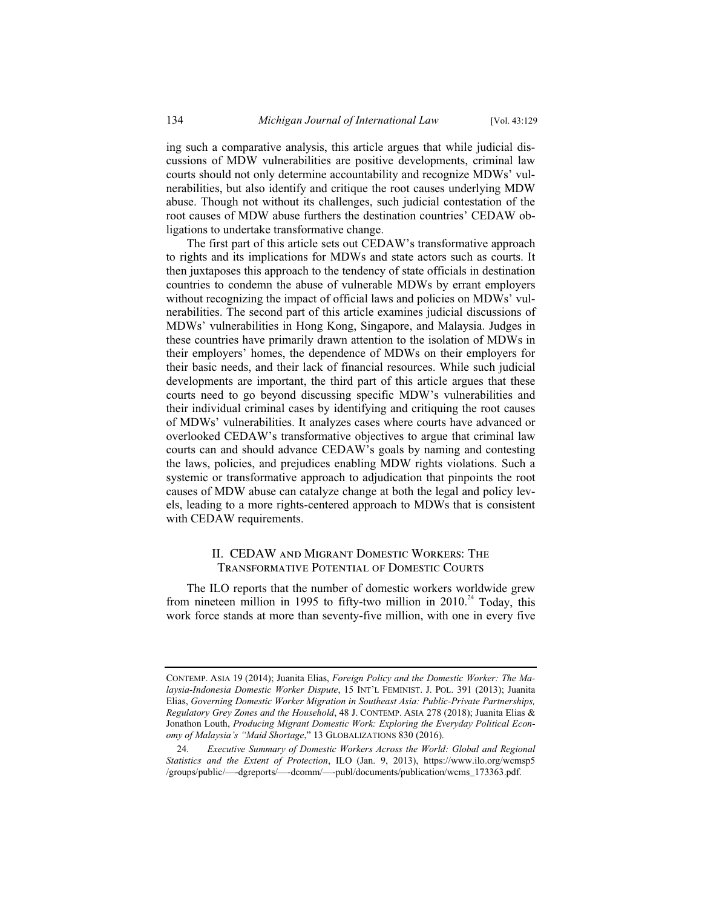ing such a comparative analysis, this article argues that while judicial discussions of MDW vulnerabilities are positive developments, criminal law courts should not only determine accountability and recognize MDWs' vulnerabilities, but also identify and critique the root causes underlying MDW abuse. Though not without its challenges, such judicial contestation of the root causes of MDW abuse furthers the destination countries' CEDAW obligations to undertake transformative change.

The first part of this article sets out CEDAW's transformative approach to rights and its implications for MDWs and state actors such as courts. It then juxtaposes this approach to the tendency of state officials in destination countries to condemn the abuse of vulnerable MDWs by errant employers without recognizing the impact of official laws and policies on MDWs' vulnerabilities. The second part of this article examines judicial discussions of MDWs' vulnerabilities in Hong Kong, Singapore, and Malaysia. Judges in these countries have primarily drawn attention to the isolation of MDWs in their employers' homes, the dependence of MDWs on their employers for their basic needs, and their lack of financial resources. While such judicial developments are important, the third part of this article argues that these courts need to go beyond discussing specific MDW's vulnerabilities and their individual criminal cases by identifying and critiquing the root causes of MDWs' vulnerabilities. It analyzes cases where courts have advanced or overlooked CEDAW's transformative objectives to argue that criminal law courts can and should advance CEDAW's goals by naming and contesting the laws, policies, and prejudices enabling MDW rights violations. Such a systemic or transformative approach to adjudication that pinpoints the root causes of MDW abuse can catalyze change at both the legal and policy levels, leading to a more rights-centered approach to MDWs that is consistent with CEDAW requirements.

## II. CEDAW and Migrant Domestic Workers: The Transformative Potential of Domestic Courts

The ILO reports that the number of domestic workers worldwide grew from nineteen million in 1995 to fifty-two million in 2010.[24] Today, this work force stands at more than seventy-five million, with one in every five

---

CONTEMP. ASIA 19 (2014); Juanita Elias, *Foreign Policy and the Domestic Worker: The Malaysia-Indonesia Domestic Worker Dispute*, 15 INT'L FEMINIST. J. POL. 391 (2013); Juanita Elias, *Governing Domestic Worker Migration in Southeast Asia: Public-Private Partnerships, Regulatory Grey Zones and the Household*, 48 J. CONTEMP. ASIA 278 (2018); Juanita Elias & Jonathon Louth, *Producing Migrant Domestic Work: Exploring the Everyday Political Economy of Malaysia's "Maid Shortage*," 13 GLOBALIZATIONS 830 (2016).

24. *Executive Summary of Domestic Workers Across the World: Global and Regional Statistics and the Extent of Protection*, ILO (Jan. 9, 2013), https://www.ilo.org/wcmsp5/groups/public/—-dgreports/—-dcomm/—-publ/documents/publication/wcms_173363.pdf.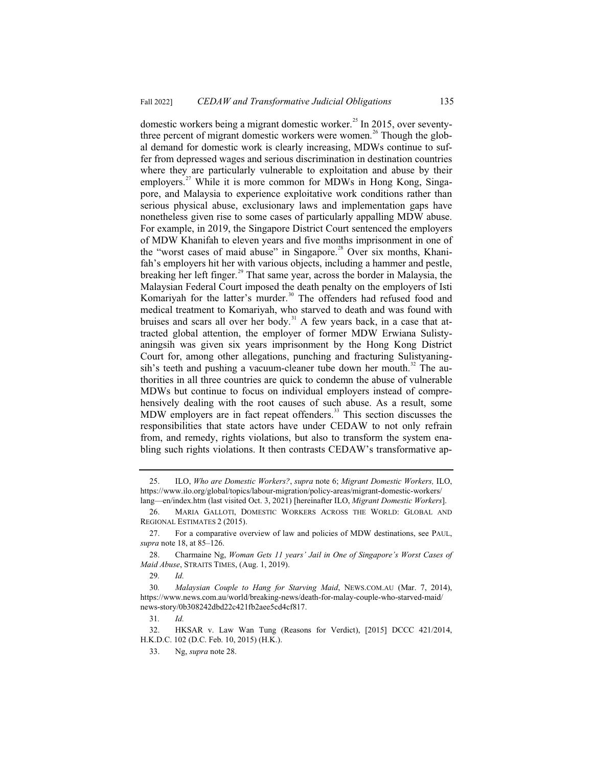domestic workers being a migrant domestic worker.[25] In 2015, over seventy-three percent of migrant domestic workers were women.[26] Though the global demand for domestic work is clearly increasing, MDWs continue to suffer from depressed wages and serious discrimination in destination countries where they are particularly vulnerable to exploitation and abuse by their employers.[27] While it is more common for MDWs in Hong Kong, Singapore, and Malaysia to experience exploitative work conditions rather than serious physical abuse, exclusionary laws and implementation gaps have nonetheless given rise to some cases of particularly appalling MDW abuse. For example, in 2019, the Singapore District Court sentenced the employers of MDW Khanifah to eleven years and five months imprisonment in one of the "worst cases of maid abuse" in Singapore.[28] Over six months, Khanifah's employers hit her with various objects, including a hammer and pestle, breaking her left finger.[29] That same year, across the border in Malaysia, the Malaysian Federal Court imposed the death penalty on the employers of Isti Komariyah for the latter's murder.[30] The offenders had refused food and medical treatment to Komariyah, who starved to death and was found with bruises and scars all over her body.[31] A few years back, in a case that attracted global attention, the employer of former MDW Erwiana Sulistyaningsih was given six years imprisonment by the Hong Kong District Court for, among other allegations, punching and fracturing Sulistyaningsih's teeth and pushing a vacuum-cleaner tube down her mouth.[32] The authorities in all three countries are quick to condemn the abuse of vulnerable MDWs but continue to focus on individual employers instead of comprehensively dealing with the root causes of such abuse. As a result, some MDW employers are in fact repeat offenders.[33] This section discusses the responsibilities that state actors have under CEDAW to not only refrain from, and remedy, rights violations, but also to transform the system enabling such rights violations. It then contrasts CEDAW's transformative ap-

---

25. ILO, *Who are Domestic Workers?*, *supra* note 6; *Migrant Domestic Workers,* ILO, https://www.ilo.org/global/topics/labour-migration/policy-areas/migrant-domestic-workers/lang—en/index.htm (last visited Oct. 3, 2021) [hereinafter ILO, *Migrant Domestic Workers*].

26. MARIA GALLOTI, DOMESTIC WORKERS ACROSS THE WORLD: GLOBAL AND REGIONAL ESTIMATES 2 (2015).

27. For a comparative overview of law and policies of MDW destinations, see PAUL, *supra* note 18, at 85–126.

28. Charmaine Ng, *Woman Gets 11 years' Jail in One of Singapore's Worst Cases of Maid Abuse*, STRAITS TIMES, (Aug. 1, 2019).

29. *Id.*

30. *Malaysian Couple to Hang for Starving Maid*, NEWS.COM.AU (Mar. 7, 2014), https://www.news.com.au/world/breaking-news/death-for-malay-couple-who-starved-maid/news-story/0b308242dbd22c421fb2aee5cd4cf817.

31. *Id.*

32. HKSAR v. Law Wan Tung (Reasons for Verdict), [2015] DCCC 421/2014, H.K.D.C. 102 (D.C. Feb. 10, 2015) (H.K.).

33. Ng, *supra* note 28.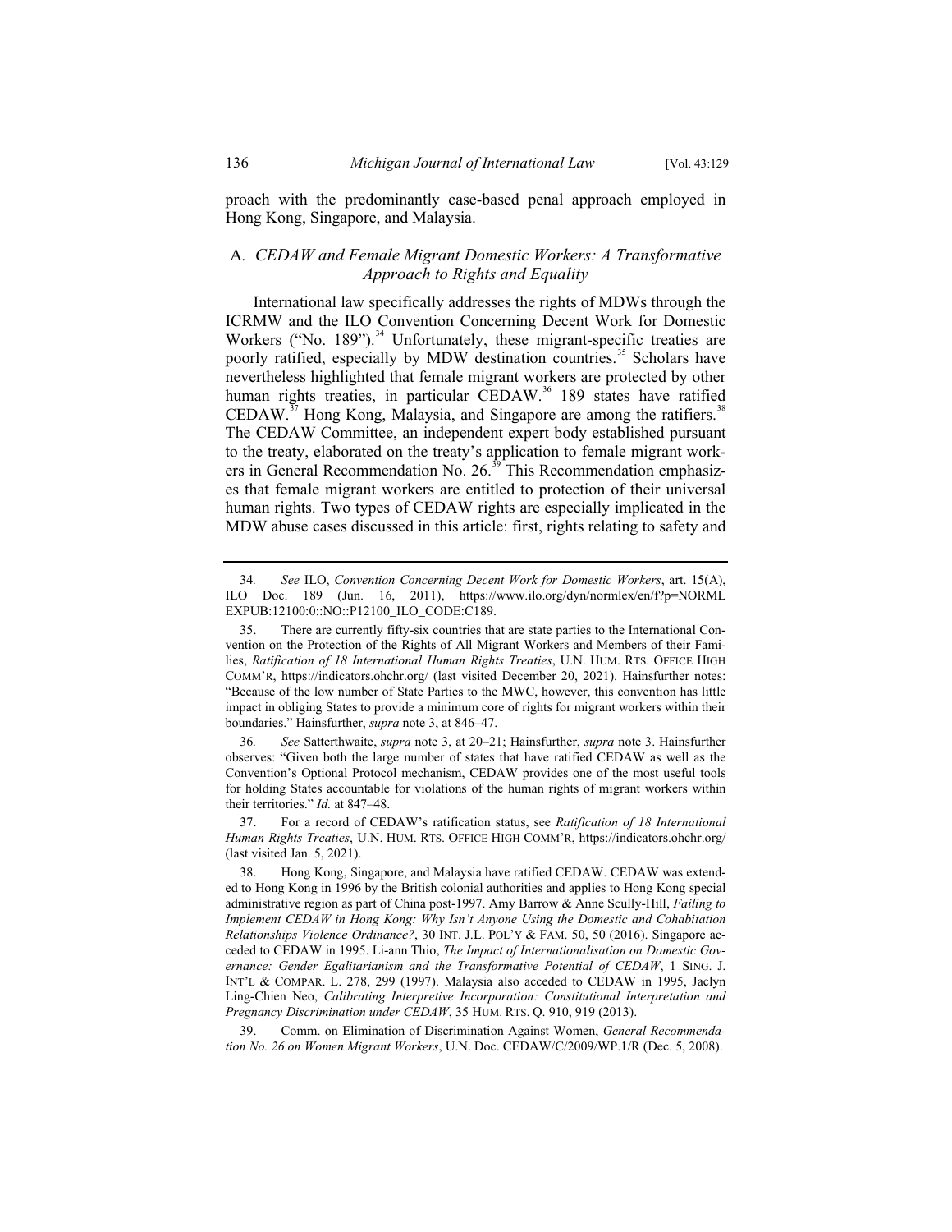proach with the predominantly case-based penal approach employed in Hong Kong, Singapore, and Malaysia.

### A. *CEDAW and Female Migrant Domestic Workers: A Transformative Approach to Rights and Equality*

International law specifically addresses the rights of MDWs through the ICRMW and the ILO Convention Concerning Decent Work for Domestic Workers ("No. 189").[34] Unfortunately, these migrant-specific treaties are poorly ratified, especially by MDW destination countries.[35] Scholars have nevertheless highlighted that female migrant workers are protected by other human rights treaties, in particular CEDAW.[36] 189 states have ratified CEDAW.[37] Hong Kong, Malaysia, and Singapore are among the ratifiers.[38] The CEDAW Committee, an independent expert body established pursuant to the treaty, elaborated on the treaty's application to female migrant workers in General Recommendation No. 26.[39] This Recommendation emphasizes that female migrant workers are entitled to protection of their universal human rights. Two types of CEDAW rights are especially implicated in the MDW abuse cases discussed in this article: first, rights relating to safety and

---

34. *See* ILO, *Convention Concerning Decent Work for Domestic Workers*, art. 15(A), ILO Doc. 189 (Jun. 16, 2011), https://www.ilo.org/dyn/normlex/en/f?p=NORMLEXPUB:12100:0::NO::P12100_ILO_CODE:C189.

35. There are currently fifty-six countries that are state parties to the International Convention on the Protection of the Rights of All Migrant Workers and Members of their Families, *Ratification of 18 International Human Rights Treaties*, U.N. HUM. RTS. OFFICE HIGH COMM'R, https://indicators.ohchr.org/ (last visited December 20, 2021). Hainsfurther notes: "Because of the low number of State Parties to the MWC, however, this convention has little impact in obliging States to provide a minimum core of rights for migrant workers within their boundaries." Hainsfurther, *supra* note 3, at 846–47.

36. *See* Satterthwaite, *supra* note 3, at 20–21; Hainsfurther, *supra* note 3. Hainsfurther observes: "Given both the large number of states that have ratified CEDAW as well as the Convention's Optional Protocol mechanism, CEDAW provides one of the most useful tools for holding States accountable for violations of the human rights of migrant workers within their territories." *Id.* at 847–48.

37. For a record of CEDAW's ratification status, see *Ratification of 18 International Human Rights Treaties*, U.N. HUM. RTS. OFFICE HIGH COMM'R, https://indicators.ohchr.org/ (last visited Jan. 5, 2021).

38. Hong Kong, Singapore, and Malaysia have ratified CEDAW. CEDAW was extended to Hong Kong in 1996 by the British colonial authorities and applies to Hong Kong special administrative region as part of China post-1997. Amy Barrow & Anne Scully-Hill, *Failing to Implement CEDAW in Hong Kong: Why Isn't Anyone Using the Domestic and Cohabitation Relationships Violence Ordinance?*, 30 INT. J.L. POL'Y & FAM. 50, 50 (2016). Singapore acceded to CEDAW in 1995. Li-ann Thio, *The Impact of Internationalisation on Domestic Governance: Gender Egalitarianism and the Transformative Potential of CEDAW*, 1 SING. J. INT'L & COMPAR. L. 278, 299 (1997). Malaysia also acceded to CEDAW in 1995, Jaclyn Ling-Chien Neo, *Calibrating Interpretive Incorporation: Constitutional Interpretation and Pregnancy Discrimination under CEDAW*, 35 HUM. RTS. Q. 910, 919 (2013).

39. Comm. on Elimination of Discrimination Against Women, *General Recommendation No. 26 on Women Migrant Workers*, U.N. Doc. CEDAW/C/2009/WP.1/R (Dec. 5, 2008).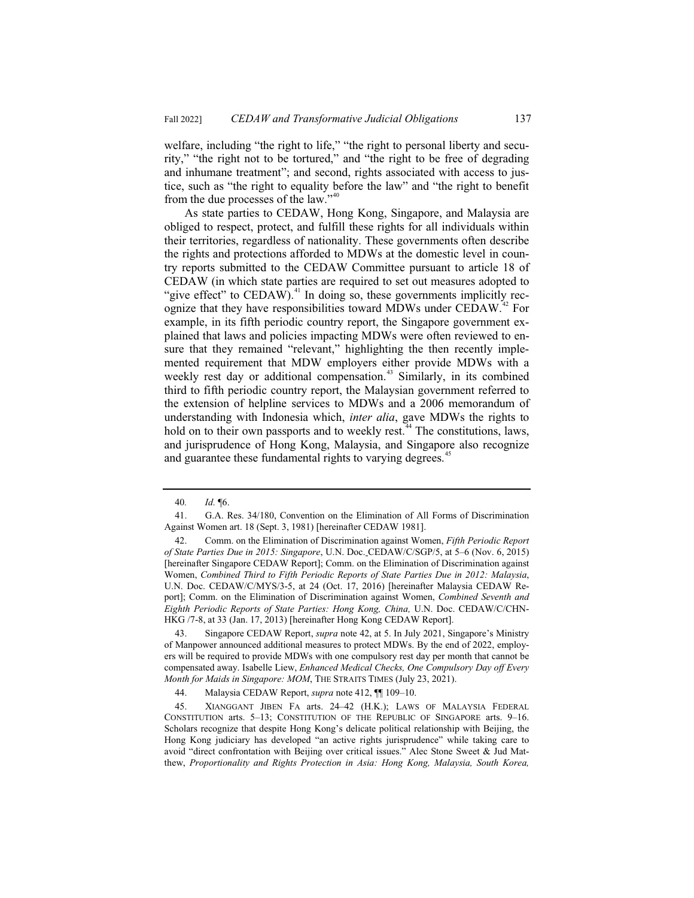welfare, including "the right to life," "the right to personal liberty and security," "the right not to be tortured," and "the right to be free of degrading and inhumane treatment"; and second, rights associated with access to justice, such as "the right to equality before the law" and "the right to benefit from the due processes of the law."[40]

As state parties to CEDAW, Hong Kong, Singapore, and Malaysia are obliged to respect, protect, and fulfill these rights for all individuals within their territories, regardless of nationality. These governments often describe the rights and protections afforded to MDWs at the domestic level in country reports submitted to the CEDAW Committee pursuant to article 18 of CEDAW (in which state parties are required to set out measures adopted to "give effect" to CEDAW).[41] In doing so, these governments implicitly recognize that they have responsibilities toward MDWs under CEDAW.[42] For example, in its fifth periodic country report, the Singapore government explained that laws and policies impacting MDWs were often reviewed to ensure that they remained "relevant," highlighting the then recently implemented requirement that MDW employers either provide MDWs with a weekly rest day or additional compensation.[43] Similarly, in its combined third to fifth periodic country report, the Malaysian government referred to the extension of helpline services to MDWs and a 2006 memorandum of understanding with Indonesia which, *inter alia*, gave MDWs the rights to hold on to their own passports and to weekly rest.[44] The constitutions, laws, and jurisprudence of Hong Kong, Malaysia, and Singapore also recognize and guarantee these fundamental rights to varying degrees.[45]

---

40. *Id.* ¶6.

41. G.A. Res. 34/180, Convention on the Elimination of All Forms of Discrimination Against Women art. 18 (Sept. 3, 1981) [hereinafter CEDAW 1981].

42. Comm. on the Elimination of Discrimination against Women, *Fifth Periodic Report of State Parties Due in 2015: Singapore*, U.N. Doc. CEDAW/C/SGP/5, at 5–6 (Nov. 6, 2015) [hereinafter Singapore CEDAW Report]; Comm. on the Elimination of Discrimination against Women, *Combined Third to Fifth Periodic Reports of State Parties Due in 2012: Malaysia*, U.N. Doc. CEDAW/C/MYS/3-5, at 24 (Oct. 17, 2016) [hereinafter Malaysia CEDAW Report]; Comm. on the Elimination of Discrimination against Women, *Combined Seventh and Eighth Periodic Reports of State Parties: Hong Kong, China,* U.N. Doc. CEDAW/C/CHN-HKG /7-8, at 33 (Jan. 17, 2013) [hereinafter Hong Kong CEDAW Report].

43. Singapore CEDAW Report, *supra* note 42, at 5. In July 2021, Singapore's Ministry of Manpower announced additional measures to protect MDWs. By the end of 2022, employers will be required to provide MDWs with one compulsory rest day per month that cannot be compensated away. Isabelle Liew, *Enhanced Medical Checks, One Compulsory Day off Every Month for Maids in Singapore: MOM*, THE STRAITS TIMES (July 23, 2021).

44. Malaysia CEDAW Report, *supra* note 42, ¶¶ 109–10.

45. XIANGGANT JIBEN FA arts. 24–42 (H.K.); LAWS OF MALAYSIA FEDERAL CONSTITUTION arts. 5–13; CONSTITUTION OF THE REPUBLIC OF SINGAPORE arts. 9–16. Scholars recognize that despite Hong Kong's delicate political relationship with Beijing, the Hong Kong judiciary has developed "an active rights jurisprudence" while taking care to avoid "direct confrontation with Beijing over critical issues." Alec Stone Sweet & Jud Mathew, *Proportionality and Rights Protection in Asia: Hong Kong, Malaysia, South Korea,*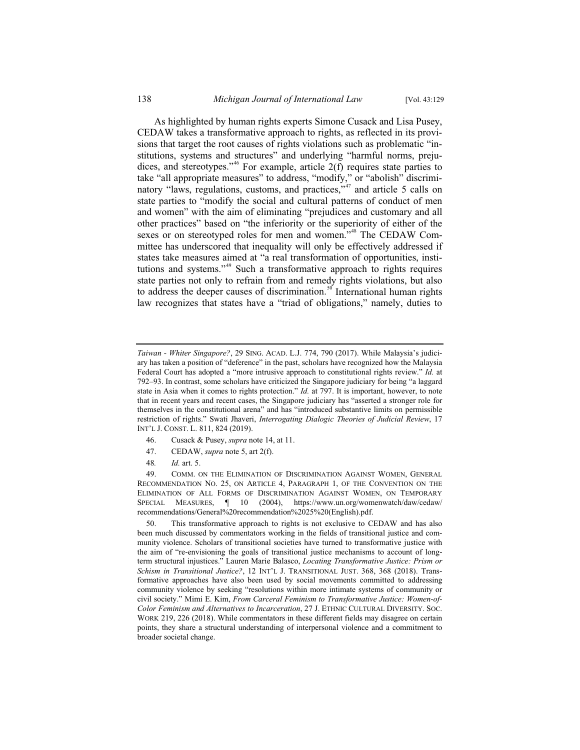As highlighted by human rights experts Simone Cusack and Lisa Pusey, CEDAW takes a transformative approach to rights, as reflected in its provisions that target the root causes of rights violations such as problematic "institutions, systems and structures" and underlying "harmful norms, prejudices, and stereotypes."[46] For example, article 2(f) requires state parties to take "all appropriate measures" to address, "modify," or "abolish" discriminatory "laws, regulations, customs, and practices,"[47] and article 5 calls on state parties to "modify the social and cultural patterns of conduct of men and women" with the aim of eliminating "prejudices and customary and all other practices" based on "the inferiority or the superiority of either of the sexes or on stereotyped roles for men and women."[48] The CEDAW Committee has underscored that inequality will only be effectively addressed if states take measures aimed at "a real transformation of opportunities, institutions and systems."[49] Such a transformative approach to rights requires state parties not only to refrain from and remedy rights violations, but also to address the deeper causes of discrimination.[50] International human rights law recognizes that states have a "triad of obligations," namely, duties to

---

*Taiwan - Whiter Singapore?*, 29 SING. ACAD. L.J. 774, 790 (2017). While Malaysia's judiciary has taken a position of "deference" in the past, scholars have recognized how the Malaysia Federal Court has adopted a "more intrusive approach to constitutional rights review." *Id.* at 792–93. In contrast, some scholars have criticized the Singapore judiciary for being "a laggard state in Asia when it comes to rights protection." *Id.* at 797. It is important, however, to note that in recent years and recent cases, the Singapore judiciary has "asserted a stronger role for themselves in the constitutional arena" and has "introduced substantive limits on permissible restriction of rights." Swati Jhaveri, *Interrogating Dialogic Theories of Judicial Review*, 17 INT'L J. CONST. L. 811, 824 (2019).

46. Cusack & Pusey, *supra* note 14, at 11.

47. CEDAW, *supra* note 5, art 2(f).

48. *Id.* art. 5.

49. COMM. ON THE ELIMINATION OF DISCRIMINATION AGAINST WOMEN, GENERAL RECOMMENDATION NO. 25, ON ARTICLE 4, PARAGRAPH 1, OF THE CONVENTION ON THE ELIMINATION OF ALL FORMS OF DISCRIMINATION AGAINST WOMEN, ON TEMPORARY SPECIAL MEASURES, ¶ 10 (2004), https://www.un.org/womenwatch/daw/cedaw/recommendations/General%20recommendation%2025%20(English).pdf.

50. This transformative approach to rights is not exclusive to CEDAW and has also been much discussed by commentators working in the fields of transitional justice and community violence. Scholars of transitional societies have turned to transformative justice with the aim of "re-envisioning the goals of transitional justice mechanisms to account of long-term structural injustices." Lauren Marie Balasco, *Locating Transformative Justice: Prism or Schism in Transitional Justice?*, 12 INT'L J. TRANSITIONAL JUST. 368, 368 (2018). Transformative approaches have also been used by social movements committed to addressing community violence by seeking "resolutions within more intimate systems of community or civil society." Mimi E. Kim, *From Carceral Feminism to Transformative Justice: Women-of-Color Feminism and Alternatives to Incarceration*, 27 J. ETHNIC CULTURAL DIVERSITY. SOC. WORK 219, 226 (2018). While commentators in these different fields may disagree on certain points, they share a structural understanding of interpersonal violence and a commitment to broader societal change.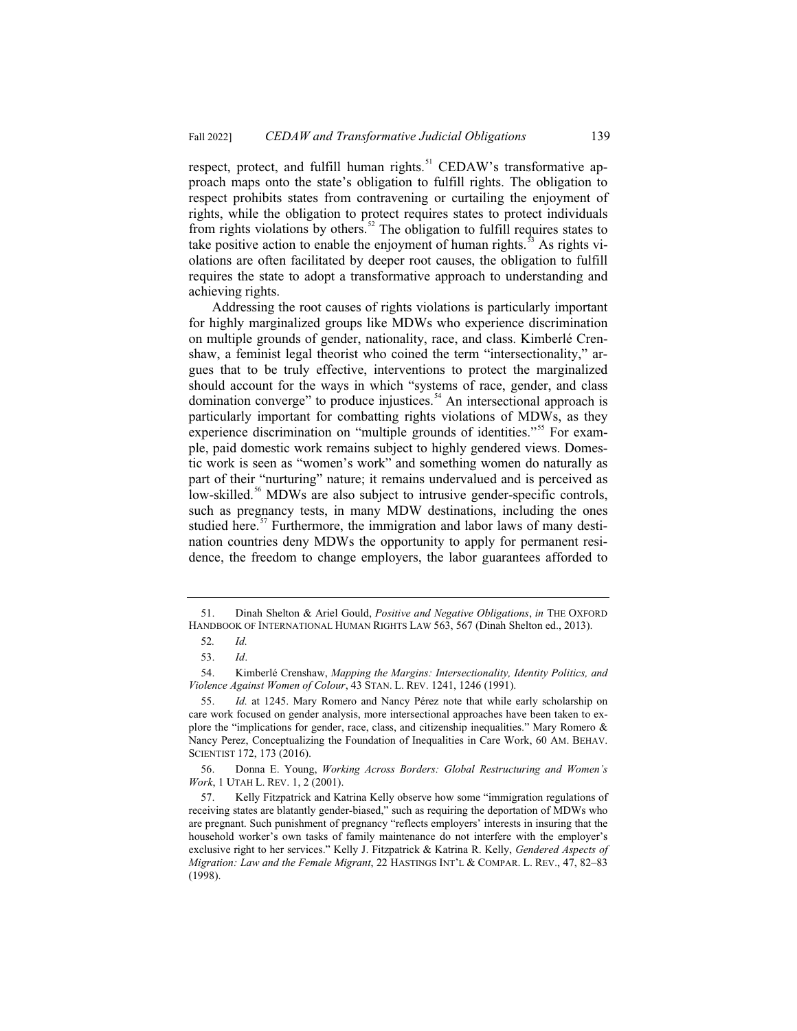respect, protect, and fulfill human rights.[51] CEDAW's transformative approach maps onto the state's obligation to fulfill rights. The obligation to respect prohibits states from contravening or curtailing the enjoyment of rights, while the obligation to protect requires states to protect individuals from rights violations by others.[52] The obligation to fulfill requires states to take positive action to enable the enjoyment of human rights.[53] As rights violations are often facilitated by deeper root causes, the obligation to fulfill requires the state to adopt a transformative approach to understanding and achieving rights.

Addressing the root causes of rights violations is particularly important for highly marginalized groups like MDWs who experience discrimination on multiple grounds of gender, nationality, race, and class. Kimberlé Crenshaw, a feminist legal theorist who coined the term "intersectionality," argues that to be truly effective, interventions to protect the marginalized should account for the ways in which "systems of race, gender, and class domination converge" to produce injustices.[54] An intersectional approach is particularly important for combatting rights violations of MDWs, as they experience discrimination on "multiple grounds of identities."[55] For example, paid domestic work remains subject to highly gendered views. Domestic work is seen as "women's work" and something women do naturally as part of their "nurturing" nature; it remains undervalued and is perceived as low-skilled.[56] MDWs are also subject to intrusive gender-specific controls, such as pregnancy tests, in many MDW destinations, including the ones studied here.[57] Furthermore, the immigration and labor laws of many destination countries deny MDWs the opportunity to apply for permanent residence, the freedom to change employers, the labor guarantees afforded to

---

51. Dinah Shelton & Ariel Gould, *Positive and Negative Obligations*, *in* THE OXFORD HANDBOOK OF INTERNATIONAL HUMAN RIGHTS LAW 563, 567 (Dinah Shelton ed., 2013).

52. *Id.*

53. *Id*.

54. Kimberlé Crenshaw, *Mapping the Margins: Intersectionality, Identity Politics, and Violence Against Women of Colour*, 43 STAN. L. REV. 1241, 1246 (1991).

55. *Id.* at 1245. Mary Romero and Nancy Pérez note that while early scholarship on care work focused on gender analysis, more intersectional approaches have been taken to explore the "implications for gender, race, class, and citizenship inequalities." Mary Romero & Nancy Perez, Conceptualizing the Foundation of Inequalities in Care Work, 60 AM. BEHAV. SCIENTIST 172, 173 (2016).

56. Donna E. Young, *Working Across Borders: Global Restructuring and Women's Work*, 1 UTAH L. REV. 1, 2 (2001).

57. Kelly Fitzpatrick and Katrina Kelly observe how some "immigration regulations of receiving states are blatantly gender-biased," such as requiring the deportation of MDWs who are pregnant. Such punishment of pregnancy "reflects employers' interests in insuring that the household worker's own tasks of family maintenance do not interfere with the employer's exclusive right to her services." Kelly J. Fitzpatrick & Katrina R. Kelly, *Gendered Aspects of Migration: Law and the Female Migrant*, 22 HASTINGS INT'L & COMPAR. L. REV., 47, 82–83 (1998).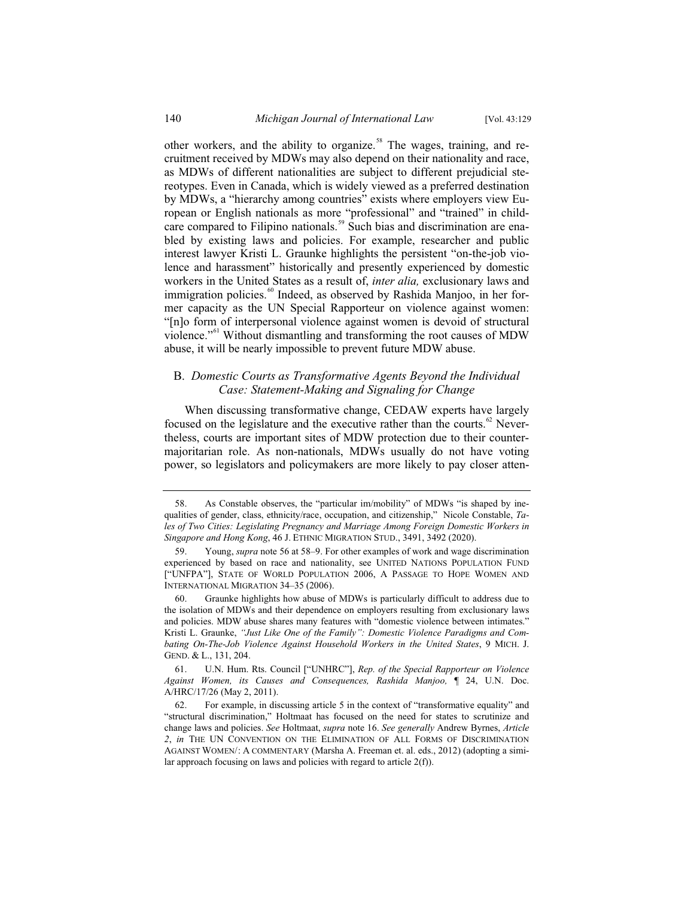other workers, and the ability to organize.[58] The wages, training, and recruitment received by MDWs may also depend on their nationality and race, as MDWs of different nationalities are subject to different prejudicial stereotypes. Even in Canada, which is widely viewed as a preferred destination by MDWs, a "hierarchy among countries" exists where employers view European or English nationals as more "professional" and "trained" in childcare compared to Filipino nationals.[59] Such bias and discrimination are enabled by existing laws and policies. For example, researcher and public interest lawyer Kristi L. Graunke highlights the persistent "on-the-job violence and harassment" historically and presently experienced by domestic workers in the United States as a result of, *inter alia,* exclusionary laws and immigration policies.[60] Indeed, as observed by Rashida Manjoo, in her former capacity as the UN Special Rapporteur on violence against women: "[n]o form of interpersonal violence against women is devoid of structural violence."[61] Without dismantling and transforming the root causes of MDW abuse, it will be nearly impossible to prevent future MDW abuse.

### B. *Domestic Courts as Transformative Agents Beyond the Individual Case: Statement-Making and Signaling for Change*

When discussing transformative change, CEDAW experts have largely focused on the legislature and the executive rather than the courts.[62] Nevertheless, courts are important sites of MDW protection due to their counter-majoritarian role. As non-nationals, MDWs usually do not have voting power, so legislators and policymakers are more likely to pay closer atten-

---

58. As Constable observes, the "particular im/mobility" of MDWs "is shaped by inequalities of gender, class, ethnicity/race, occupation, and citizenship," Nicole Constable, *Tales of Two Cities: Legislating Pregnancy and Marriage Among Foreign Domestic Workers in Singapore and Hong Kong*, 46 J. ETHNIC MIGRATION STUD., 3491, 3492 (2020).

59. Young, *supra* note 56 at 58–9. For other examples of work and wage discrimination experienced by based on race and nationality, see UNITED NATIONS POPULATION FUND ["UNFPA"], STATE OF WORLD POPULATION 2006, A PASSAGE TO HOPE WOMEN AND INTERNATIONAL MIGRATION 34–35 (2006).

60. Graunke highlights how abuse of MDWs is particularly difficult to address due to the isolation of MDWs and their dependence on employers resulting from exclusionary laws and policies. MDW abuse shares many features with "domestic violence between intimates." Kristi L. Graunke, *"Just Like One of the Family": Domestic Violence Paradigms and Combating On-The-Job Violence Against Household Workers in the United States*, 9 MICH. J. GEND. & L., 131, 204.

61. U.N. Hum. Rts. Council ["UNHRC"], *Rep. of the Special Rapporteur on Violence Against Women, its Causes and Consequences, Rashida Manjoo,* ¶ 24, U.N. Doc. A/HRC/17/26 (May 2, 2011).

62. For example, in discussing article 5 in the context of "transformative equality" and "structural discrimination," Holtmaat has focused on the need for states to scrutinize and change laws and policies. *See* Holtmaat, *supra* note 16. *See generally* Andrew Byrnes, *Article 2*, *in* THE UN CONVENTION ON THE ELIMINATION OF ALL FORMS OF DISCRIMINATION AGAINST WOMEN/: A COMMENTARY (Marsha A. Freeman et. al. eds., 2012) (adopting a similar approach focusing on laws and policies with regard to article 2(f)).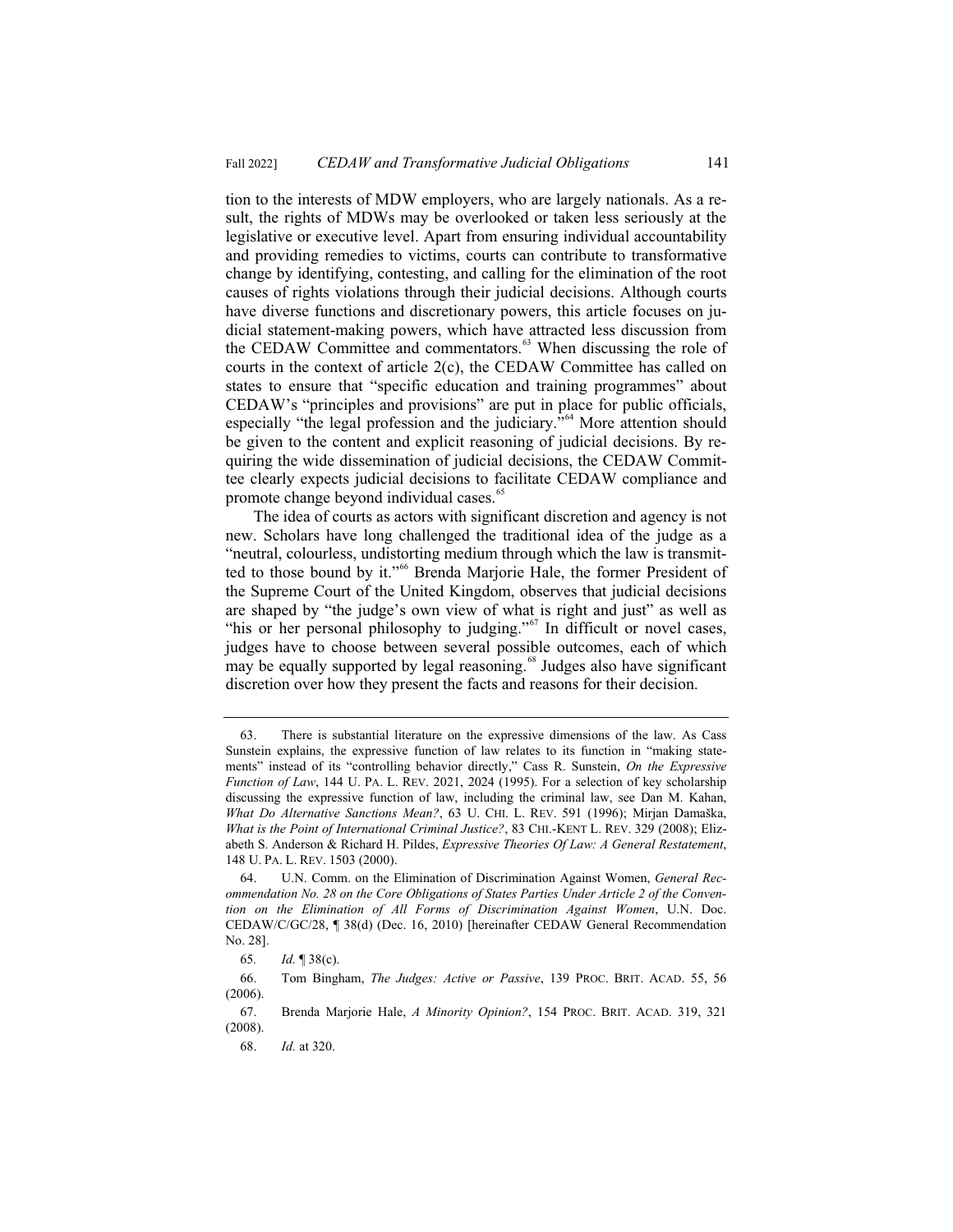tion to the interests of MDW employers, who are largely nationals. As a result, the rights of MDWs may be overlooked or taken less seriously at the legislative or executive level. Apart from ensuring individual accountability and providing remedies to victims, courts can contribute to transformative change by identifying, contesting, and calling for the elimination of the root causes of rights violations through their judicial decisions. Although courts have diverse functions and discretionary powers, this article focuses on judicial statement-making powers, which have attracted less discussion from the CEDAW Committee and commentators.[63] When discussing the role of courts in the context of article 2(c), the CEDAW Committee has called on states to ensure that "specific education and training programmes" about CEDAW's "principles and provisions" are put in place for public officials, especially "the legal profession and the judiciary."[64] More attention should be given to the content and explicit reasoning of judicial decisions. By requiring the wide dissemination of judicial decisions, the CEDAW Committee clearly expects judicial decisions to facilitate CEDAW compliance and promote change beyond individual cases.[65]

The idea of courts as actors with significant discretion and agency is not new. Scholars have long challenged the traditional idea of the judge as a "neutral, colourless, undistorting medium through which the law is transmitted to those bound by it."[66] Brenda Marjorie Hale, the former President of the Supreme Court of the United Kingdom, observes that judicial decisions are shaped by "the judge's own view of what is right and just" as well as "his or her personal philosophy to judging."[67] In difficult or novel cases, judges have to choose between several possible outcomes, each of which may be equally supported by legal reasoning.[68] Judges also have significant discretion over how they present the facts and reasons for their decision.

---

63. There is substantial literature on the expressive dimensions of the law. As Cass Sunstein explains, the expressive function of law relates to its function in "making statements" instead of its "controlling behavior directly," Cass R. Sunstein, *On the Expressive Function of Law*, 144 U. PA. L. REV. 2021, 2024 (1995). For a selection of key scholarship discussing the expressive function of law, including the criminal law, see Dan M. Kahan, *What Do Alternative Sanctions Mean?*, 63 U. CHI. L. REV. 591 (1996); Mirjan Damaška, *What is the Point of International Criminal Justice?*, 83 CHI.-KENT L. REV. 329 (2008); Elizabeth S. Anderson & Richard H. Pildes, *Expressive Theories Of Law: A General Restatement*, 148 U. PA. L. REV. 1503 (2000).

64. U.N. Comm. on the Elimination of Discrimination Against Women, *General Recommendation No. 28 on the Core Obligations of States Parties Under Article 2 of the Convention on the Elimination of All Forms of Discrimination Against Women*, U.N. Doc. CEDAW/C/GC/28, ¶ 38(d) (Dec. 16, 2010) [hereinafter CEDAW General Recommendation No. 28].

65. *Id.* ¶ 38(c).

66. Tom Bingham, *The Judges: Active or Passive*, 139 PROC. BRIT. ACAD. 55, 56 (2006).

67. Brenda Marjorie Hale, *A Minority Opinion?*, 154 PROC. BRIT. ACAD. 319, 321 (2008).

68. *Id.* at 320.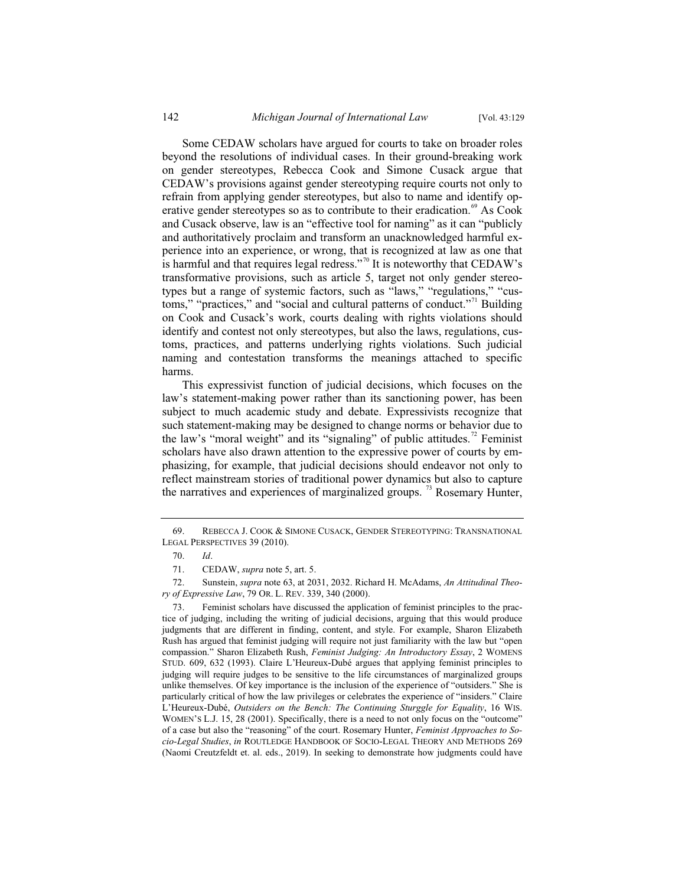Some CEDAW scholars have argued for courts to take on broader roles beyond the resolutions of individual cases. In their ground-breaking work on gender stereotypes, Rebecca Cook and Simone Cusack argue that CEDAW's provisions against gender stereotyping require courts not only to refrain from applying gender stereotypes, but also to name and identify operative gender stereotypes so as to contribute to their eradication.[69] As Cook and Cusack observe, law is an "effective tool for naming" as it can "publicly and authoritatively proclaim and transform an unacknowledged harmful experience into an experience, or wrong, that is recognized at law as one that is harmful and that requires legal redress."[70] It is noteworthy that CEDAW's transformative provisions, such as article 5, target not only gender stereotypes but a range of systemic factors, such as "laws," "regulations," "customs," "practices," and "social and cultural patterns of conduct."[71] Building on Cook and Cusack's work, courts dealing with rights violations should identify and contest not only stereotypes, but also the laws, regulations, customs, practices, and patterns underlying rights violations. Such judicial naming and contestation transforms the meanings attached to specific harms.

This expressivist function of judicial decisions, which focuses on the law's statement-making power rather than its sanctioning power, has been subject to much academic study and debate. Expressivists recognize that such statement-making may be designed to change norms or behavior due to the law's "moral weight" and its "signaling" of public attitudes.[72] Feminist scholars have also drawn attention to the expressive power of courts by emphasizing, for example, that judicial decisions should endeavor not only to reflect mainstream stories of traditional power dynamics but also to capture the narratives and experiences of marginalized groups. [73] Rosemary Hunter,

---

69. REBECCA J. COOK & SIMONE CUSACK, GENDER STEREOTYPING: TRANSNATIONAL LEGAL PERSPECTIVES 39 (2010).

70. *Id*.

71. CEDAW, *supra* note 5, art. 5.

72. Sunstein, *supra* note 63, at 2031, 2032. Richard H. McAdams, *An Attitudinal Theory of Expressive Law*, 79 OR. L. REV. 339, 340 (2000).

73. Feminist scholars have discussed the application of feminist principles to the practice of judging, including the writing of judicial decisions, arguing that this would produce judgments that are different in finding, content, and style. For example, Sharon Elizabeth Rush has argued that feminist judging will require not just familiarity with the law but "open compassion." Sharon Elizabeth Rush, *Feminist Judging: An Introductory Essay*, 2 WOMENS STUD. 609, 632 (1993). Claire L'Heureux-Dubé argues that applying feminist principles to judging will require judges to be sensitive to the life circumstances of marginalized groups unlike themselves. Of key importance is the inclusion of the experience of "outsiders." She is particularly critical of how the law privileges or celebrates the experience of "insiders." Claire L'Heureux-Dubé, *Outsiders on the Bench: The Continuing Sturggle for Equality*, 16 WIS. WOMEN'S L.J. 15, 28 (2001). Specifically, there is a need to not only focus on the "outcome" of a case but also the "reasoning" of the court. Rosemary Hunter, *Feminist Approaches to Socio-Legal Studies*, *in* ROUTLEDGE HANDBOOK OF SOCIO-LEGAL THEORY AND METHODS 269 (Naomi Creutzfeldt et. al. eds., 2019). In seeking to demonstrate how judgments could have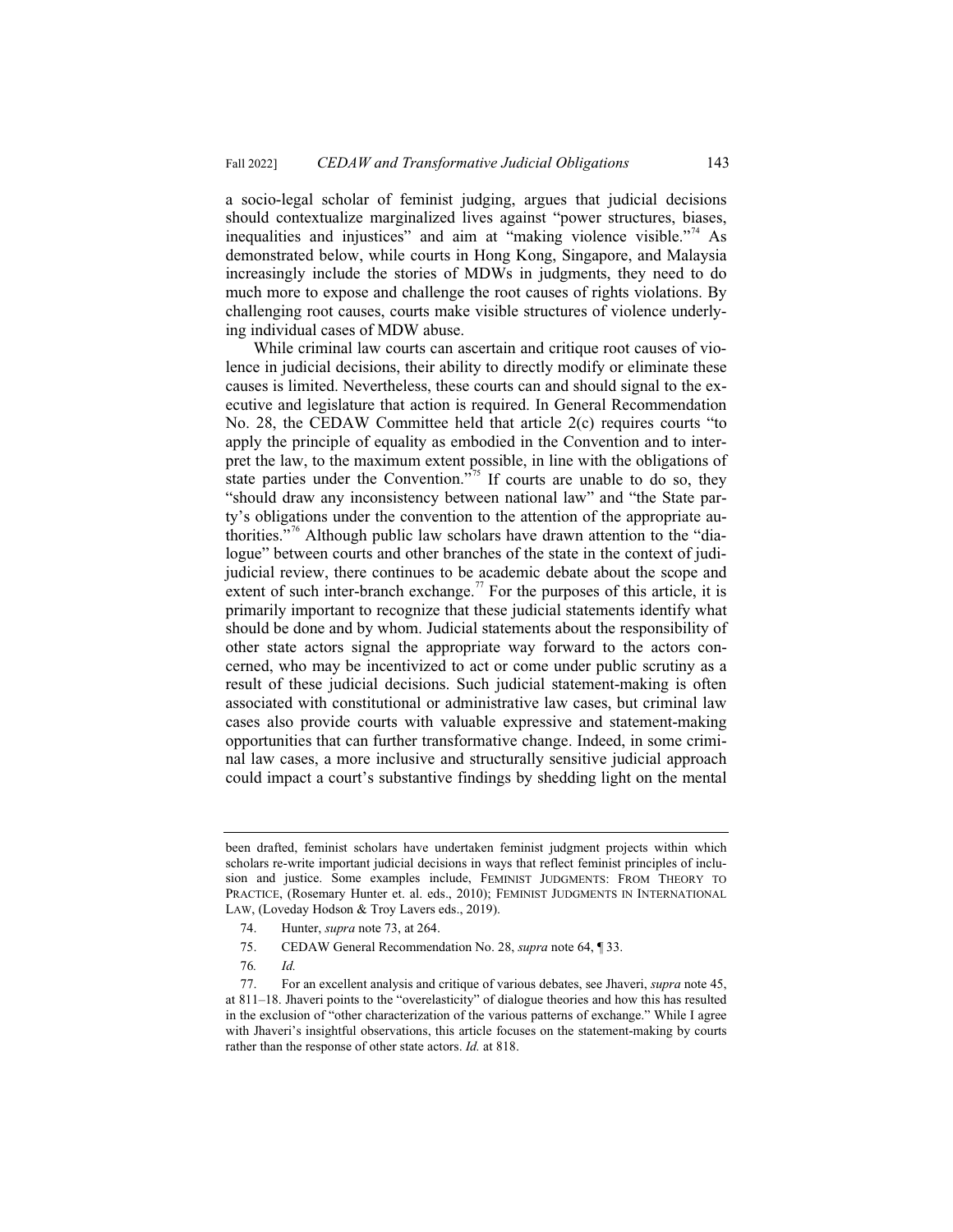a socio-legal scholar of feminist judging, argues that judicial decisions should contextualize marginalized lives against "power structures, biases, inequalities and injustices" and aim at "making violence visible."[74] As demonstrated below, while courts in Hong Kong, Singapore, and Malaysia increasingly include the stories of MDWs in judgments, they need to do much more to expose and challenge the root causes of rights violations. By challenging root causes, courts make visible structures of violence underlying individual cases of MDW abuse.

While criminal law courts can ascertain and critique root causes of violence in judicial decisions, their ability to directly modify or eliminate these causes is limited. Nevertheless, these courts can and should signal to the executive and legislature that action is required. In General Recommendation No. 28, the CEDAW Committee held that article 2(c) requires courts "to apply the principle of equality as embodied in the Convention and to interpret the law, to the maximum extent possible, in line with the obligations of state parties under the Convention."[75] If courts are unable to do so, they "should draw any inconsistency between national law" and "the State party's obligations under the convention to the attention of the appropriate authorities."[76] Although public law scholars have drawn attention to the "dialogue" between courts and other branches of the state in the context of judijudicial review, there continues to be academic debate about the scope and extent of such inter-branch exchange.[77] For the purposes of this article, it is primarily important to recognize that these judicial statements identify what should be done and by whom. Judicial statements about the responsibility of other state actors signal the appropriate way forward to the actors concerned, who may be incentivized to act or come under public scrutiny as a result of these judicial decisions. Such judicial statement-making is often associated with constitutional or administrative law cases, but criminal law cases also provide courts with valuable expressive and statement-making opportunities that can further transformative change. Indeed, in some criminal law cases, a more inclusive and structurally sensitive judicial approach could impact a court's substantive findings by shedding light on the mental

---

been drafted, feminist scholars have undertaken feminist judgment projects within which scholars re-write important judicial decisions in ways that reflect feminist principles of inclusion and justice. Some examples include, FEMINIST JUDGMENTS: FROM THEORY TO PRACTICE, (Rosemary Hunter et. al. eds., 2010); FEMINIST JUDGMENTS IN INTERNATIONAL LAW, (Loveday Hodson & Troy Lavers eds., 2019).

74. Hunter, *supra* note 73, at 264.

75. CEDAW General Recommendation No. 28, *supra* note 64, ¶ 33.

76. *Id.*

77. For an excellent analysis and critique of various debates, see Jhaveri, *supra* note 45, at 811–18. Jhaveri points to the "overelasticity" of dialogue theories and how this has resulted in the exclusion of "other characterization of the various patterns of exchange." While I agree with Jhaveri's insightful observations, this article focuses on the statement-making by courts rather than the response of other state actors. *Id.* at 818.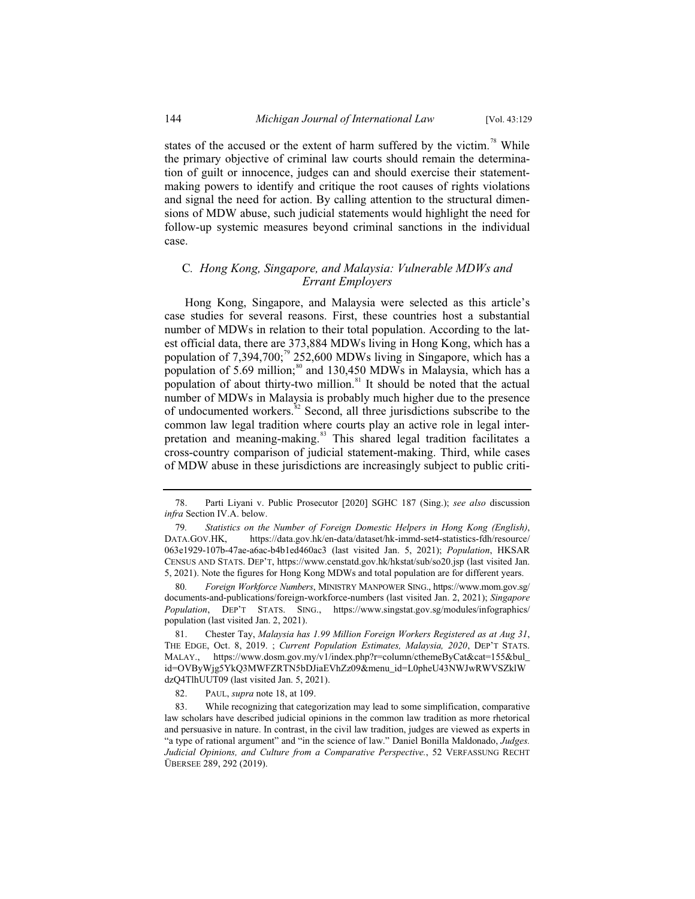states of the accused or the extent of harm suffered by the victim.[78] While the primary objective of criminal law courts should remain the determination of guilt or innocence, judges can and should exercise their statement-making powers to identify and critique the root causes of rights violations and signal the need for action. By calling attention to the structural dimensions of MDW abuse, such judicial statements would highlight the need for follow-up systemic measures beyond criminal sanctions in the individual case.

### C. *Hong Kong, Singapore, and Malaysia: Vulnerable MDWs and Errant Employers*

Hong Kong, Singapore, and Malaysia were selected as this article's case studies for several reasons. First, these countries host a substantial number of MDWs in relation to their total population. According to the latest official data, there are 373,884 MDWs living in Hong Kong, which has a population of 7,394,700;[79] 252,600 MDWs living in Singapore, which has a population of 5.69 million;[80] and 130,450 MDWs in Malaysia, which has a population of about thirty-two million.[81] It should be noted that the actual number of MDWs in Malaysia is probably much higher due to the presence of undocumented workers.[82] Second, all three jurisdictions subscribe to the common law legal tradition where courts play an active role in legal interpretation and meaning-making.[83] This shared legal tradition facilitates a cross-country comparison of judicial statement-making. Third, while cases of MDW abuse in these jurisdictions are increasingly subject to public criti-

---

78. Parti Liyani v. Public Prosecutor [2020] SGHC 187 (Sing.); *see also* discussion *infra* Section IV.A. below.

79. *Statistics on the Number of Foreign Domestic Helpers in Hong Kong (English)*, DATA.GOV.HK, https://data.gov.hk/en-data/dataset/hk-immd-set4-statistics-fdh/resource/063e1929-107b-47ae-a6ac-b4b1ed460ac3 (last visited Jan. 5, 2021); *Population*, HKSAR CENSUS AND STATS. DEP'T, https://www.censtatd.gov.hk/hkstat/sub/so20.jsp (last visited Jan. 5, 2021). Note the figures for Hong Kong MDWs and total population are for different years.

80. *Foreign Workforce Numbers*, MINISTRY MANPOWER SING., https://www.mom.gov.sg/documents-and-publications/foreign-workforce-numbers (last visited Jan. 2, 2021); *Singapore Population*, DEP'T STATS. SING., https://www.singstat.gov.sg/modules/infographics/population (last visited Jan. 2, 2021).

81. Chester Tay, *Malaysia has 1.99 Million Foreign Workers Registered as at Aug 31*, THE EDGE, Oct. 8, 2019. ; *Current Population Estimates, Malaysia, 2020*, DEP'T STATS. MALAY., https://www.dosm.gov.my/v1/index.php?r=column/cthemeByCat&cat=155&bul_id=OVByWjg5YkQ3MWFZRTN5bDJiaEVhZz09&menu_id=L0pheU43NWJwRWVSZklWdzQ4TlhUUT09 (last visited Jan. 5, 2021).

82. PAUL, *supra* note 18, at 109.

83. While recognizing that categorization may lead to some simplification, comparative law scholars have described judicial opinions in the common law tradition as more rhetorical and persuasive in nature. In contrast, in the civil law tradition, judges are viewed as experts in "a type of rational argument" and "in the science of law." Daniel Bonilla Maldonado, *Judges. Judicial Opinions, and Culture from a Comparative Perspective.*, 52 VERFASSUNG RECHT ÜBERSEE 289, 292 (2019).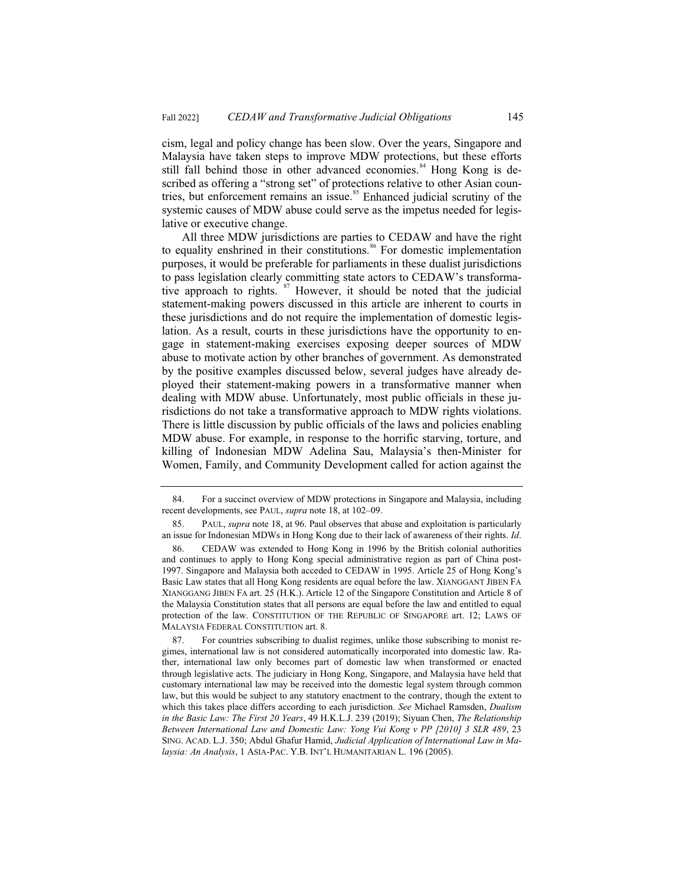cism, legal and policy change has been slow. Over the years, Singapore and Malaysia have taken steps to improve MDW protections, but these efforts still fall behind those in other advanced economies.[84] Hong Kong is described as offering a "strong set" of protections relative to other Asian countries, but enforcement remains an issue.[85] Enhanced judicial scrutiny of the systemic causes of MDW abuse could serve as the impetus needed for legislative or executive change.

All three MDW jurisdictions are parties to CEDAW and have the right to equality enshrined in their constitutions.[86] For domestic implementation purposes, it would be preferable for parliaments in these dualist jurisdictions to pass legislation clearly committing state actors to CEDAW's transformative approach to rights.[87] However, it should be noted that the judicial statement-making powers discussed in this article are inherent to courts in these jurisdictions and do not require the implementation of domestic legislation. As a result, courts in these jurisdictions have the opportunity to engage in statement-making exercises exposing deeper sources of MDW abuse to motivate action by other branches of government. As demonstrated by the positive examples discussed below, several judges have already deployed their statement-making powers in a transformative manner when dealing with MDW abuse. Unfortunately, most public officials in these jurisdictions do not take a transformative approach to MDW rights violations. There is little discussion by public officials of the laws and policies enabling MDW abuse. For example, in response to the horrific starving, torture, and killing of Indonesian MDW Adelina Sau, Malaysia's then-Minister for Women, Family, and Community Development called for action against the

---

84. For a succinct overview of MDW protections in Singapore and Malaysia, including recent developments, see PAUL, *supra* note 18, at 102–09.

85. PAUL, *supra* note 18, at 96. Paul observes that abuse and exploitation is particularly an issue for Indonesian MDWs in Hong Kong due to their lack of awareness of their rights. *Id*.

86. CEDAW was extended to Hong Kong in 1996 by the British colonial authorities and continues to apply to Hong Kong special administrative region as part of China post-1997. Singapore and Malaysia both acceded to CEDAW in 1995. Article 25 of Hong Kong's Basic Law states that all Hong Kong residents are equal before the law. XIANGGANT JIBEN FA XIANGGANG JIBEN FA art. 25 (H.K.). Article 12 of the Singapore Constitution and Article 8 of the Malaysia Constitution states that all persons are equal before the law and entitled to equal protection of the law. CONSTITUTION OF THE REPUBLIC OF SINGAPORE art. 12; LAWS OF MALAYSIA FEDERAL CONSTITUTION art. 8.

87. For countries subscribing to dualist regimes, unlike those subscribing to monist regimes, international law is not considered automatically incorporated into domestic law. Rather, international law only becomes part of domestic law when transformed or enacted through legislative acts. The judiciary in Hong Kong, Singapore, and Malaysia have held that customary international law may be received into the domestic legal system through common law, but this would be subject to any statutory enactment to the contrary, though the extent to which this takes place differs according to each jurisdiction. *See* Michael Ramsden, *Dualism in the Basic Law: The First 20 Years*, 49 H.K.L.J. 239 (2019); Siyuan Chen, *The Relationship Between International Law and Domestic Law: Yong Vui Kong v PP [2010] 3 SLR 489*, 23 SING. ACAD. L.J. 350; Abdul Ghafur Hamid, *Judicial Application of International Law in Malaysia: An Analysis*, 1 ASIA-PAC. Y.B. INT'L HUMANITARIAN L. 196 (2005).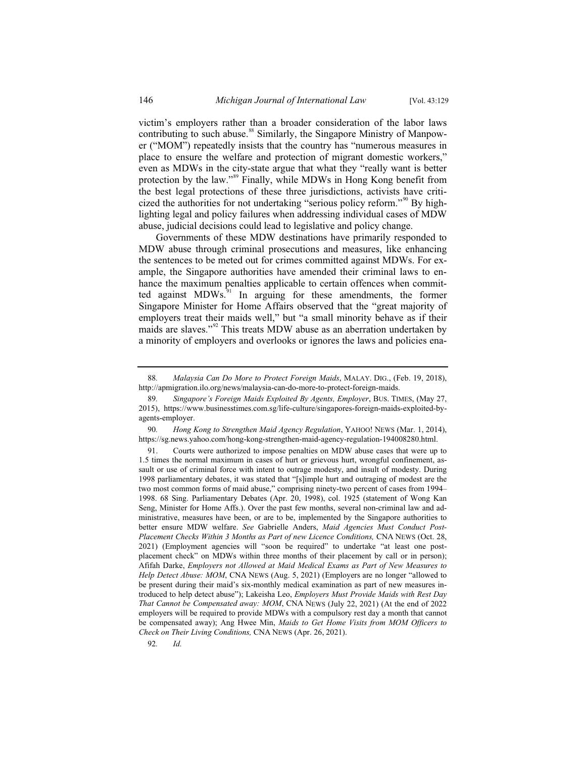victim's employers rather than a broader consideration of the labor laws contributing to such abuse.[88] Similarly, the Singapore Ministry of Manpower ("MOM") repeatedly insists that the country has "numerous measures in place to ensure the welfare and protection of migrant domestic workers," even as MDWs in the city-state argue that what they "really want is better protection by the law."[89] Finally, while MDWs in Hong Kong benefit from the best legal protections of these three jurisdictions, activists have criticized the authorities for not undertaking "serious policy reform."[90] By highlighting legal and policy failures when addressing individual cases of MDW abuse, judicial decisions could lead to legislative and policy change.

Governments of these MDW destinations have primarily responded to MDW abuse through criminal prosecutions and measures, like enhancing the sentences to be meted out for crimes committed against MDWs. For example, the Singapore authorities have amended their criminal laws to enhance the maximum penalties applicable to certain offences when committed against MDWs.[91] In arguing for these amendments, the former Singapore Minister for Home Affairs observed that the "great majority of employers treat their maids well," but "a small minority behave as if their maids are slaves."[92] This treats MDW abuse as an aberration undertaken by a minority of employers and overlooks or ignores the laws and policies ena-

---

88. *Malaysia Can Do More to Protect Foreign Maids*, MALAY. DIG., (Feb. 19, 2018), http://apmigration.ilo.org/news/malaysia-can-do-more-to-protect-foreign-maids.

89. *Singapore's Foreign Maids Exploited By Agents, Employer*, BUS. TIMES, (May 27, 2015), https://www.businesstimes.com.sg/life-culture/singapores-foreign-maids-exploited-by-agents-employer.

90. *Hong Kong to Strengthen Maid Agency Regulation*, YAHOO! NEWS (Mar. 1, 2014), https://sg.news.yahoo.com/hong-kong-strengthen-maid-agency-regulation-194008280.html.

91. Courts were authorized to impose penalties on MDW abuse cases that were up to 1.5 times the normal maximum in cases of hurt or grievous hurt, wrongful confinement, assault or use of criminal force with intent to outrage modesty, and insult of modesty. During 1998 parliamentary debates, it was stated that "[s]imple hurt and outraging of modest are the two most common forms of maid abuse," comprising ninety-two percent of cases from 1994–1998. 68 Sing. Parliamentary Debates (Apr. 20, 1998), col. 1925 (statement of Wong Kan Seng, Minister for Home Affs.). Over the past few months, several non-criminal law and administrative, measures have been, or are to be, implemented by the Singapore authorities to better ensure MDW welfare. *See* Gabrielle Anders, *Maid Agencies Must Conduct Post-Placement Checks Within 3 Months as Part of new Licence Conditions,* CNA NEWS (Oct. 28, 2021) (Employment agencies will "soon be required" to undertake "at least one post-placement check" on MDWs within three months of their placement by call or in person); Afifah Darke, *Employers not Allowed at Maid Medical Exams as Part of New Measures to Help Detect Abuse: MOM*, CNA NEWS (Aug. 5, 2021) (Employers are no longer "allowed to be present during their maid's six-monthly medical examination as part of new measures introduced to help detect abuse"); Lakeisha Leo, *Employers Must Provide Maids with Rest Day That Cannot be Compensated away: MOM*, CNA NEWS (July 22, 2021) (At the end of 2022 employers will be required to provide MDWs with a compulsory rest day a month that cannot be compensated away); Ang Hwee Min, *Maids to Get Home Visits from MOM Officers to Check on Their Living Conditions,* CNA NEWS (Apr. 26, 2021).

92. *Id.*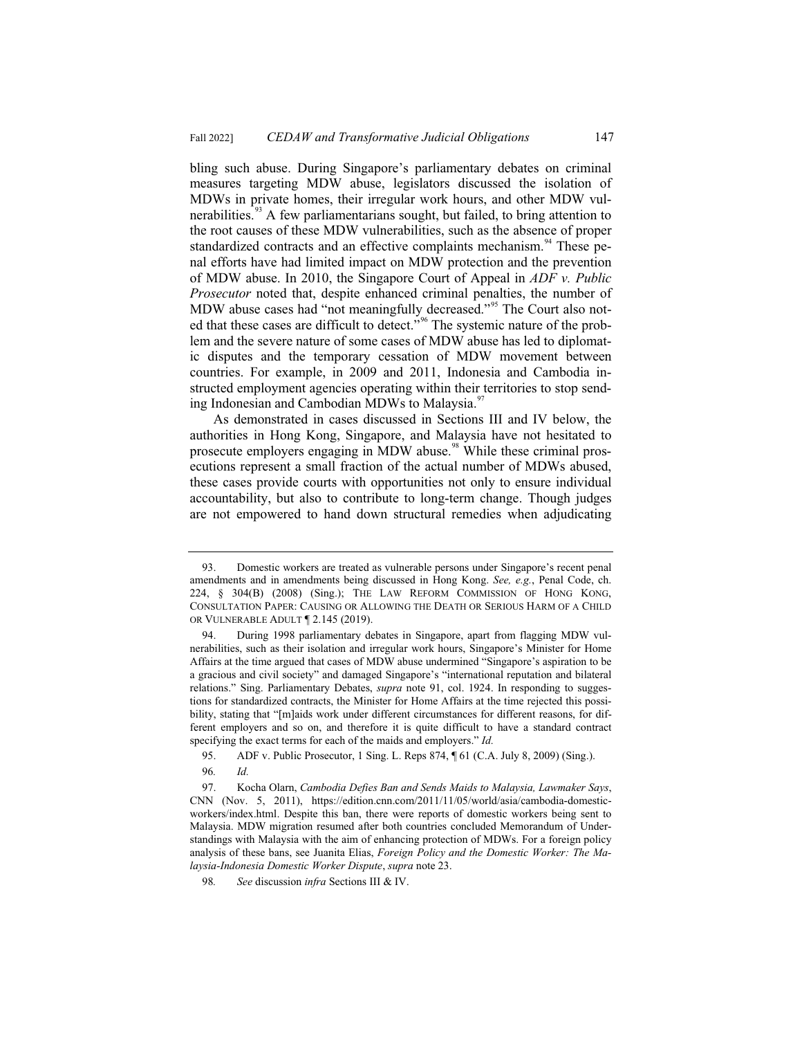bling such abuse. During Singapore's parliamentary debates on criminal measures targeting MDW abuse, legislators discussed the isolation of MDWs in private homes, their irregular work hours, and other MDW vulnerabilities.[93] A few parliamentarians sought, but failed, to bring attention to the root causes of these MDW vulnerabilities, such as the absence of proper standardized contracts and an effective complaints mechanism.[94] These penal efforts have had limited impact on MDW protection and the prevention of MDW abuse. In 2010, the Singapore Court of Appeal in *ADF v. Public Prosecutor* noted that, despite enhanced criminal penalties, the number of MDW abuse cases had "not meaningfully decreased."[95] The Court also noted that these cases are difficult to detect.[96] The systemic nature of the problem and the severe nature of some cases of MDW abuse has led to diplomatic disputes and the temporary cessation of MDW movement between countries. For example, in 2009 and 2011, Indonesia and Cambodia instructed employment agencies operating within their territories to stop sending Indonesian and Cambodian MDWs to Malaysia.[97]

As demonstrated in cases discussed in Sections III and IV below, the authorities in Hong Kong, Singapore, and Malaysia have not hesitated to prosecute employers engaging in MDW abuse.[98] While these criminal prosecutions represent a small fraction of the actual number of MDWs abused, these cases provide courts with opportunities not only to ensure individual accountability, but also to contribute to long-term change. Though judges are not empowered to hand down structural remedies when adjudicating

---

93. Domestic workers are treated as vulnerable persons under Singapore's recent penal amendments and in amendments being discussed in Hong Kong. *See, e.g.*, Penal Code, ch. 224, § 304(B) (2008) (Sing.); THE LAW REFORM COMMISSION OF HONG KONG, CONSULTATION PAPER: CAUSING OR ALLOWING THE DEATH OR SERIOUS HARM OF A CHILD OR VULNERABLE ADULT ¶ 2.145 (2019).

94. During 1998 parliamentary debates in Singapore, apart from flagging MDW vulnerabilities, such as their isolation and irregular work hours, Singapore's Minister for Home Affairs at the time argued that cases of MDW abuse undermined "Singapore's aspiration to be a gracious and civil society" and damaged Singapore's "international reputation and bilateral relations." Sing. Parliamentary Debates, *supra* note 91, col. 1924. In responding to suggestions for standardized contracts, the Minister for Home Affairs at the time rejected this possibility, stating that "[m]aids work under different circumstances for different reasons, for different employers and so on, and therefore it is quite difficult to have a standard contract specifying the exact terms for each of the maids and employers." *Id.*

95. ADF v. Public Prosecutor, 1 Sing. L. Reps 874, ¶ 61 (C.A. July 8, 2009) (Sing.).

96. *Id.*

97. Kocha Olarn, *Cambodia Defies Ban and Sends Maids to Malaysia, Lawmaker Says*, CNN (Nov. 5, 2011), https://edition.cnn.com/2011/11/05/world/asia/cambodia-domestic-workers/index.html. Despite this ban, there were reports of domestic workers being sent to Malaysia. MDW migration resumed after both countries concluded Memorandum of Understandings with Malaysia with the aim of enhancing protection of MDWs. For a foreign policy analysis of these bans, see Juanita Elias, *Foreign Policy and the Domestic Worker: The Malaysia-Indonesia Domestic Worker Dispute*, *supra* note 23.

98. *See* discussion *infra* Sections III & IV.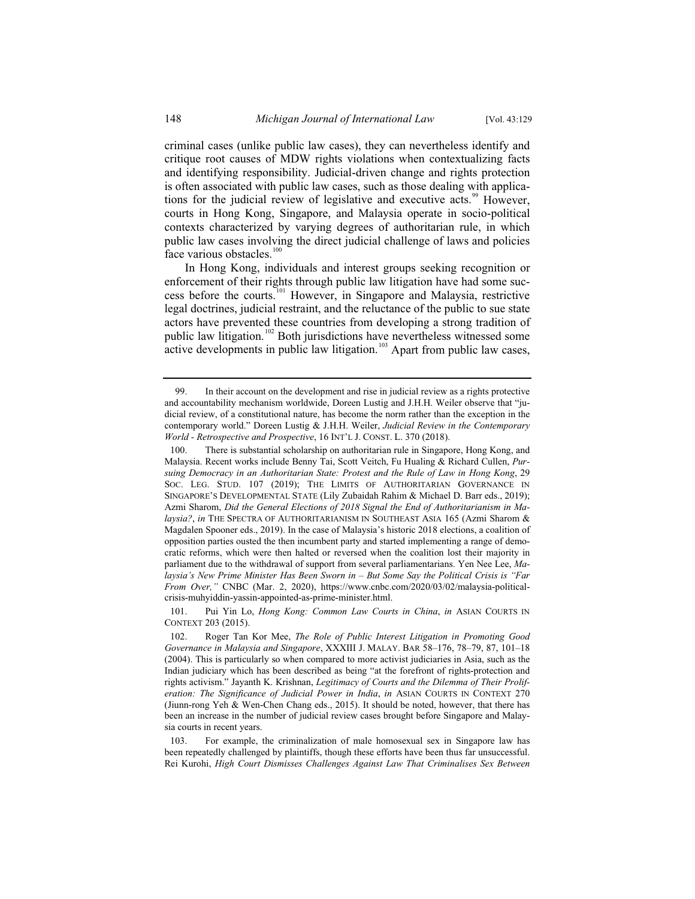criminal cases (unlike public law cases), they can nevertheless identify and critique root causes of MDW rights violations when contextualizing facts and identifying responsibility. Judicial-driven change and rights protection is often associated with public law cases, such as those dealing with applications for the judicial review of legislative and executive acts.[99] However, courts in Hong Kong, Singapore, and Malaysia operate in socio-political contexts characterized by varying degrees of authoritarian rule, in which public law cases involving the direct judicial challenge of laws and policies face various obstacles.[100]

In Hong Kong, individuals and interest groups seeking recognition or enforcement of their rights through public law litigation have had some success before the courts.[101] However, in Singapore and Malaysia, restrictive legal doctrines, judicial restraint, and the reluctance of the public to sue state actors have prevented these countries from developing a strong tradition of public law litigation.[102] Both jurisdictions have nevertheless witnessed some active developments in public law litigation.[103] Apart from public law cases,

---

99. In their account on the development and rise in judicial review as a rights protective and accountability mechanism worldwide, Doreen Lustig and J.H.H. Weiler observe that "judicial review, of a constitutional nature, has become the norm rather than the exception in the contemporary world." Doreen Lustig & J.H.H. Weiler, *Judicial Review in the Contemporary World - Retrospective and Prospective*, 16 INT'L J. CONST. L. 370 (2018).

100. There is substantial scholarship on authoritarian rule in Singapore, Hong Kong, and Malaysia. Recent works include Benny Tai, Scott Veitch, Fu Hualing & Richard Cullen, *Pursuing Democracy in an Authoritarian State: Protest and the Rule of Law in Hong Kong*, 29 SOC. LEG. STUD. 107 (2019); THE LIMITS OF AUTHORITARIAN GOVERNANCE IN SINGAPORE'S DEVELOPMENTAL STATE (Lily Zubaidah Rahim & Michael D. Barr eds., 2019); Azmi Sharom, *Did the General Elections of 2018 Signal the End of Authoritarianism in Malaysia?*, *in* THE SPECTRA OF AUTHORITARIANISM IN SOUTHEAST ASIA 165 (Azmi Sharom & Magdalen Spooner eds., 2019). In the case of Malaysia's historic 2018 elections, a coalition of opposition parties ousted the then incumbent party and started implementing a range of democratic reforms, which were then halted or reversed when the coalition lost their majority in parliament due to the withdrawal of support from several parliamentarians. Yen Nee Lee, *Malaysia's New Prime Minister Has Been Sworn in – But Some Say the Political Crisis is "Far From Over,"* CNBC (Mar. 2, 2020), https://www.cnbc.com/2020/03/02/malaysia-political-crisis-muhyiddin-yassin-appointed-as-prime-minister.html.

101. Pui Yin Lo, *Hong Kong: Common Law Courts in China*, *in* ASIAN COURTS IN CONTEXT 203 (2015).

102. Roger Tan Kor Mee, *The Role of Public Interest Litigation in Promoting Good Governance in Malaysia and Singapore*, XXXIII J. MALAY. BAR 58–176, 78–79, 87, 101–18 (2004). This is particularly so when compared to more activist judiciaries in Asia, such as the Indian judiciary which has been described as being "at the forefront of rights-protection and rights activism." Jayanth K. Krishnan, *Legitimacy of Courts and the Dilemma of Their Proliferation: The Significance of Judicial Power in India*, *in* ASIAN COURTS IN CONTEXT 270 (Jiunn-rong Yeh & Wen-Chen Chang eds., 2015). It should be noted, however, that there has been an increase in the number of judicial review cases brought before Singapore and Malaysia courts in recent years.

103. For example, the criminalization of male homosexual sex in Singapore law has been repeatedly challenged by plaintiffs, though these efforts have been thus far unsuccessful. Rei Kurohi, *High Court Dismisses Challenges Against Law That Criminalises Sex Between*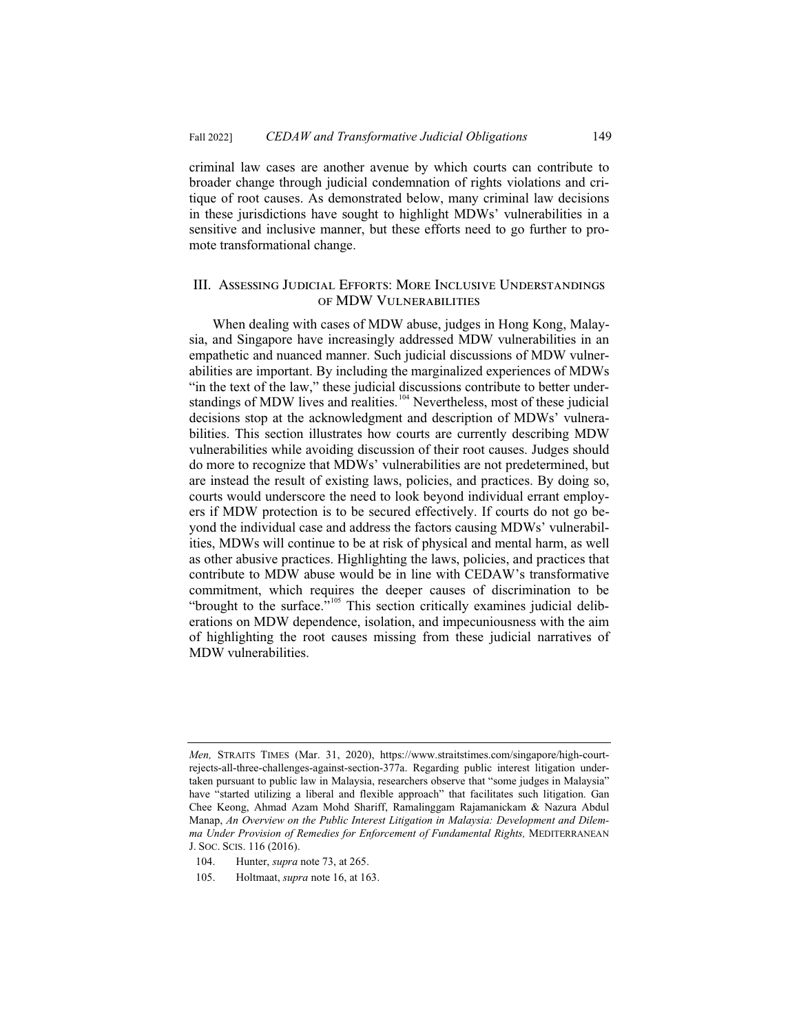criminal law cases are another avenue by which courts can contribute to broader change through judicial condemnation of rights violations and critique of root causes. As demonstrated below, many criminal law decisions in these jurisdictions have sought to highlight MDWs' vulnerabilities in a sensitive and inclusive manner, but these efforts need to go further to promote transformational change.

## III. Assessing Judicial Efforts: More Inclusive Understandings of MDW Vulnerabilities

When dealing with cases of MDW abuse, judges in Hong Kong, Malaysia, and Singapore have increasingly addressed MDW vulnerabilities in an empathetic and nuanced manner. Such judicial discussions of MDW vulnerabilities are important. By including the marginalized experiences of MDWs "in the text of the law," these judicial discussions contribute to better understandings of MDW lives and realities.[104] Nevertheless, most of these judicial decisions stop at the acknowledgment and description of MDWs' vulnerabilities. This section illustrates how courts are currently describing MDW vulnerabilities while avoiding discussion of their root causes. Judges should do more to recognize that MDWs' vulnerabilities are not predetermined, but are instead the result of existing laws, policies, and practices. By doing so, courts would underscore the need to look beyond individual errant employers if MDW protection is to be secured effectively. If courts do not go beyond the individual case and address the factors causing MDWs' vulnerabilities, MDWs will continue to be at risk of physical and mental harm, as well as other abusive practices. Highlighting the laws, policies, and practices that contribute to MDW abuse would be in line with CEDAW's transformative commitment, which requires the deeper causes of discrimination to be "brought to the surface."[105] This section critically examines judicial deliberations on MDW dependence, isolation, and impecuniousness with the aim of highlighting the root causes missing from these judicial narratives of MDW vulnerabilities.

---

*Men,* Straits Times (Mar. 31, 2020), https://www.straitstimes.com/singapore/high-court-rejects-all-three-challenges-against-section-377a. Regarding public interest litigation undertaken pursuant to public law in Malaysia, researchers observe that "some judges in Malaysia" have "started utilizing a liberal and flexible approach" that facilitates such litigation. Gan Chee Keong, Ahmad Azam Mohd Shariff, Ramalinggam Rajamanickam & Nazura Abdul Manap, *An Overview on the Public Interest Litigation in Malaysia: Development and Dilemma Under Provision of Remedies for Enforcement of Fundamental Rights,* Mediterranean J. Soc. Scis. 116 (2016).

104. Hunter, *supra* note 73, at 265.

105. Holtmaat, *supra* note 16, at 163.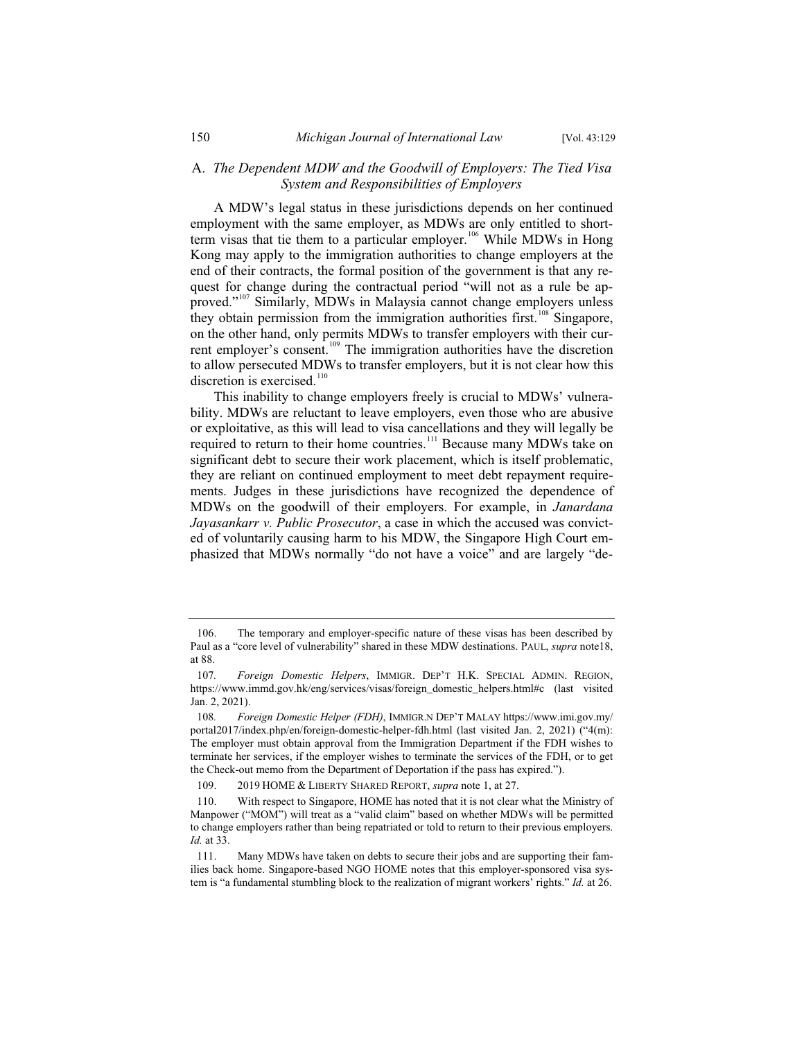### A. *The Dependent MDW and the Goodwill of Employers: The Tied Visa System and Responsibilities of Employers*

A MDW's legal status in these jurisdictions depends on her continued employment with the same employer, as MDWs are only entitled to short-term visas that tie them to a particular employer.[106] While MDWs in Hong Kong may apply to the immigration authorities to change employers at the end of their contracts, the formal position of the government is that any request for change during the contractual period "will not as a rule be approved."[107] Similarly, MDWs in Malaysia cannot change employers unless they obtain permission from the immigration authorities first.[108] Singapore, on the other hand, only permits MDWs to transfer employers with their current employer's consent.[109] The immigration authorities have the discretion to allow persecuted MDWs to transfer employers, but it is not clear how this discretion is exercised.[110]

This inability to change employers freely is crucial to MDWs' vulnerability. MDWs are reluctant to leave employers, even those who are abusive or exploitative, as this will lead to visa cancellations and they will legally be required to return to their home countries.[111] Because many MDWs take on significant debt to secure their work placement, which is itself problematic, they are reliant on continued employment to meet debt repayment requirements. Judges in these jurisdictions have recognized the dependence of MDWs on the goodwill of their employers. For example, in *Janardana Jayasankarr v. Public Prosecutor*, a case in which the accused was convicted of voluntarily causing harm to his MDW, the Singapore High Court emphasized that MDWs normally "do not have a voice" and are largely "de-

---

106. The temporary and employer-specific nature of these visas has been described by Paul as a "core level of vulnerability" shared in these MDW destinations. PAUL, *supra* note18, at 88.

107. *Foreign Domestic Helpers*, IMMIGR. DEP'T H.K. SPECIAL ADMIN. REGION, https://www.immd.gov.hk/eng/services/visas/foreign_domestic_helpers.html#c (last visited Jan. 2, 2021).

108. *Foreign Domestic Helper (FDH)*, IMMIGR.N DEP'T MALAY https://www.imi.gov.my/portal2017/index.php/en/foreign-domestic-helper-fdh.html (last visited Jan. 2, 2021) ("4(m): The employer must obtain approval from the Immigration Department if the FDH wishes to terminate her services, if the employer wishes to terminate the services of the FDH, or to get the Check-out memo from the Department of Deportation if the pass has expired.").

109. 2019 HOME & LIBERTY SHARED REPORT, *supra* note 1, at 27.

110. With respect to Singapore, HOME has noted that it is not clear what the Ministry of Manpower ("MOM") will treat as a "valid claim" based on whether MDWs will be permitted to change employers rather than being repatriated or told to return to their previous employers. *Id.* at 33.

111. Many MDWs have taken on debts to secure their jobs and are supporting their families back home. Singapore-based NGO HOME notes that this employer-sponsored visa system is "a fundamental stumbling block to the realization of migrant workers' rights." *Id.* at 26.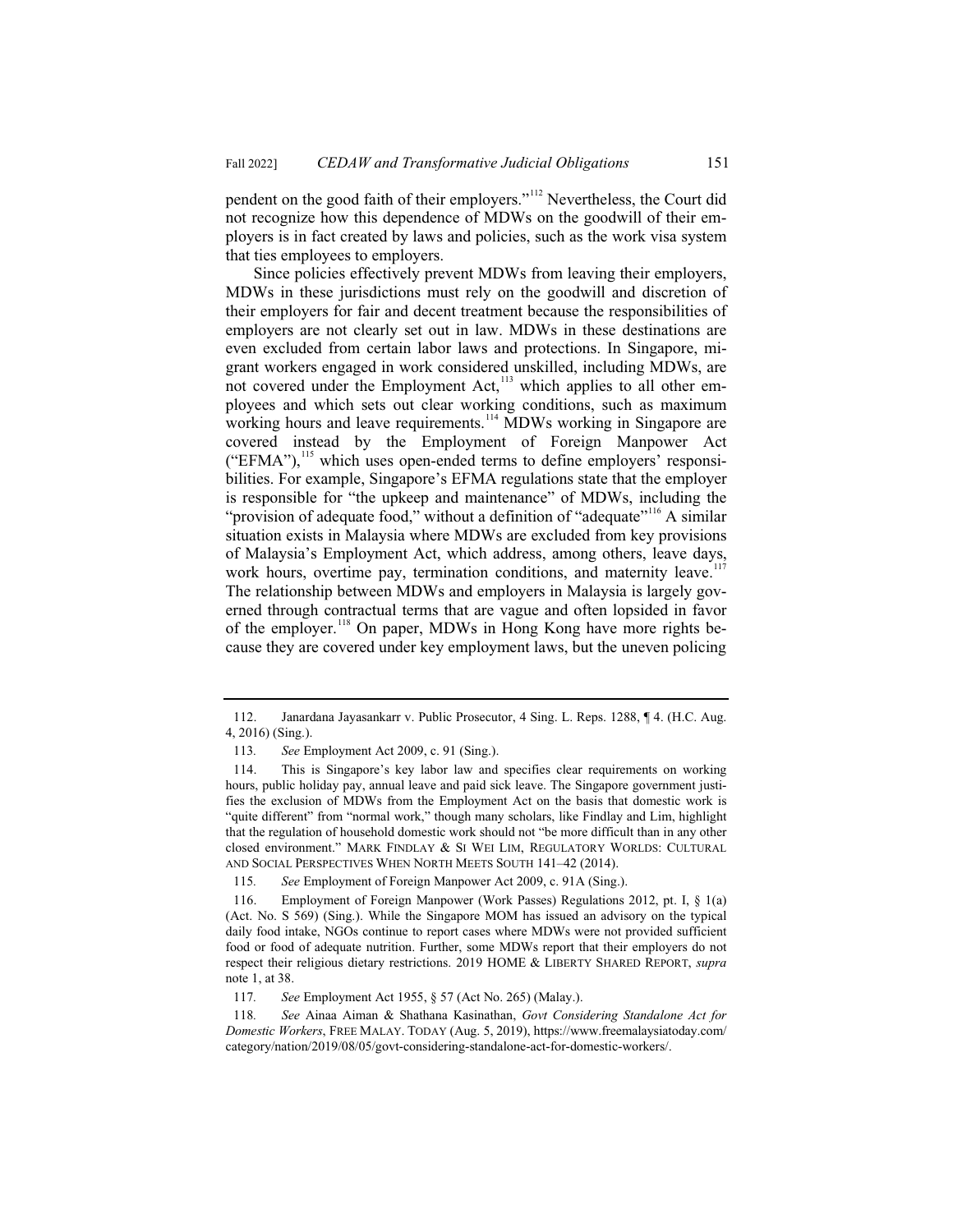pendent on the good faith of their employers."[112] Nevertheless, the Court did not recognize how this dependence of MDWs on the goodwill of their employers is in fact created by laws and policies, such as the work visa system that ties employees to employers.

Since policies effectively prevent MDWs from leaving their employers, MDWs in these jurisdictions must rely on the goodwill and discretion of their employers for fair and decent treatment because the responsibilities of employers are not clearly set out in law. MDWs in these destinations are even excluded from certain labor laws and protections. In Singapore, migrant workers engaged in work considered unskilled, including MDWs, are not covered under the Employment Act,[113] which applies to all other employees and which sets out clear working conditions, such as maximum working hours and leave requirements.[114] MDWs working in Singapore are covered instead by the Employment of Foreign Manpower Act ("EFMA"),[115] which uses open-ended terms to define employers' responsibilities. For example, Singapore's EFMA regulations state that the employer is responsible for "the upkeep and maintenance" of MDWs, including the "provision of adequate food," without a definition of "adequate"[116] A similar situation exists in Malaysia where MDWs are excluded from key provisions of Malaysia's Employment Act, which address, among others, leave days, work hours, overtime pay, termination conditions, and maternity leave.[117] The relationship between MDWs and employers in Malaysia is largely governed through contractual terms that are vague and often lopsided in favor of the employer.[118] On paper, MDWs in Hong Kong have more rights because they are covered under key employment laws, but the uneven policing

---

112. Janardana Jayasankarr v. Public Prosecutor, 4 Sing. L. Reps. 1288, ¶ 4. (H.C. Aug. 4, 2016) (Sing.).

113. *See* Employment Act 2009, c. 91 (Sing.).

114. This is Singapore's key labor law and specifies clear requirements on working hours, public holiday pay, annual leave and paid sick leave. The Singapore government justifies the exclusion of MDWs from the Employment Act on the basis that domestic work is "quite different" from "normal work," though many scholars, like Findlay and Lim, highlight that the regulation of household domestic work should not "be more difficult than in any other closed environment." MARK FINDLAY & SI WEI LIM, REGULATORY WORLDS: CULTURAL AND SOCIAL PERSPECTIVES WHEN NORTH MEETS SOUTH 141–42 (2014).

115. *See* Employment of Foreign Manpower Act 2009, c. 91A (Sing.).

116. Employment of Foreign Manpower (Work Passes) Regulations 2012, pt. I, § 1(a) (Act. No. S 569) (Sing.). While the Singapore MOM has issued an advisory on the typical daily food intake, NGOs continue to report cases where MDWs were not provided sufficient food or food of adequate nutrition. Further, some MDWs report that their employers do not respect their religious dietary restrictions. 2019 HOME & LIBERTY SHARED REPORT, *supra* note 1, at 38.

117. *See* Employment Act 1955, § 57 (Act No. 265) (Malay.).

118. *See* Ainaa Aiman & Shathana Kasinathan, *Govt Considering Standalone Act for Domestic Workers*, FREE MALAY. TODAY (Aug. 5, 2019), https://www.freemalaysiatoday.com/category/nation/2019/08/05/govt-considering-standalone-act-for-domestic-workers/.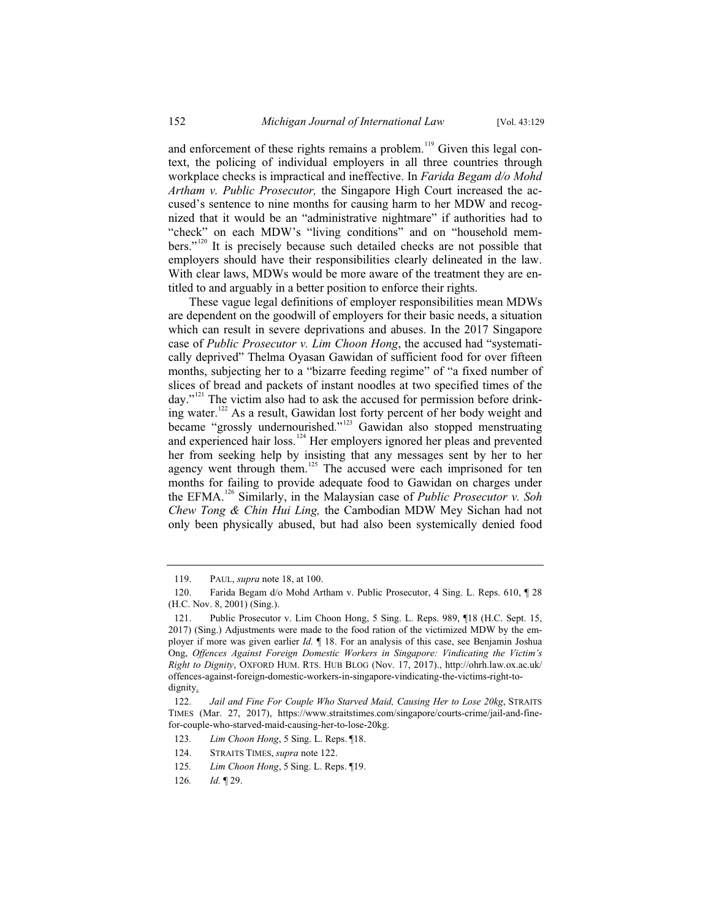and enforcement of these rights remains a problem.[119] Given this legal context, the policing of individual employers in all three countries through workplace checks is impractical and ineffective. In *Farida Begam d/o Mohd Artham v. Public Prosecutor,* the Singapore High Court increased the accused's sentence to nine months for causing harm to her MDW and recognized that it would be an "administrative nightmare" if authorities had to "check" on each MDW's "living conditions" and on "household members."[120] It is precisely because such detailed checks are not possible that employers should have their responsibilities clearly delineated in the law. With clear laws, MDWs would be more aware of the treatment they are entitled to and arguably in a better position to enforce their rights.

These vague legal definitions of employer responsibilities mean MDWs are dependent on the goodwill of employers for their basic needs, a situation which can result in severe deprivations and abuses. In the 2017 Singapore case of *Public Prosecutor v. Lim Choon Hong*, the accused had "systematically deprived" Thelma Oyasan Gawidan of sufficient food for over fifteen months, subjecting her to a "bizarre feeding regime" of "a fixed number of slices of bread and packets of instant noodles at two specified times of the day."[121] The victim also had to ask the accused for permission before drinking water.[122] As a result, Gawidan lost forty percent of her body weight and became "grossly undernourished."[123] Gawidan also stopped menstruating and experienced hair loss.[124] Her employers ignored her pleas and prevented her from seeking help by insisting that any messages sent by her to her agency went through them.[125] The accused were each imprisoned for ten months for failing to provide adequate food to Gawidan on charges under the EFMA.[126] Similarly, in the Malaysian case of *Public Prosecutor v. Soh Chew Tong & Chin Hui Ling,* the Cambodian MDW Mey Sichan had not only been physically abused, but had also been systemically denied food

---

119. PAUL, *supra* note 18, at 100.

120. Farida Begam d/o Mohd Artham v. Public Prosecutor, 4 Sing. L. Reps. 610, ¶ 28 (H.C. Nov. 8, 2001) (Sing.).

121. Public Prosecutor v. Lim Choon Hong, 5 Sing. L. Reps. 989, ¶18 (H.C. Sept. 15, 2017) (Sing.) Adjustments were made to the food ration of the victimized MDW by the employer if more was given earlier *Id.* ¶ 18. For an analysis of this case, see Benjamin Joshua Ong, *Offences Against Foreign Domestic Workers in Singapore: Vindicating the Victim's Right to Dignity*, OXFORD HUM. RTS. HUB BLOG (Nov. 17, 2017)., http://ohrh.law.ox.ac.uk/offences-against-foreign-domestic-workers-in-singapore-vindicating-the-victims-right-to-dignity.

122. *Jail and Fine For Couple Who Starved Maid, Causing Her to Lose 20kg*, STRAITS TIMES (Mar. 27, 2017), https://www.straitstimes.com/singapore/courts-crime/jail-and-fine-for-couple-who-starved-maid-causing-her-to-lose-20kg.

123. *Lim Choon Hong*, 5 Sing. L. Reps. ¶18.

124. STRAITS TIMES, *supra* note 122.

125. *Lim Choon Hong*, 5 Sing. L. Reps. ¶19.

126. *Id.* ¶ 29.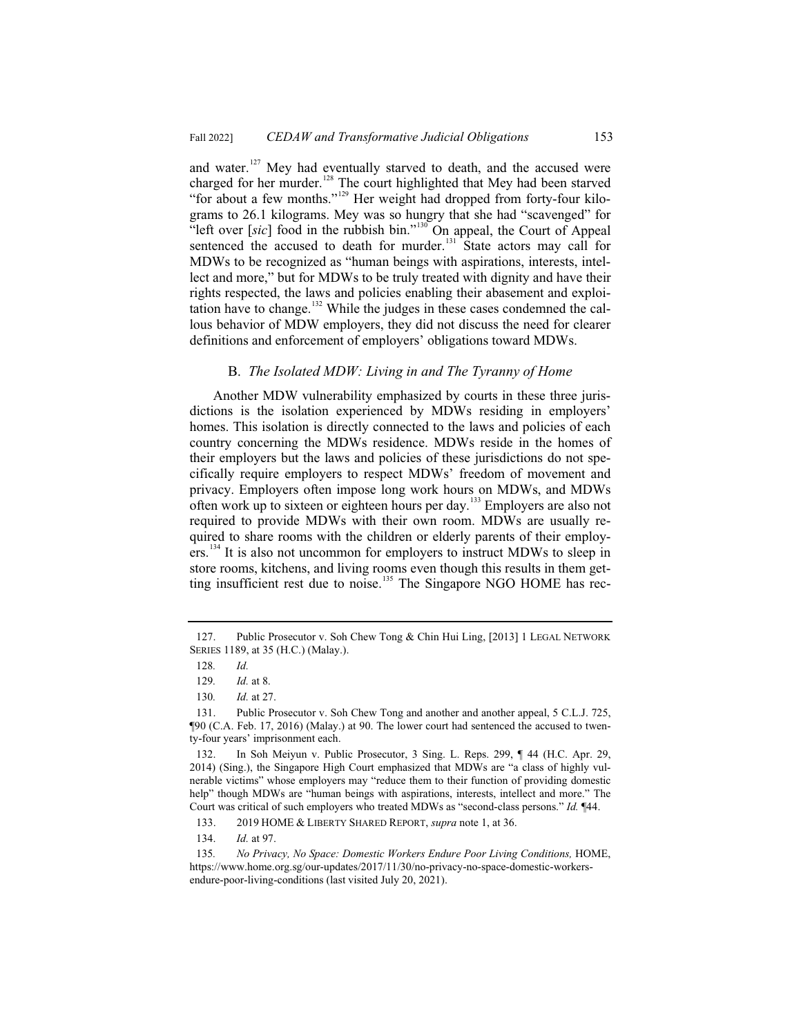and water.[127] Mey had eventually starved to death, and the accused were charged for her murder.[128] The court highlighted that Mey had been starved "for about a few months."[129] Her weight had dropped from forty-four kilograms to 26.1 kilograms. Mey was so hungry that she had "scavenged" for "left over [*sic*] food in the rubbish bin."[130] On appeal, the Court of Appeal sentenced the accused to death for murder.[131] State actors may call for MDWs to be recognized as "human beings with aspirations, interests, intellect and more," but for MDWs to be truly treated with dignity and have their rights respected, the laws and policies enabling their abasement and exploitation have to change.[132] While the judges in these cases condemned the callous behavior of MDW employers, they did not discuss the need for clearer definitions and enforcement of employers' obligations toward MDWs.

### B. *The Isolated MDW: Living in and The Tyranny of Home*

Another MDW vulnerability emphasized by courts in these three jurisdictions is the isolation experienced by MDWs residing in employers' homes. This isolation is directly connected to the laws and policies of each country concerning the MDWs residence. MDWs reside in the homes of their employers but the laws and policies of these jurisdictions do not specifically require employers to respect MDWs' freedom of movement and privacy. Employers often impose long work hours on MDWs, and MDWs often work up to sixteen or eighteen hours per day.[133] Employers are also not required to provide MDWs with their own room. MDWs are usually required to share rooms with the children or elderly parents of their employers.[134] It is also not uncommon for employers to instruct MDWs to sleep in store rooms, kitchens, and living rooms even though this results in them getting insufficient rest due to noise.[135] The Singapore NGO HOME has rec-

---

127. Public Prosecutor v. Soh Chew Tong & Chin Hui Ling, [2013] 1 LEGAL NETWORK SERIES 1189, at 35 (H.C.) (Malay.).

128. *Id.*

129. *Id.* at 8.

130. *Id.* at 27.

131. Public Prosecutor v. Soh Chew Tong and another and another appeal, 5 C.L.J. 725, ¶90 (C.A. Feb. 17, 2016) (Malay.) at 90. The lower court had sentenced the accused to twenty-four years' imprisonment each.

132. In Soh Meiyun v. Public Prosecutor, 3 Sing. L. Reps. 299, ¶ 44 (H.C. Apr. 29, 2014) (Sing.), the Singapore High Court emphasized that MDWs are "a class of highly vulnerable victims" whose employers may "reduce them to their function of providing domestic help" though MDWs are "human beings with aspirations, interests, intellect and more." The Court was critical of such employers who treated MDWs as "second-class persons." *Id.* ¶44.

133. 2019 HOME & LIBERTY SHARED REPORT, *supra* note 1, at 36.

134. *Id.* at 97.

135. *No Privacy, No Space: Domestic Workers Endure Poor Living Conditions,* HOME, https://www.home.org.sg/our-updates/2017/11/30/no-privacy-no-space-domestic-workers-endure-poor-living-conditions (last visited July 20, 2021).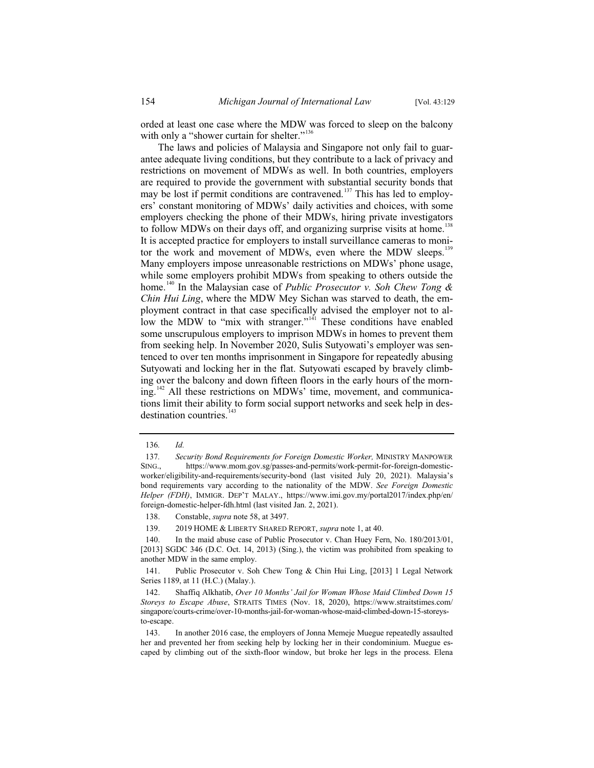orded at least one case where the MDW was forced to sleep on the balcony with only a "shower curtain for shelter."[136]

The laws and policies of Malaysia and Singapore not only fail to guarantee adequate living conditions, but they contribute to a lack of privacy and restrictions on movement of MDWs as well. In both countries, employers are required to provide the government with substantial security bonds that may be lost if permit conditions are contravened.[137] This has led to employers' constant monitoring of MDWs' daily activities and choices, with some employers checking the phone of their MDWs, hiring private investigators to follow MDWs on their days off, and organizing surprise visits at home.[138] It is accepted practice for employers to install surveillance cameras to monitor the work and movement of MDWs, even where the MDW sleeps.[139] Many employers impose unreasonable restrictions on MDWs' phone usage, while some employers prohibit MDWs from speaking to others outside the home.[140] In the Malaysian case of *Public Prosecutor v. Soh Chew Tong & Chin Hui Ling*, where the MDW Mey Sichan was starved to death, the employment contract in that case specifically advised the employer not to allow the MDW to "mix with stranger."[141] These conditions have enabled some unscrupulous employers to imprison MDWs in homes to prevent them from seeking help. In November 2020, Sulis Sutyowati's employer was sentenced to over ten months imprisonment in Singapore for repeatedly abusing Sutyowati and locking her in the flat. Sutyowati escaped by bravely climbing over the balcony and down fifteen floors in the early hours of the morning.[142] All these restrictions on MDWs' time, movement, and communications limit their ability to form social support networks and seek help in destination countries.[143]

---

136. *Id.*

137. *Security Bond Requirements for Foreign Domestic Worker,* MINISTRY MANPOWER SING., https://www.mom.gov.sg/passes-and-permits/work-permit-for-foreign-domestic-worker/eligibility-and-requirements/security-bond (last visited July 20, 2021). Malaysia's bond requirements vary according to the nationality of the MDW. *See Foreign Domestic Helper (FDH)*, IMMIGR. DEP'T MALAY., https://www.imi.gov.my/portal2017/index.php/en/foreign-domestic-helper-fdh.html (last visited Jan. 2, 2021).

138. Constable, *supra* note 58, at 3497.

139. 2019 HOME & LIBERTY SHARED REPORT, *supra* note 1, at 40.

140. In the maid abuse case of Public Prosecutor v. Chan Huey Fern, No. 180/2013/01, [2013] SGDC 346 (D.C. Oct. 14, 2013) (Sing.), the victim was prohibited from speaking to another MDW in the same employ.

141. Public Prosecutor v. Soh Chew Tong & Chin Hui Ling, [2013] 1 Legal Network Series 1189, at 11 (H.C.) (Malay.).

142. Shaffiq Alkhatib, *Over 10 Months' Jail for Woman Whose Maid Climbed Down 15 Storeys to Escape Abuse*, STRAITS TIMES (Nov. 18, 2020), https://www.straitstimes.com/singapore/courts-crime/over-10-months-jail-for-woman-whose-maid-climbed-down-15-storeys-to-escape.

143. In another 2016 case, the employers of Jonna Memeje Muegue repeatedly assaulted her and prevented her from seeking help by locking her in their condominium. Muegue escaped by climbing out of the sixth-floor window, but broke her legs in the process. Elena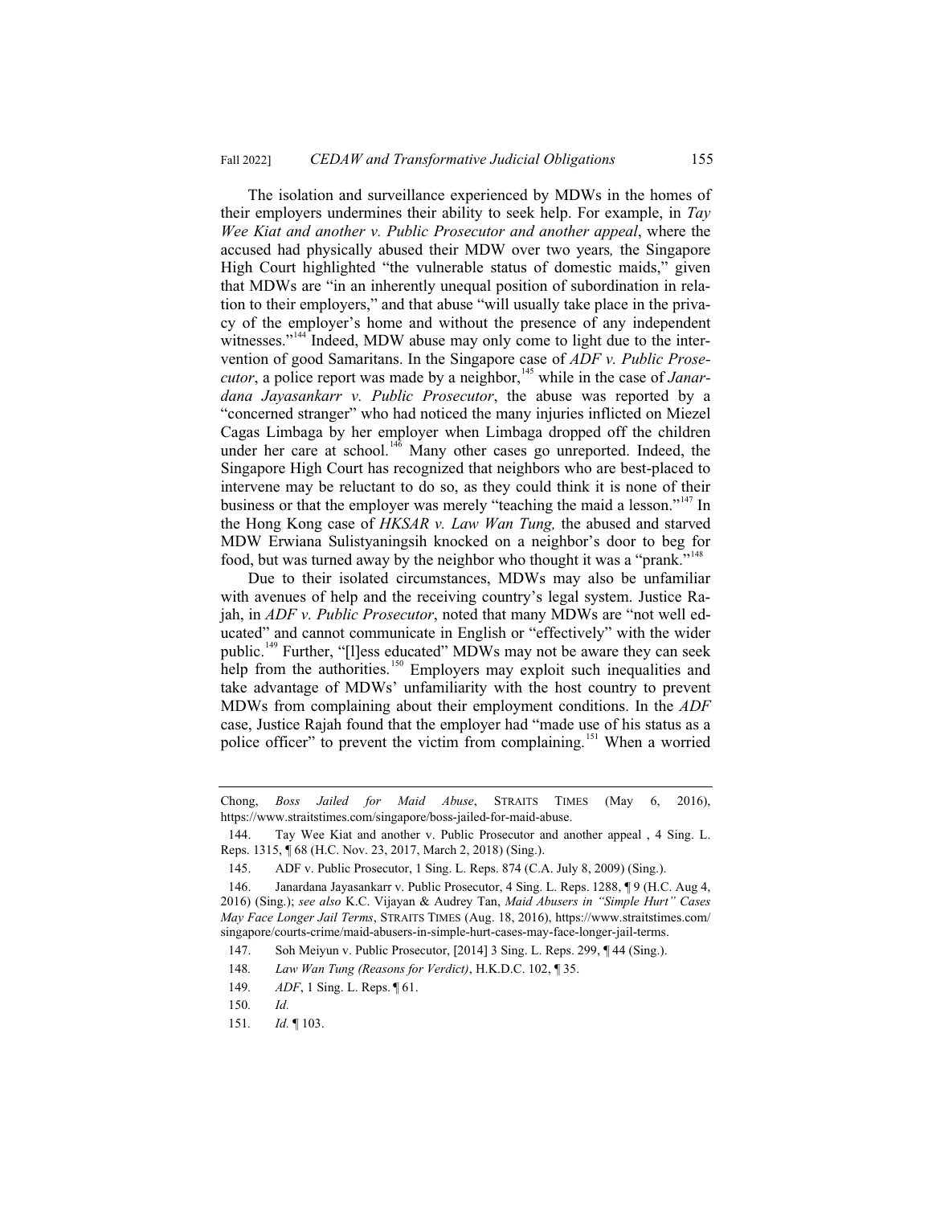The isolation and surveillance experienced by MDWs in the homes of their employers undermines their ability to seek help. For example, in *Tay Wee Kiat and another v. Public Prosecutor and another appeal*, where the accused had physically abused their MDW over two years*,* the Singapore High Court highlighted "the vulnerable status of domestic maids," given that MDWs are "in an inherently unequal position of subordination in relation to their employers," and that abuse "will usually take place in the privacy of the employer's home and without the presence of any independent witnesses."[144] Indeed, MDW abuse may only come to light due to the intervention of good Samaritans. In the Singapore case of *ADF v. Public Prosecutor*, a police report was made by a neighbor,[145] while in the case of *Janardana Jayasankarr v. Public Prosecutor*, the abuse was reported by a "concerned stranger" who had noticed the many injuries inflicted on Miezel Cagas Limbaga by her employer when Limbaga dropped off the children under her care at school.[146] Many other cases go unreported. Indeed, the Singapore High Court has recognized that neighbors who are best-placed to intervene may be reluctant to do so, as they could think it is none of their business or that the employer was merely "teaching the maid a lesson."[147] In the Hong Kong case of *HKSAR v. Law Wan Tung,* the abused and starved MDW Erwiana Sulistyaningsih knocked on a neighbor's door to beg for food, but was turned away by the neighbor who thought it was a "prank."[148]

Due to their isolated circumstances, MDWs may also be unfamiliar with avenues of help and the receiving country's legal system. Justice Rajah, in *ADF v. Public Prosecutor*, noted that many MDWs are "not well educated" and cannot communicate in English or "effectively" with the wider public.[149] Further, "[l]ess educated" MDWs may not be aware they can seek help from the authorities.[150] Employers may exploit such inequalities and take advantage of MDWs' unfamiliarity with the host country to prevent MDWs from complaining about their employment conditions. In the *ADF* case, Justice Rajah found that the employer had "made use of his status as a police officer" to prevent the victim from complaining.[151] When a worried

---

Chong, *Boss Jailed for Maid Abuse*, STRAITS TIMES (May 6, 2016), https://www.straitstimes.com/singapore/boss-jailed-for-maid-abuse.

144. Tay Wee Kiat and another v. Public Prosecutor and another appeal , 4 Sing. L. Reps. 1315, ¶ 68 (H.C. Nov. 23, 2017, March 2, 2018) (Sing.).

145. ADF v. Public Prosecutor, 1 Sing. L. Reps. 874 (C.A. July 8, 2009) (Sing.).

146. Janardana Jayasankarr v. Public Prosecutor, 4 Sing. L. Reps. 1288, ¶ 9 (H.C. Aug 4, 2016) (Sing.); *see also* K.C. Vijayan & Audrey Tan, *Maid Abusers in "Simple Hurt" Cases May Face Longer Jail Terms*, STRAITS TIMES (Aug. 18, 2016), https://www.straitstimes.com/singapore/courts-crime/maid-abusers-in-simple-hurt-cases-may-face-longer-jail-terms.

147. Soh Meiyun v. Public Prosecutor, [2014] 3 Sing. L. Reps. 299, ¶ 44 (Sing.).

148. *Law Wan Tung (Reasons for Verdict)*, H.K.D.C. 102, ¶ 35.

149. *ADF*, 1 Sing. L. Reps. ¶ 61.

150. *Id.*

151. *Id.* ¶ 103.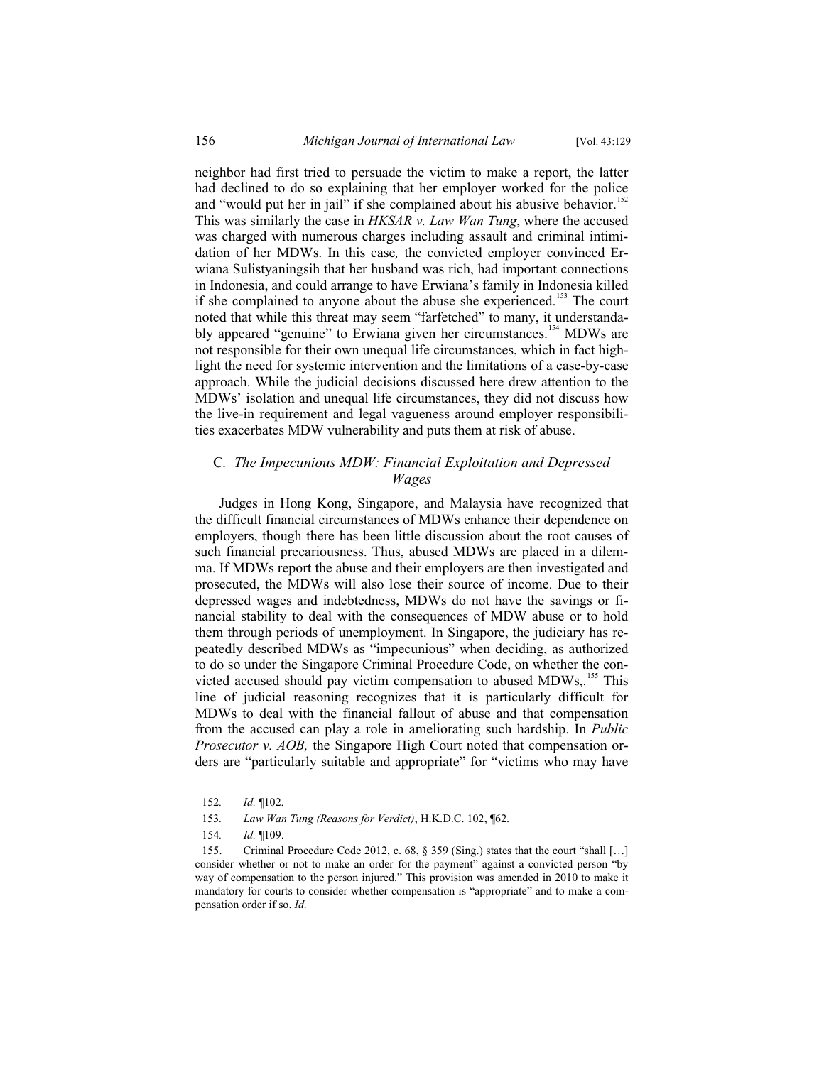neighbor had first tried to persuade the victim to make a report, the latter had declined to do so explaining that her employer worked for the police and "would put her in jail" if she complained about his abusive behavior.[152] This was similarly the case in *HKSAR v. Law Wan Tung*, where the accused was charged with numerous charges including assault and criminal intimidation of her MDWs. In this case*,* the convicted employer convinced Erwiana Sulistyaningsih that her husband was rich, had important connections in Indonesia, and could arrange to have Erwiana's family in Indonesia killed if she complained to anyone about the abuse she experienced.[153] The court noted that while this threat may seem "farfetched" to many, it understandably appeared "genuine" to Erwiana given her circumstances.[154] MDWs are not responsible for their own unequal life circumstances, which in fact highlight the need for systemic intervention and the limitations of a case-by-case approach. While the judicial decisions discussed here drew attention to the MDWs' isolation and unequal life circumstances, they did not discuss how the live-in requirement and legal vagueness around employer responsibilities exacerbates MDW vulnerability and puts them at risk of abuse.

### C*. The Impecunious MDW: Financial Exploitation and Depressed Wages*

Judges in Hong Kong, Singapore, and Malaysia have recognized that the difficult financial circumstances of MDWs enhance their dependence on employers, though there has been little discussion about the root causes of such financial precariousness. Thus, abused MDWs are placed in a dilemma. If MDWs report the abuse and their employers are then investigated and prosecuted, the MDWs will also lose their source of income. Due to their depressed wages and indebtedness, MDWs do not have the savings or financial stability to deal with the consequences of MDW abuse or to hold them through periods of unemployment. In Singapore, the judiciary has repeatedly described MDWs as "impecunious" when deciding, as authorized to do so under the Singapore Criminal Procedure Code, on whether the convicted accused should pay victim compensation to abused MDWs,.[155] This line of judicial reasoning recognizes that it is particularly difficult for MDWs to deal with the financial fallout of abuse and that compensation from the accused can play a role in ameliorating such hardship. In *Public Prosecutor v. AOB,* the Singapore High Court noted that compensation orders are "particularly suitable and appropriate" for "victims who may have

---

152. *Id.* ¶102.

153. *Law Wan Tung (Reasons for Verdict)*, H.K.D.C. 102, ¶62.

154. *Id.* ¶109.

155. Criminal Procedure Code 2012, c. 68, § 359 (Sing.) states that the court "shall […] consider whether or not to make an order for the payment" against a convicted person "by way of compensation to the person injured." This provision was amended in 2010 to make it mandatory for courts to consider whether compensation is "appropriate" and to make a compensation order if so. *Id.*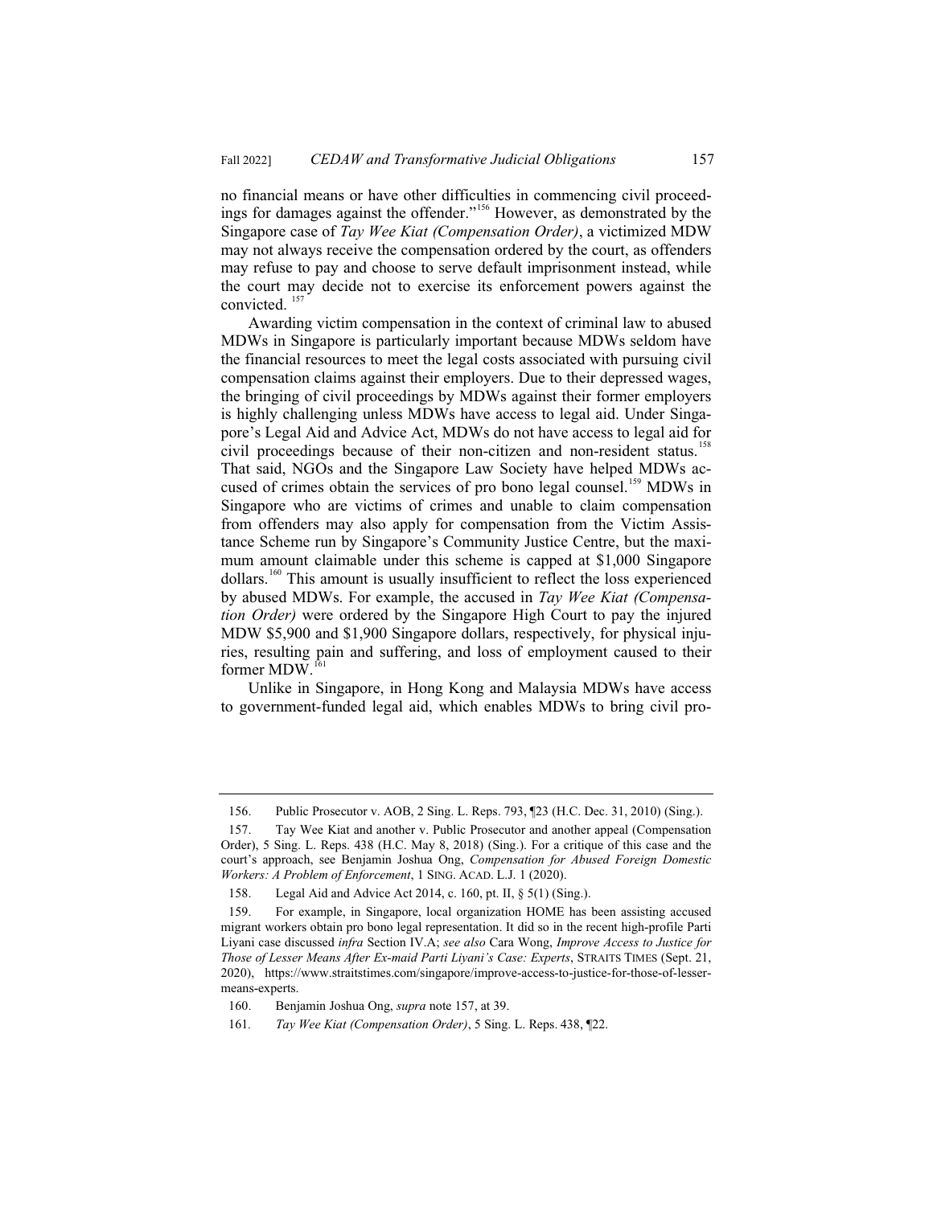no financial means or have other difficulties in commencing civil proceedings for damages against the offender."[156] However, as demonstrated by the Singapore case of *Tay Wee Kiat (Compensation Order)*, a victimized MDW may not always receive the compensation ordered by the court, as offenders may refuse to pay and choose to serve default imprisonment instead, while the court may decide not to exercise its enforcement powers against the convicted.[157]

Awarding victim compensation in the context of criminal law to abused MDWs in Singapore is particularly important because MDWs seldom have the financial resources to meet the legal costs associated with pursuing civil compensation claims against their employers. Due to their depressed wages, the bringing of civil proceedings by MDWs against their former employers is highly challenging unless MDWs have access to legal aid. Under Singapore's Legal Aid and Advice Act, MDWs do not have access to legal aid for civil proceedings because of their non-citizen and non-resident status.[158] That said, NGOs and the Singapore Law Society have helped MDWs accused of crimes obtain the services of pro bono legal counsel.[159] MDWs in Singapore who are victims of crimes and unable to claim compensation from offenders may also apply for compensation from the Victim Assistance Scheme run by Singapore's Community Justice Centre, but the maximum amount claimable under this scheme is capped at $1,000 Singapore dollars.[160] This amount is usually insufficient to reflect the loss experienced by abused MDWs. For example, the accused in *Tay Wee Kiat (Compensation Order)* were ordered by the Singapore High Court to pay the injured MDW $5,900 and $1,900 Singapore dollars, respectively, for physical injuries, resulting pain and suffering, and loss of employment caused to their former MDW.[161]

Unlike in Singapore, in Hong Kong and Malaysia MDWs have access to government-funded legal aid, which enables MDWs to bring civil pro-

---

156. Public Prosecutor v. AOB, 2 Sing. L. Reps. 793, ¶23 (H.C. Dec. 31, 2010) (Sing.).

157. Tay Wee Kiat and another v. Public Prosecutor and another appeal (Compensation Order), 5 Sing. L. Reps. 438 (H.C. May 8, 2018) (Sing.). For a critique of this case and the court's approach, see Benjamin Joshua Ong, *Compensation for Abused Foreign Domestic Workers: A Problem of Enforcement*, 1 SING. ACAD. L.J. 1 (2020).

158. Legal Aid and Advice Act 2014, c. 160, pt. II, § 5(1) (Sing.).

159. For example, in Singapore, local organization HOME has been assisting accused migrant workers obtain pro bono legal representation. It did so in the recent high-profile Parti Liyani case discussed *infra* Section IV.A; *see also* Cara Wong, *Improve Access to Justice for Those of Lesser Means After Ex-maid Parti Liyani's Case: Experts*, STRAITS TIMES (Sept. 21, 2020), https://www.straitstimes.com/singapore/improve-access-to-justice-for-those-of-lesser-means-experts.

160. Benjamin Joshua Ong, *supra* note 157, at 39.

161. *Tay Wee Kiat (Compensation Order)*, 5 Sing. L. Reps. 438, ¶22.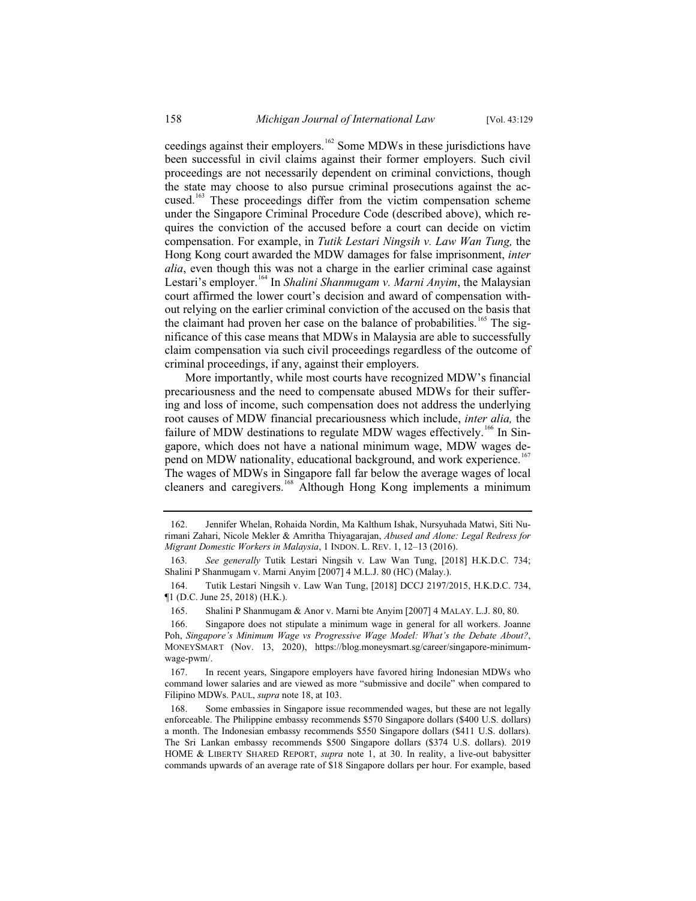ceedings against their employers.[162] Some MDWs in these jurisdictions have been successful in civil claims against their former employers. Such civil proceedings are not necessarily dependent on criminal convictions, though the state may choose to also pursue criminal prosecutions against the accused.[163] These proceedings differ from the victim compensation scheme under the Singapore Criminal Procedure Code (described above), which requires the conviction of the accused before a court can decide on victim compensation. For example, in *Tutik Lestari Ningsih v. Law Wan Tung,* the Hong Kong court awarded the MDW damages for false imprisonment, *inter alia*, even though this was not a charge in the earlier criminal case against Lestari's employer.[164] In *Shalini Shanmugam v. Marni Anyim*, the Malaysian court affirmed the lower court's decision and award of compensation without relying on the earlier criminal conviction of the accused on the basis that the claimant had proven her case on the balance of probabilities.[165] The significance of this case means that MDWs in Malaysia are able to successfully claim compensation via such civil proceedings regardless of the outcome of criminal proceedings, if any, against their employers.

More importantly, while most courts have recognized MDW's financial precariousness and the need to compensate abused MDWs for their suffering and loss of income, such compensation does not address the underlying root causes of MDW financial precariousness which include, *inter alia,* the failure of MDW destinations to regulate MDW wages effectively.[166] In Singapore, which does not have a national minimum wage, MDW wages depend on MDW nationality, educational background, and work experience.[167] The wages of MDWs in Singapore fall far below the average wages of local cleaners and caregivers.[168] Although Hong Kong implements a minimum

162. Jennifer Whelan, Rohaida Nordin, Ma Kalthum Ishak, Nursyuhada Matwi, Siti Nurimani Zahari, Nicole Mekler & Amritha Thiyagarajan, *Abused and Alone: Legal Redress for Migrant Domestic Workers in Malaysia*, 1 INDON. L. REV. 1, 12–13 (2016).

163. *See generally* Tutik Lestari Ningsih v. Law Wan Tung, [2018] H.K.D.C. 734; Shalini P Shanmugam v. Marni Anyim [2007] 4 M.L.J. 80 (HC) (Malay.).

164. Tutik Lestari Ningsih v. Law Wan Tung, [2018] DCCJ 2197/2015, H.K.D.C. 734, ¶1 (D.C. June 25, 2018) (H.K.).

165. Shalini P Shanmugam & Anor v. Marni bte Anyim [2007] 4 MALAY. L.J. 80, 80.

166. Singapore does not stipulate a minimum wage in general for all workers. Joanne Poh, *Singapore's Minimum Wage vs Progressive Wage Model: What's the Debate About?*, MONEYSMART (Nov. 13, 2020), https://blog.moneysmart.sg/career/singapore-minimum-wage-pwm/.

167. In recent years, Singapore employers have favored hiring Indonesian MDWs who command lower salaries and are viewed as more "submissive and docile" when compared to Filipino MDWs. PAUL, *supra* note 18, at 103.

168. Some embassies in Singapore issue recommended wages, but these are not legally enforceable. The Philippine embassy recommends $570 Singapore dollars ($400 U.S. dollars) a month. The Indonesian embassy recommends $550 Singapore dollars ($411 U.S. dollars). The Sri Lankan embassy recommends $500 Singapore dollars ($374 U.S. dollars). 2019 HOME & LIBERTY SHARED REPORT, *supra* note 1, at 30. In reality, a live-out babysitter commands upwards of an average rate of $18 Singapore dollars per hour. For example, based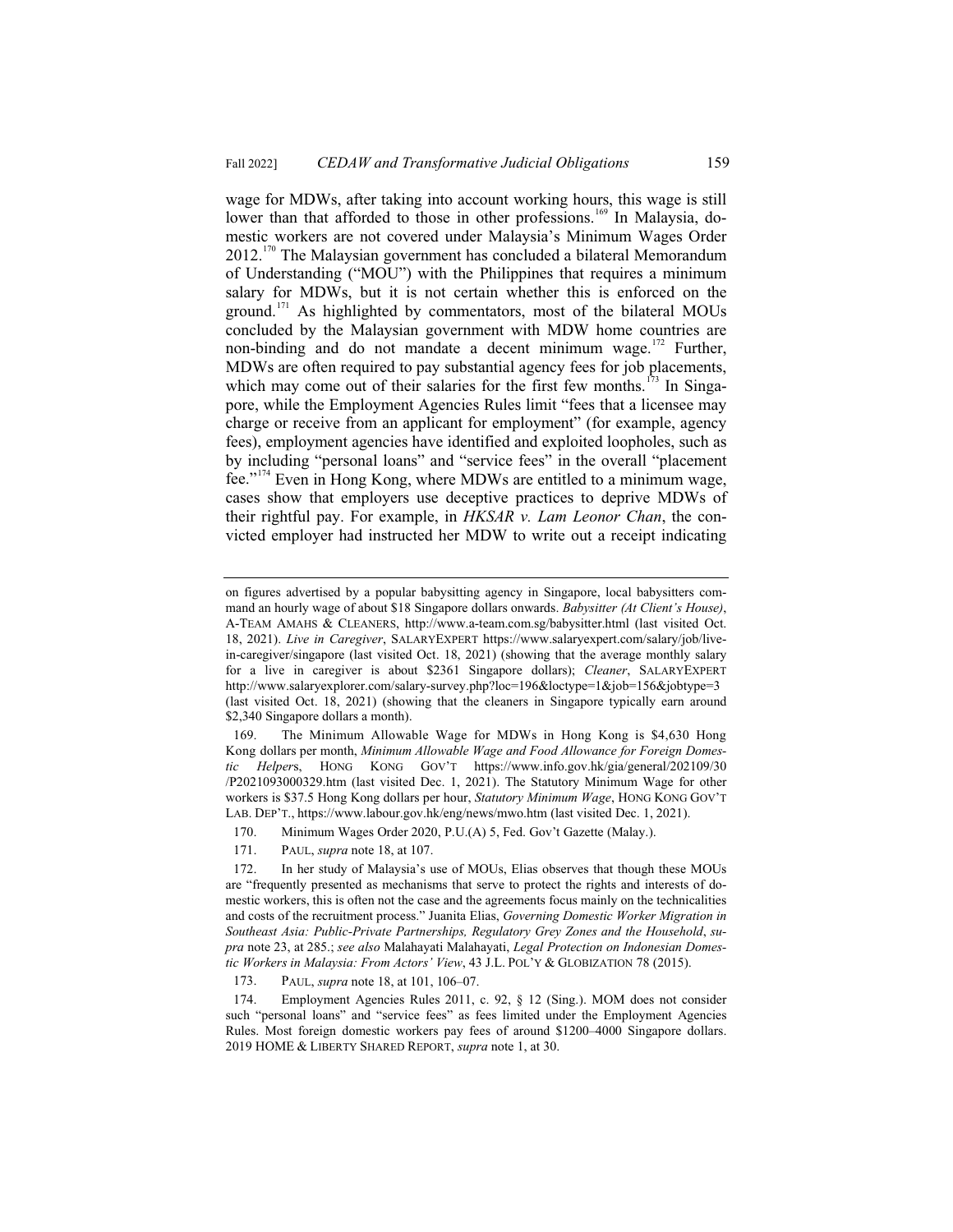wage for MDWs, after taking into account working hours, this wage is still lower than that afforded to those in other professions.[169] In Malaysia, domestic workers are not covered under Malaysia's Minimum Wages Order 2012.[170] The Malaysian government has concluded a bilateral Memorandum of Understanding ("MOU") with the Philippines that requires a minimum salary for MDWs, but it is not certain whether this is enforced on the ground.[171] As highlighted by commentators, most of the bilateral MOUs concluded by the Malaysian government with MDW home countries are non-binding and do not mandate a decent minimum wage.[172] Further, MDWs are often required to pay substantial agency fees for job placements, which may come out of their salaries for the first few months.[173] In Singapore, while the Employment Agencies Rules limit "fees that a licensee may charge or receive from an applicant for employment" (for example, agency fees), employment agencies have identified and exploited loopholes, such as by including "personal loans" and "service fees" in the overall "placement fee."[174] Even in Hong Kong, where MDWs are entitled to a minimum wage, cases show that employers use deceptive practices to deprive MDWs of their rightful pay. For example, in *HKSAR v. Lam Leonor Chan*, the convicted employer had instructed her MDW to write out a receipt indicating

---

on figures advertised by a popular babysitting agency in Singapore, local babysitters command an hourly wage of about $18 Singapore dollars onwards. *Babysitter (At Client's House)*, A-TEAM AMAHS & CLEANERS, http://www.a-team.com.sg/babysitter.html (last visited Oct. 18, 2021). *Live in Caregiver*, SALARYEXPERT https://www.salaryexpert.com/salary/job/live-in-caregiver/singapore (last visited Oct. 18, 2021) (showing that the average monthly salary for a live in caregiver is about $2361 Singapore dollars); *Cleaner*, SALARYEXPERT http://www.salaryexplorer.com/salary-survey.php?loc=196&loctype=1&job=156&jobtype=3 (last visited Oct. 18, 2021) (showing that the cleaners in Singapore typically earn around $2,340 Singapore dollars a month).

169. The Minimum Allowable Wage for MDWs in Hong Kong is $4,630 Hong Kong dollars per month, *Minimum Allowable Wage and Food Allowance for Foreign Domestic Helpers*, HONG KONG GOV'T https://www.info.gov.hk/gia/general/202109/30/P2021093000329.htm (last visited Dec. 1, 2021). The Statutory Minimum Wage for other workers is $37.5 Hong Kong dollars per hour, *Statutory Minimum Wage*, HONG KONG GOV'T LAB. DEP'T., https://www.labour.gov.hk/eng/news/mwo.htm (last visited Dec. 1, 2021).

170. Minimum Wages Order 2020, P.U.(A) 5, Fed. Gov't Gazette (Malay.).

171. PAUL, *supra* note 18, at 107.

172. In her study of Malaysia's use of MOUs, Elias observes that though these MOUs are "frequently presented as mechanisms that serve to protect the rights and interests of domestic workers, this is often not the case and the agreements focus mainly on the technicalities and costs of the recruitment process." Juanita Elias, *Governing Domestic Worker Migration in Southeast Asia: Public-Private Partnerships, Regulatory Grey Zones and the Household*, *supra* note 23, at 285.; *see also* Malahayati Malahayati, *Legal Protection on Indonesian Domestic Workers in Malaysia: From Actors' View*, 43 J.L. POL'Y & GLOBIZATION 78 (2015).

173. PAUL, *supra* note 18, at 101, 106–07.

174. Employment Agencies Rules 2011, c. 92, § 12 (Sing.). MOM does not consider such "personal loans" and "service fees" as fees limited under the Employment Agencies Rules. Most foreign domestic workers pay fees of around $1200–4000 Singapore dollars. 2019 HOME & LIBERTY SHARED REPORT, *supra* note 1, at 30.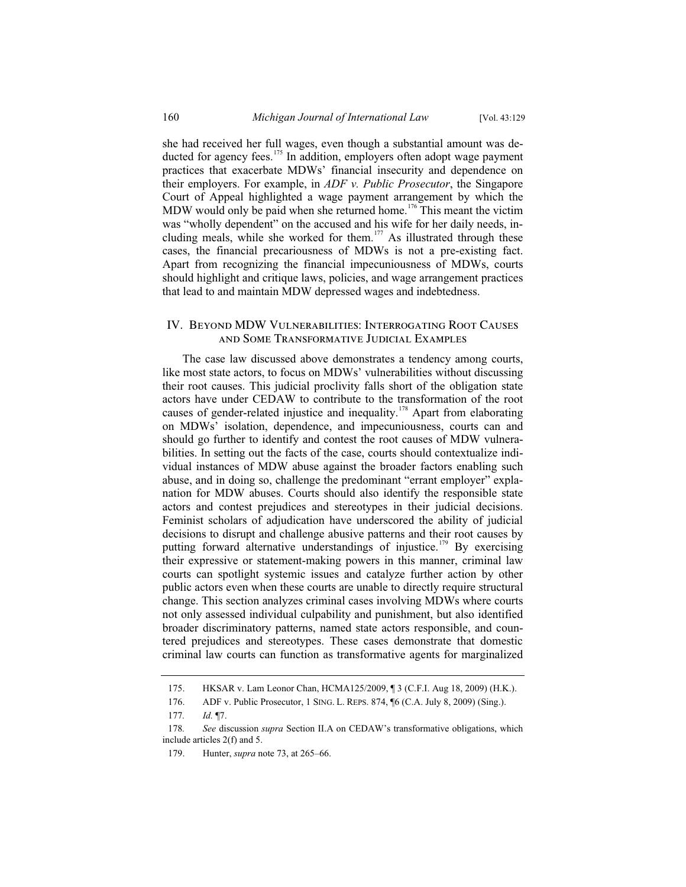she had received her full wages, even though a substantial amount was deducted for agency fees.[175] In addition, employers often adopt wage payment practices that exacerbate MDWs' financial insecurity and dependence on their employers. For example, in *ADF v. Public Prosecutor*, the Singapore Court of Appeal highlighted a wage payment arrangement by which the MDW would only be paid when she returned home.[176] This meant the victim was "wholly dependent" on the accused and his wife for her daily needs, including meals, while she worked for them.[177] As illustrated through these cases, the financial precariousness of MDWs is not a pre-existing fact. Apart from recognizing the financial impecuniousness of MDWs, courts should highlight and critique laws, policies, and wage arrangement practices that lead to and maintain MDW depressed wages and indebtedness.

## IV. Beyond MDW Vulnerabilities: Interrogating Root Causes and Some Transformative Judicial Examples

The case law discussed above demonstrates a tendency among courts, like most state actors, to focus on MDWs' vulnerabilities without discussing their root causes. This judicial proclivity falls short of the obligation state actors have under CEDAW to contribute to the transformation of the root causes of gender-related injustice and inequality.[178] Apart from elaborating on MDWs' isolation, dependence, and impecuniousness, courts can and should go further to identify and contest the root causes of MDW vulnerabilities. In setting out the facts of the case, courts should contextualize individual instances of MDW abuse against the broader factors enabling such abuse, and in doing so, challenge the predominant "errant employer" explanation for MDW abuses. Courts should also identify the responsible state actors and contest prejudices and stereotypes in their judicial decisions. Feminist scholars of adjudication have underscored the ability of judicial decisions to disrupt and challenge abusive patterns and their root causes by putting forward alternative understandings of injustice.[179] By exercising their expressive or statement-making powers in this manner, criminal law courts can spotlight systemic issues and catalyze further action by other public actors even when these courts are unable to directly require structural change. This section analyzes criminal cases involving MDWs where courts not only assessed individual culpability and punishment, but also identified broader discriminatory patterns, named state actors responsible, and countered prejudices and stereotypes. These cases demonstrate that domestic criminal law courts can function as transformative agents for marginalized

---

175. HKSAR v. Lam Leonor Chan, HCMA125/2009, ¶ 3 (C.F.I. Aug 18, 2009) (H.K.).

176. ADF v. Public Prosecutor, 1 Sing. L. Reps. 874, ¶6 (C.A. July 8, 2009) (Sing.).

177. *Id.* ¶7.

178. *See* discussion *supra* Section II.A on CEDAW's transformative obligations, which include articles 2(f) and 5.

179. Hunter, *supra* note 73, at 265–66.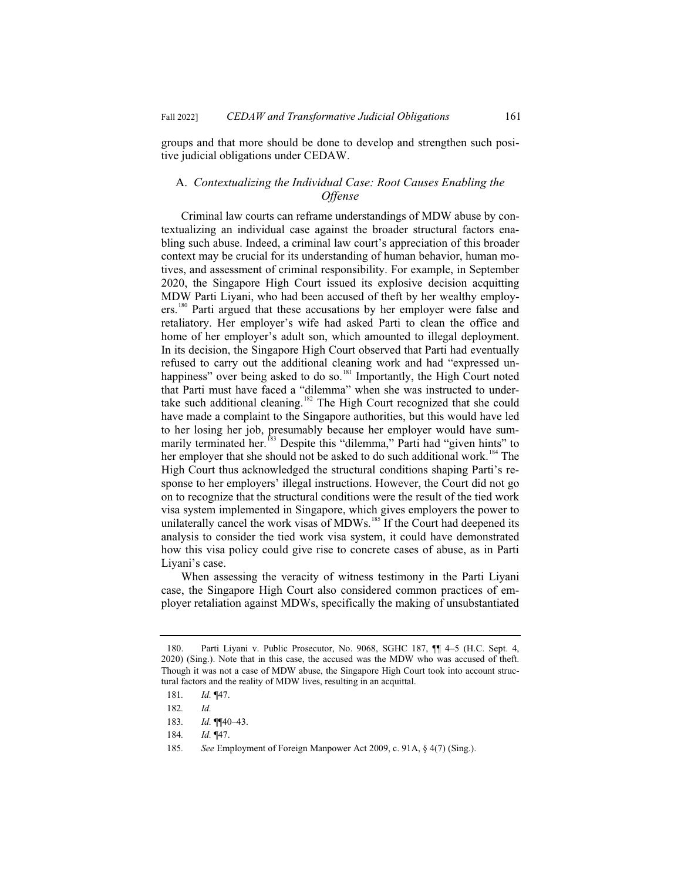groups and that more should be done to develop and strengthen such positive judicial obligations under CEDAW.

### A. *Contextualizing the Individual Case: Root Causes Enabling the Offense*

Criminal law courts can reframe understandings of MDW abuse by contextualizing an individual case against the broader structural factors enabling such abuse. Indeed, a criminal law court's appreciation of this broader context may be crucial for its understanding of human behavior, human motives, and assessment of criminal responsibility. For example, in September 2020, the Singapore High Court issued its explosive decision acquitting MDW Parti Liyani, who had been accused of theft by her wealthy employers.[180] Parti argued that these accusations by her employer were false and retaliatory. Her employer's wife had asked Parti to clean the office and home of her employer's adult son, which amounted to illegal deployment. In its decision, the Singapore High Court observed that Parti had eventually refused to carry out the additional cleaning work and had "expressed unhappiness" over being asked to do so.[181] Importantly, the High Court noted that Parti must have faced a "dilemma" when she was instructed to undertake such additional cleaning.[182] The High Court recognized that she could have made a complaint to the Singapore authorities, but this would have led to her losing her job, presumably because her employer would have summarily terminated her.[183] Despite this "dilemma," Parti had "given hints" to her employer that she should not be asked to do such additional work.[184] The High Court thus acknowledged the structural conditions shaping Parti's response to her employers' illegal instructions. However, the Court did not go on to recognize that the structural conditions were the result of the tied work visa system implemented in Singapore, which gives employers the power to unilaterally cancel the work visas of MDWs.[185] If the Court had deepened its analysis to consider the tied work visa system, it could have demonstrated how this visa policy could give rise to concrete cases of abuse, as in Parti Liyani's case.

When assessing the veracity of witness testimony in the Parti Liyani case, the Singapore High Court also considered common practices of employer retaliation against MDWs, specifically the making of unsubstantiated

---

180. Parti Liyani v. Public Prosecutor, No. 9068, SGHC 187, ¶¶ 4–5 (H.C. Sept. 4, 2020) (Sing.). Note that in this case, the accused was the MDW who was accused of theft. Though it was not a case of MDW abuse, the Singapore High Court took into account structural factors and the reality of MDW lives, resulting in an acquittal.

181. *Id.* ¶47.

182. *Id.*

183. *Id.* ¶¶40–43.

184. *Id.* ¶47.

185. *See* Employment of Foreign Manpower Act 2009, c. 91A, § 4(7) (Sing.).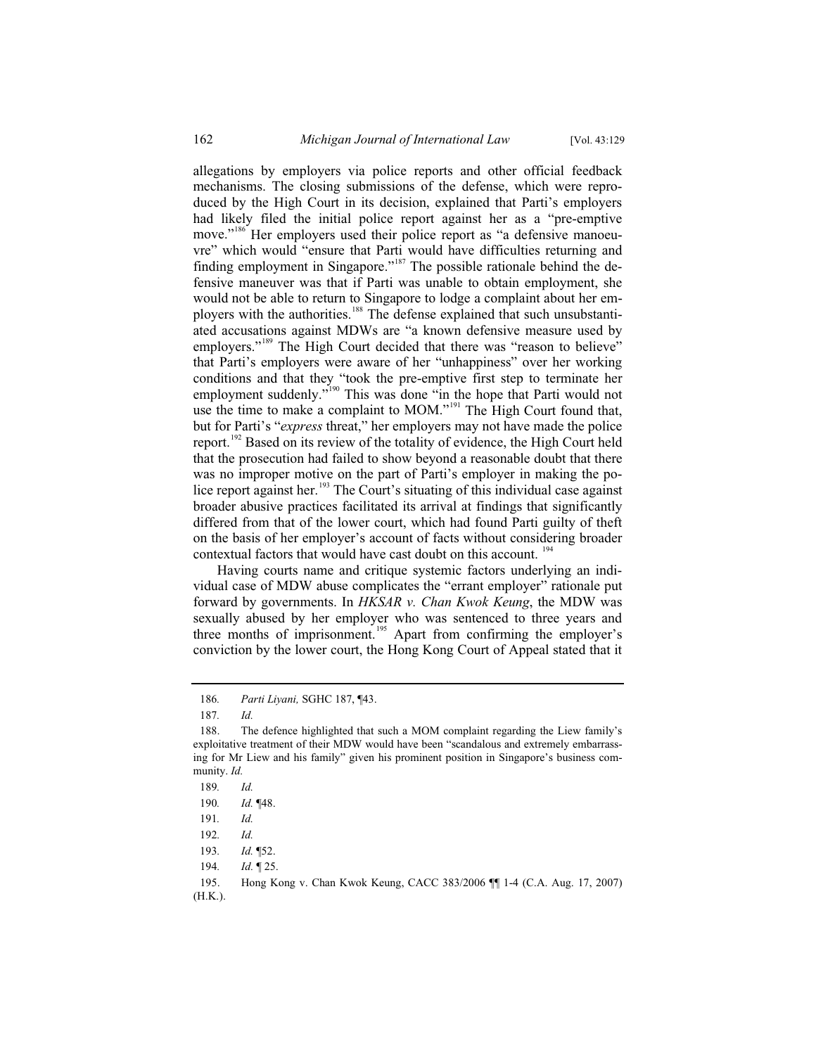allegations by employers via police reports and other official feedback mechanisms. The closing submissions of the defense, which were reproduced by the High Court in its decision, explained that Parti's employers had likely filed the initial police report against her as a "pre-emptive move."[186] Her employers used their police report as "a defensive manoeuvre" which would "ensure that Parti would have difficulties returning and finding employment in Singapore."[187] The possible rationale behind the defensive maneuver was that if Parti was unable to obtain employment, she would not be able to return to Singapore to lodge a complaint about her employers with the authorities.[188] The defense explained that such unsubstantiated accusations against MDWs are "a known defensive measure used by employers."[189] The High Court decided that there was "reason to believe" that Parti's employers were aware of her "unhappiness" over her working conditions and that they "took the pre-emptive first step to terminate her employment suddenly."[190] This was done "in the hope that Parti would not use the time to make a complaint to MOM."[191] The High Court found that, but for Parti's "*express* threat," her employers may not have made the police report.[192] Based on its review of the totality of evidence, the High Court held that the prosecution had failed to show beyond a reasonable doubt that there was no improper motive on the part of Parti's employer in making the police report against her.[193] The Court's situating of this individual case against broader abusive practices facilitated its arrival at findings that significantly differed from that of the lower court, which had found Parti guilty of theft on the basis of her employer's account of facts without considering broader contextual factors that would have cast doubt on this account.[194]

Having courts name and critique systemic factors underlying an individual case of MDW abuse complicates the "errant employer" rationale put forward by governments. In *HKSAR v. Chan Kwok Keung*, the MDW was sexually abused by her employer who was sentenced to three years and three months of imprisonment.[195] Apart from confirming the employer's conviction by the lower court, the Hong Kong Court of Appeal stated that it

---

186. *Parti Liyani,* SGHC 187, ¶43.

187. *Id.*

188. The defence highlighted that such a MOM complaint regarding the Liew family's exploitative treatment of their MDW would have been "scandalous and extremely embarrassing for Mr Liew and his family" given his prominent position in Singapore's business community. *Id.*

189. *Id.*

190. *Id.* ¶48.

191. *Id.*

192. *Id.*

193. *Id.* ¶52.

194. *Id.* ¶ 25.

195. Hong Kong v. Chan Kwok Keung, CACC 383/2006 ¶¶ 1-4 (C.A. Aug. 17, 2007) (H.K.).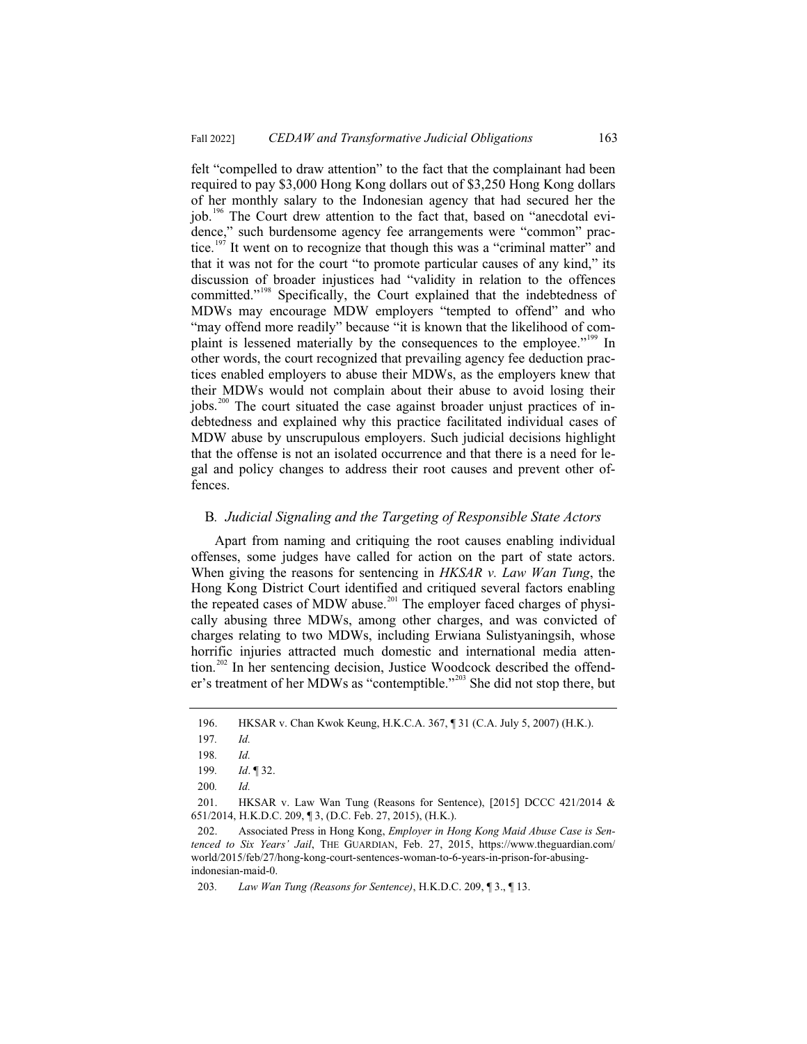felt "compelled to draw attention" to the fact that the complainant had been required to pay $3,000 Hong Kong dollars out of $3,250 Hong Kong dollars of her monthly salary to the Indonesian agency that had secured her the job.[196] The Court drew attention to the fact that, based on "anecdotal evidence," such burdensome agency fee arrangements were "common" practice.[197] It went on to recognize that though this was a "criminal matter" and that it was not for the court "to promote particular causes of any kind," its discussion of broader injustices had "validity in relation to the offences committed."[198] Specifically, the Court explained that the indebtedness of MDWs may encourage MDW employers "tempted to offend" and who "may offend more readily" because "it is known that the likelihood of complaint is lessened materially by the consequences to the employee."[199] In other words, the court recognized that prevailing agency fee deduction practices enabled employers to abuse their MDWs, as the employers knew that their MDWs would not complain about their abuse to avoid losing their jobs.[200] The court situated the case against broader unjust practices of indebtedness and explained why this practice facilitated individual cases of MDW abuse by unscrupulous employers. Such judicial decisions highlight that the offense is not an isolated occurrence and that there is a need for legal and policy changes to address their root causes and prevent other offences.

## B. *Judicial Signaling and the Targeting of Responsible State Actors*

Apart from naming and critiquing the root causes enabling individual offenses, some judges have called for action on the part of state actors. When giving the reasons for sentencing in *HKSAR v. Law Wan Tung*, the Hong Kong District Court identified and critiqued several factors enabling the repeated cases of MDW abuse.[201] The employer faced charges of physically abusing three MDWs, among other charges, and was convicted of charges relating to two MDWs, including Erwiana Sulistyaningsih, whose horrific injuries attracted much domestic and international media attention.[202] In her sentencing decision, Justice Woodcock described the offender's treatment of her MDWs as "contemptible."[203] She did not stop there, but

---

196. HKSAR v. Chan Kwok Keung, H.K.C.A. 367, ¶ 31 (C.A. July 5, 2007) (H.K.).

197. *Id.*

198. *Id.*

199. *Id*. ¶ 32.

200. *Id.*

201. HKSAR v. Law Wan Tung (Reasons for Sentence), [2015] DCCC 421/2014 & 651/2014, H.K.D.C. 209, ¶ 3, (D.C. Feb. 27, 2015), (H.K.).

202. Associated Press in Hong Kong, *Employer in Hong Kong Maid Abuse Case is Sentenced to Six Years' Jail*, THE GUARDIAN, Feb. 27, 2015, https://www.theguardian.com/world/2015/feb/27/hong-kong-court-sentences-woman-to-6-years-in-prison-for-abusing-indonesian-maid-0.

203. *Law Wan Tung (Reasons for Sentence)*, H.K.D.C. 209, ¶ 3., ¶ 13.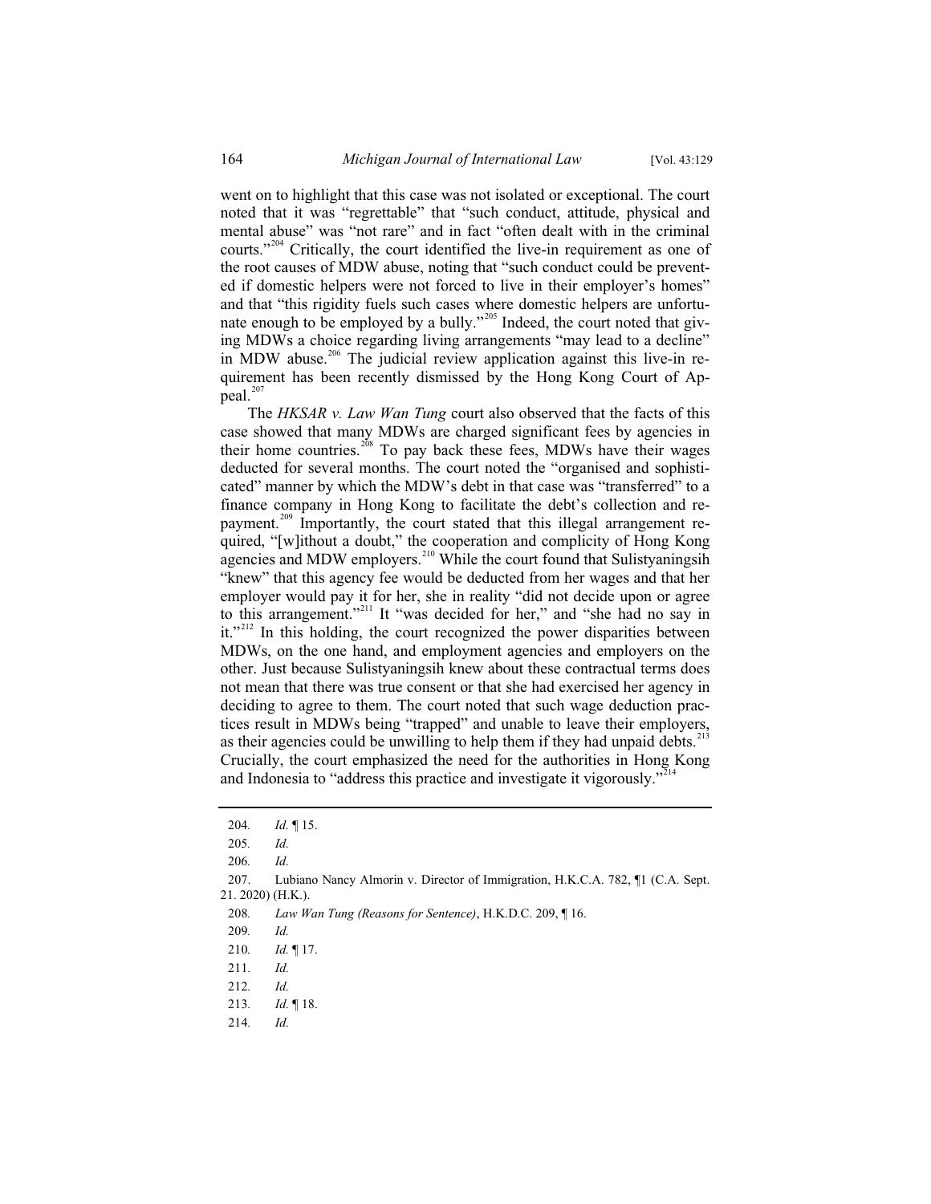went on to highlight that this case was not isolated or exceptional. The court noted that it was "regrettable" that "such conduct, attitude, physical and mental abuse" was "not rare" and in fact "often dealt with in the criminal courts."[204] Critically, the court identified the live-in requirement as one of the root causes of MDW abuse, noting that "such conduct could be prevented if domestic helpers were not forced to live in their employer's homes" and that "this rigidity fuels such cases where domestic helpers are unfortunate enough to be employed by a bully."[205] Indeed, the court noted that giving MDWs a choice regarding living arrangements "may lead to a decline" in MDW abuse.[206] The judicial review application against this live-in requirement has been recently dismissed by the Hong Kong Court of Appeal.[207]

The *HKSAR v. Law Wan Tung* court also observed that the facts of this case showed that many MDWs are charged significant fees by agencies in their home countries.[208] To pay back these fees, MDWs have their wages deducted for several months. The court noted the "organised and sophisticated" manner by which the MDW's debt in that case was "transferred" to a finance company in Hong Kong to facilitate the debt's collection and repayment.[209] Importantly, the court stated that this illegal arrangement required, "[w]ithout a doubt," the cooperation and complicity of Hong Kong agencies and MDW employers.[210] While the court found that Sulistyaningsih "knew" that this agency fee would be deducted from her wages and that her employer would pay it for her, she in reality "did not decide upon or agree to this arrangement."[211] It "was decided for her," and "she had no say in it."[212] In this holding, the court recognized the power disparities between MDWs, on the one hand, and employment agencies and employers on the other. Just because Sulistyaningsih knew about these contractual terms does not mean that there was true consent or that she had exercised her agency in deciding to agree to them. The court noted that such wage deduction practices result in MDWs being "trapped" and unable to leave their employers, as their agencies could be unwilling to help them if they had unpaid debts.[213] Crucially, the court emphasized the need for the authorities in Hong Kong and Indonesia to "address this practice and investigate it vigorously."[214]

---

204. *Id.* ¶ 15.

205. *Id.*

206. *Id.*

207. Lubiano Nancy Almorin v. Director of Immigration, H.K.C.A. 782, ¶1 (C.A. Sept. 21. 2020) (H.K.).

208. *Law Wan Tung (Reasons for Sentence)*, H.K.D.C. 209, ¶ 16.

209. *Id.*

210. *Id.* ¶ 17.

211. *Id.*

212. *Id.*

213. *Id.* ¶ 18.

214. *Id.*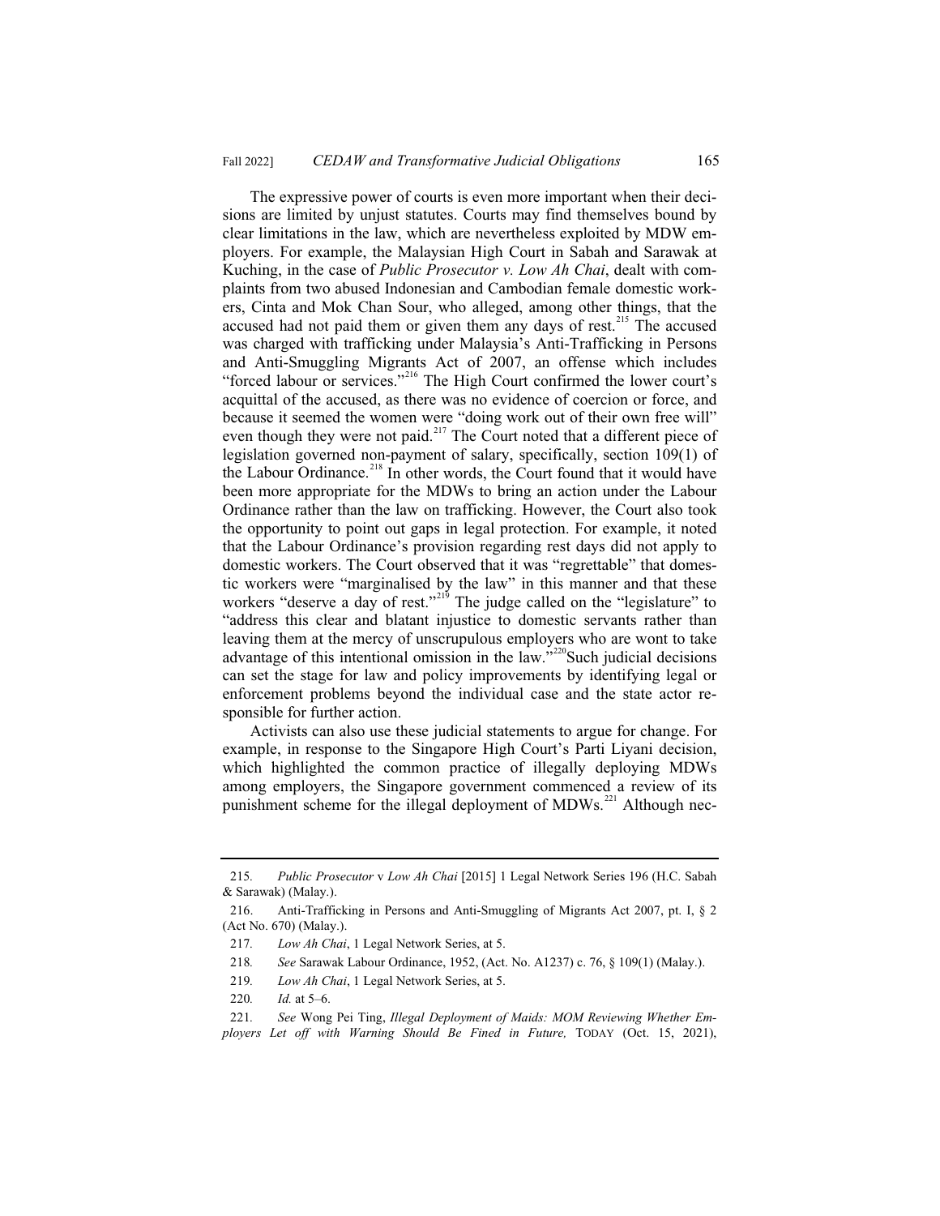The expressive power of courts is even more important when their decisions are limited by unjust statutes. Courts may find themselves bound by clear limitations in the law, which are nevertheless exploited by MDW employers. For example, the Malaysian High Court in Sabah and Sarawak at Kuching, in the case of *Public Prosecutor v. Low Ah Chai*, dealt with complaints from two abused Indonesian and Cambodian female domestic workers, Cinta and Mok Chan Sour, who alleged, among other things, that the accused had not paid them or given them any days of rest.[215] The accused was charged with trafficking under Malaysia's Anti-Trafficking in Persons and Anti-Smuggling Migrants Act of 2007, an offense which includes "forced labour or services."[216] The High Court confirmed the lower court's acquittal of the accused, as there was no evidence of coercion or force, and because it seemed the women were "doing work out of their own free will" even though they were not paid.[217] The Court noted that a different piece of legislation governed non-payment of salary, specifically, section 109(1) of the Labour Ordinance.[218] In other words, the Court found that it would have been more appropriate for the MDWs to bring an action under the Labour Ordinance rather than the law on trafficking. However, the Court also took the opportunity to point out gaps in legal protection. For example, it noted that the Labour Ordinance's provision regarding rest days did not apply to domestic workers. The Court observed that it was "regrettable" that domestic workers were "marginalised by the law" in this manner and that these workers "deserve a day of rest."[219] The judge called on the "legislature" to "address this clear and blatant injustice to domestic servants rather than leaving them at the mercy of unscrupulous employers who are wont to take advantage of this intentional omission in the law."[220] Such judicial decisions can set the stage for law and policy improvements by identifying legal or enforcement problems beyond the individual case and the state actor responsible for further action.

Activists can also use these judicial statements to argue for change. For example, in response to the Singapore High Court's Parti Liyani decision, which highlighted the common practice of illegally deploying MDWs among employers, the Singapore government commenced a review of its punishment scheme for the illegal deployment of MDWs.[221] Although nec-

---

215. *Public Prosecutor* v *Low Ah Chai* [2015] 1 Legal Network Series 196 (H.C. Sabah & Sarawak) (Malay.).

216. Anti-Trafficking in Persons and Anti-Smuggling of Migrants Act 2007, pt. I, § 2 (Act No. 670) (Malay.).

217. *Low Ah Chai*, 1 Legal Network Series, at 5.

218. *See* Sarawak Labour Ordinance, 1952, (Act. No. A1237) c. 76, § 109(1) (Malay.).

219. *Low Ah Chai*, 1 Legal Network Series, at 5.

220. *Id.* at 5–6.

221. *See* Wong Pei Ting, *Illegal Deployment of Maids: MOM Reviewing Whether Employers Let off with Warning Should Be Fined in Future,* TODAY (Oct. 15, 2021),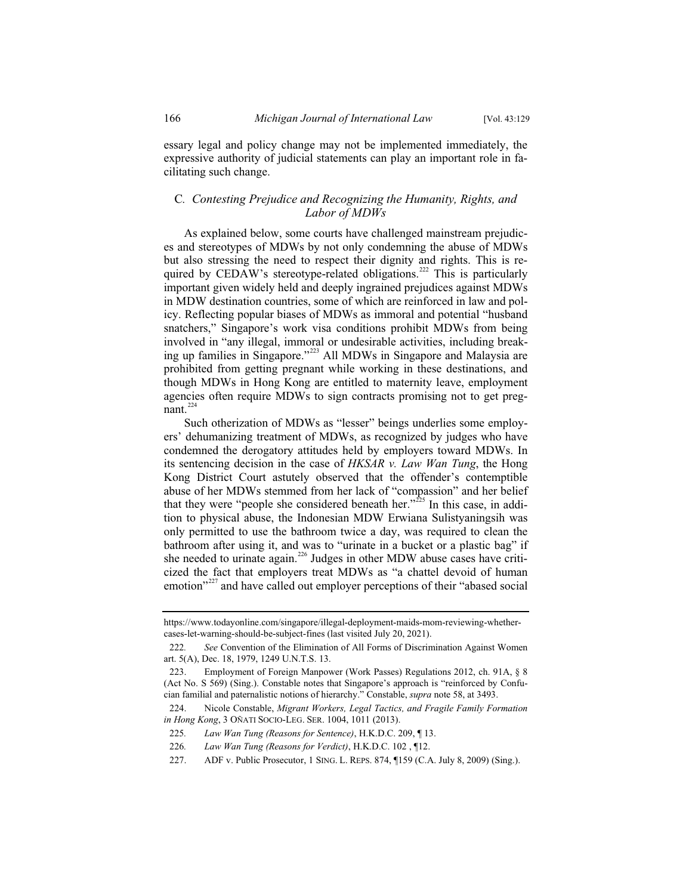essary legal and policy change may not be implemented immediately, the expressive authority of judicial statements can play an important role in facilitating such change.

### C. *Contesting Prejudice and Recognizing the Humanity, Rights, and Labor of MDWs*

As explained below, some courts have challenged mainstream prejudices and stereotypes of MDWs by not only condemning the abuse of MDWs but also stressing the need to respect their dignity and rights. This is required by CEDAW's stereotype-related obligations.[222] This is particularly important given widely held and deeply ingrained prejudices against MDWs in MDW destination countries, some of which are reinforced in law and policy. Reflecting popular biases of MDWs as immoral and potential "husband snatchers," Singapore's work visa conditions prohibit MDWs from being involved in "any illegal, immoral or undesirable activities, including breaking up families in Singapore."[223] All MDWs in Singapore and Malaysia are prohibited from getting pregnant while working in these destinations, and though MDWs in Hong Kong are entitled to maternity leave, employment agencies often require MDWs to sign contracts promising not to get pregnant.[224]

Such otherization of MDWs as "lesser" beings underlies some employers' dehumanizing treatment of MDWs, as recognized by judges who have condemned the derogatory attitudes held by employers toward MDWs. In its sentencing decision in the case of *HKSAR v. Law Wan Tung*, the Hong Kong District Court astutely observed that the offender's contemptible abuse of her MDWs stemmed from her lack of "compassion" and her belief that they were "people she considered beneath her."[225] In this case, in addition to physical abuse, the Indonesian MDW Erwiana Sulistyaningsih was only permitted to use the bathroom twice a day, was required to clean the bathroom after using it, and was to "urinate in a bucket or a plastic bag" if she needed to urinate again.[226] Judges in other MDW abuse cases have criticized the fact that employers treat MDWs as "a chattel devoid of human emotion"[227] and have called out employer perceptions of their "abased social

---

https://www.todayonline.com/singapore/illegal-deployment-maids-mom-reviewing-whether-cases-let-warning-should-be-subject-fines (last visited July 20, 2021).

222. *See* Convention of the Elimination of All Forms of Discrimination Against Women art. 5(A), Dec. 18, 1979, 1249 U.N.T.S. 13.

223. Employment of Foreign Manpower (Work Passes) Regulations 2012, ch. 91A, § 8 (Act No. S 569) (Sing.). Constable notes that Singapore's approach is "reinforced by Confucian familial and paternalistic notions of hierarchy." Constable, *supra* note 58, at 3493.

224. Nicole Constable, *Migrant Workers, Legal Tactics, and Fragile Family Formation in Hong Kong*, 3 OÑATI SOCIO-LEG. SER. 1004, 1011 (2013).

225. *Law Wan Tung (Reasons for Sentence)*, H.K.D.C. 209, ¶ 13.

226. *Law Wan Tung (Reasons for Verdict)*, H.K.D.C. 102 , ¶12.

227. ADF v. Public Prosecutor, 1 SING. L. REPS. 874, ¶159 (C.A. July 8, 2009) (Sing.).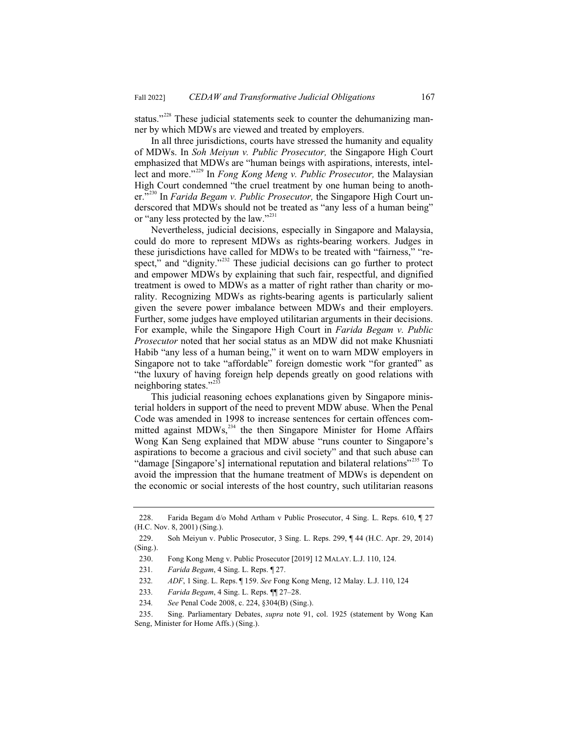status."[228] These judicial statements seek to counter the dehumanizing manner by which MDWs are viewed and treated by employers.

In all three jurisdictions, courts have stressed the humanity and equality of MDWs. In *Soh Meiyun v. Public Prosecutor,* the Singapore High Court emphasized that MDWs are "human beings with aspirations, interests, intellect and more."[229] In *Fong Kong Meng v. Public Prosecutor,* the Malaysian High Court condemned "the cruel treatment by one human being to another."[230] In *Farida Begam v. Public Prosecutor,* the Singapore High Court underscored that MDWs should not be treated as "any less of a human being" or "any less protected by the law."[231]

Nevertheless, judicial decisions, especially in Singapore and Malaysia, could do more to represent MDWs as rights-bearing workers. Judges in these jurisdictions have called for MDWs to be treated with "fairness," "respect," and "dignity."[232] These judicial decisions can go further to protect and empower MDWs by explaining that such fair, respectful, and dignified treatment is owed to MDWs as a matter of right rather than charity or morality. Recognizing MDWs as rights-bearing agents is particularly salient given the severe power imbalance between MDWs and their employers. Further, some judges have employed utilitarian arguments in their decisions. For example, while the Singapore High Court in *Farida Begam v. Public Prosecutor* noted that her social status as an MDW did not make Khusniati Habib "any less of a human being," it went on to warn MDW employers in Singapore not to take "affordable" foreign domestic work "for granted" as "the luxury of having foreign help depends greatly on good relations with neighboring states."[233]

This judicial reasoning echoes explanations given by Singapore ministerial holders in support of the need to prevent MDW abuse. When the Penal Code was amended in 1998 to increase sentences for certain offences committed against MDWs,[234] the then Singapore Minister for Home Affairs Wong Kan Seng explained that MDW abuse "runs counter to Singapore's aspirations to become a gracious and civil society" and that such abuse can "damage [Singapore's] international reputation and bilateral relations"[235] To avoid the impression that the humane treatment of MDWs is dependent on the economic or social interests of the host country, such utilitarian reasons

---

228. Farida Begam d/o Mohd Artham v Public Prosecutor, 4 Sing. L. Reps. 610, ¶ 27 (H.C. Nov. 8, 2001) (Sing.).

229. Soh Meiyun v. Public Prosecutor, 3 Sing. L. Reps. 299, ¶ 44 (H.C. Apr. 29, 2014) (Sing.).

230. Fong Kong Meng v. Public Prosecutor [2019] 12 MALAY. L.J. 110, 124.

231. *Farida Begam*, 4 Sing. L. Reps. ¶ 27.

232. *ADF*, 1 Sing. L. Reps. ¶ 159. *See* Fong Kong Meng, 12 Malay. L.J. 110, 124

233. *Farida Begam*, 4 Sing. L. Reps. ¶¶ 27–28.

234. *See* Penal Code 2008, c. 224, §304(B) (Sing.).

235. Sing. Parliamentary Debates, *supra* note 91, col. 1925 (statement by Wong Kan Seng, Minister for Home Affs.) (Sing.).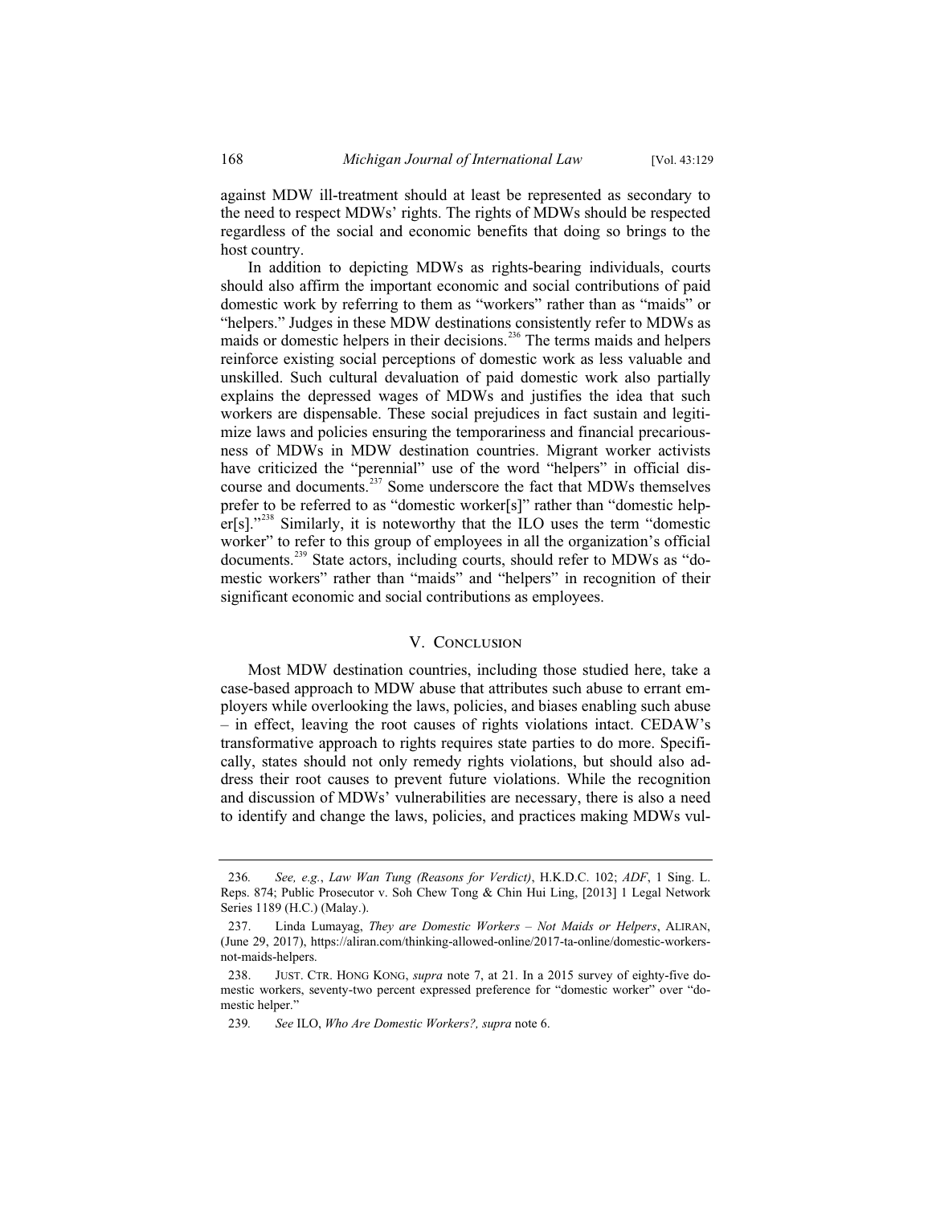against MDW ill-treatment should at least be represented as secondary to the need to respect MDWs' rights. The rights of MDWs should be respected regardless of the social and economic benefits that doing so brings to the host country.

In addition to depicting MDWs as rights-bearing individuals, courts should also affirm the important economic and social contributions of paid domestic work by referring to them as "workers" rather than as "maids" or "helpers." Judges in these MDW destinations consistently refer to MDWs as maids or domestic helpers in their decisions.[236] The terms maids and helpers reinforce existing social perceptions of domestic work as less valuable and unskilled. Such cultural devaluation of paid domestic work also partially explains the depressed wages of MDWs and justifies the idea that such workers are dispensable. These social prejudices in fact sustain and legitimize laws and policies ensuring the temporariness and financial precariousness of MDWs in MDW destination countries. Migrant worker activists have criticized the "perennial" use of the word "helpers" in official discourse and documents.[237] Some underscore the fact that MDWs themselves prefer to be referred to as "domestic worker[s]" rather than "domestic helper[s]."[238] Similarly, it is noteworthy that the ILO uses the term "domestic worker" to refer to this group of employees in all the organization's official documents.[239] State actors, including courts, should refer to MDWs as "domestic workers" rather than "maids" and "helpers" in recognition of their significant economic and social contributions as employees.

## V. Conclusion

Most MDW destination countries, including those studied here, take a case-based approach to MDW abuse that attributes such abuse to errant employers while overlooking the laws, policies, and biases enabling such abuse – in effect, leaving the root causes of rights violations intact. CEDAW's transformative approach to rights requires state parties to do more. Specifically, states should not only remedy rights violations, but should also address their root causes to prevent future violations. While the recognition and discussion of MDWs' vulnerabilities are necessary, there is also a need to identify and change the laws, policies, and practices making MDWs vul-

---

236. *See, e.g.*, *Law Wan Tung (Reasons for Verdict)*, H.K.D.C. 102; *ADF*, 1 Sing. L. Reps. 874; Public Prosecutor v. Soh Chew Tong & Chin Hui Ling, [2013] 1 Legal Network Series 1189 (H.C.) (Malay.).

237. Linda Lumayag, *They are Domestic Workers – Not Maids or Helpers*, ALIRAN, (June 29, 2017), https://aliran.com/thinking-allowed-online/2017-ta-online/domestic-workers-not-maids-helpers.

238. JUST. CTR. HONG KONG, *supra* note 7, at 21. In a 2015 survey of eighty-five domestic workers, seventy-two percent expressed preference for "domestic worker" over "domestic helper."

239. *See* ILO, *Who Are Domestic Workers?*, *supra* note 6.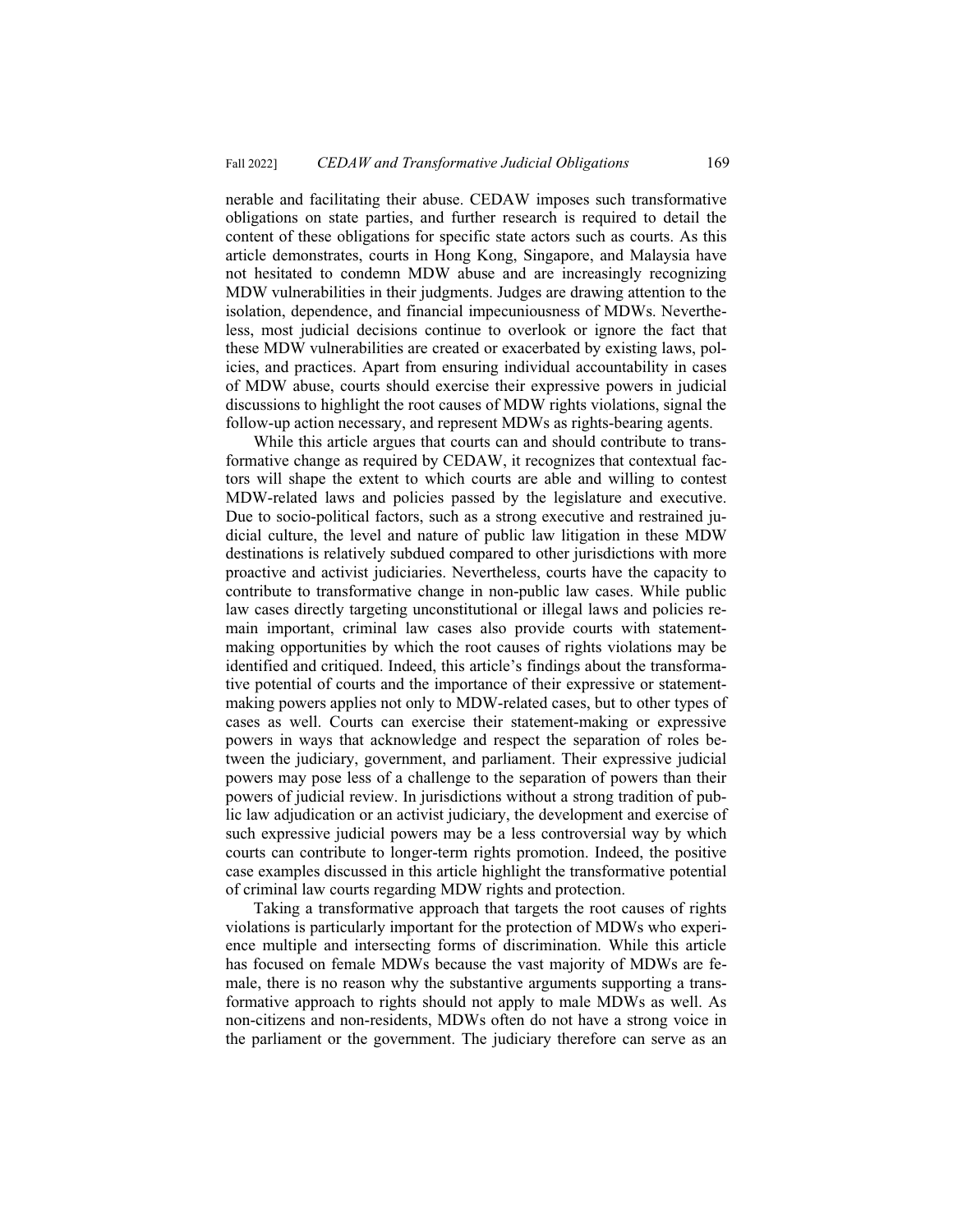nerable and facilitating their abuse. CEDAW imposes such transformative obligations on state parties, and further research is required to detail the content of these obligations for specific state actors such as courts. As this article demonstrates, courts in Hong Kong, Singapore, and Malaysia have not hesitated to condemn MDW abuse and are increasingly recognizing MDW vulnerabilities in their judgments. Judges are drawing attention to the isolation, dependence, and financial impecuniousness of MDWs. Nevertheless, most judicial decisions continue to overlook or ignore the fact that these MDW vulnerabilities are created or exacerbated by existing laws, policies, and practices. Apart from ensuring individual accountability in cases of MDW abuse, courts should exercise their expressive powers in judicial discussions to highlight the root causes of MDW rights violations, signal the follow-up action necessary, and represent MDWs as rights-bearing agents.

While this article argues that courts can and should contribute to transformative change as required by CEDAW, it recognizes that contextual factors will shape the extent to which courts are able and willing to contest MDW-related laws and policies passed by the legislature and executive. Due to socio-political factors, such as a strong executive and restrained judicial culture, the level and nature of public law litigation in these MDW destinations is relatively subdued compared to other jurisdictions with more proactive and activist judiciaries. Nevertheless, courts have the capacity to contribute to transformative change in non-public law cases. While public law cases directly targeting unconstitutional or illegal laws and policies remain important, criminal law cases also provide courts with statement-making opportunities by which the root causes of rights violations may be identified and critiqued. Indeed, this article's findings about the transformative potential of courts and the importance of their expressive or statement-making powers applies not only to MDW-related cases, but to other types of cases as well. Courts can exercise their statement-making or expressive powers in ways that acknowledge and respect the separation of roles between the judiciary, government, and parliament. Their expressive judicial powers may pose less of a challenge to the separation of powers than their powers of judicial review. In jurisdictions without a strong tradition of public law adjudication or an activist judiciary, the development and exercise of such expressive judicial powers may be a less controversial way by which courts can contribute to longer-term rights promotion. Indeed, the positive case examples discussed in this article highlight the transformative potential of criminal law courts regarding MDW rights and protection.

Taking a transformative approach that targets the root causes of rights violations is particularly important for the protection of MDWs who experience multiple and intersecting forms of discrimination. While this article has focused on female MDWs because the vast majority of MDWs are female, there is no reason why the substantive arguments supporting a transformative approach to rights should not apply to male MDWs as well. As non-citizens and non-residents, MDWs often do not have a strong voice in the parliament or the government. The judiciary therefore can serve as an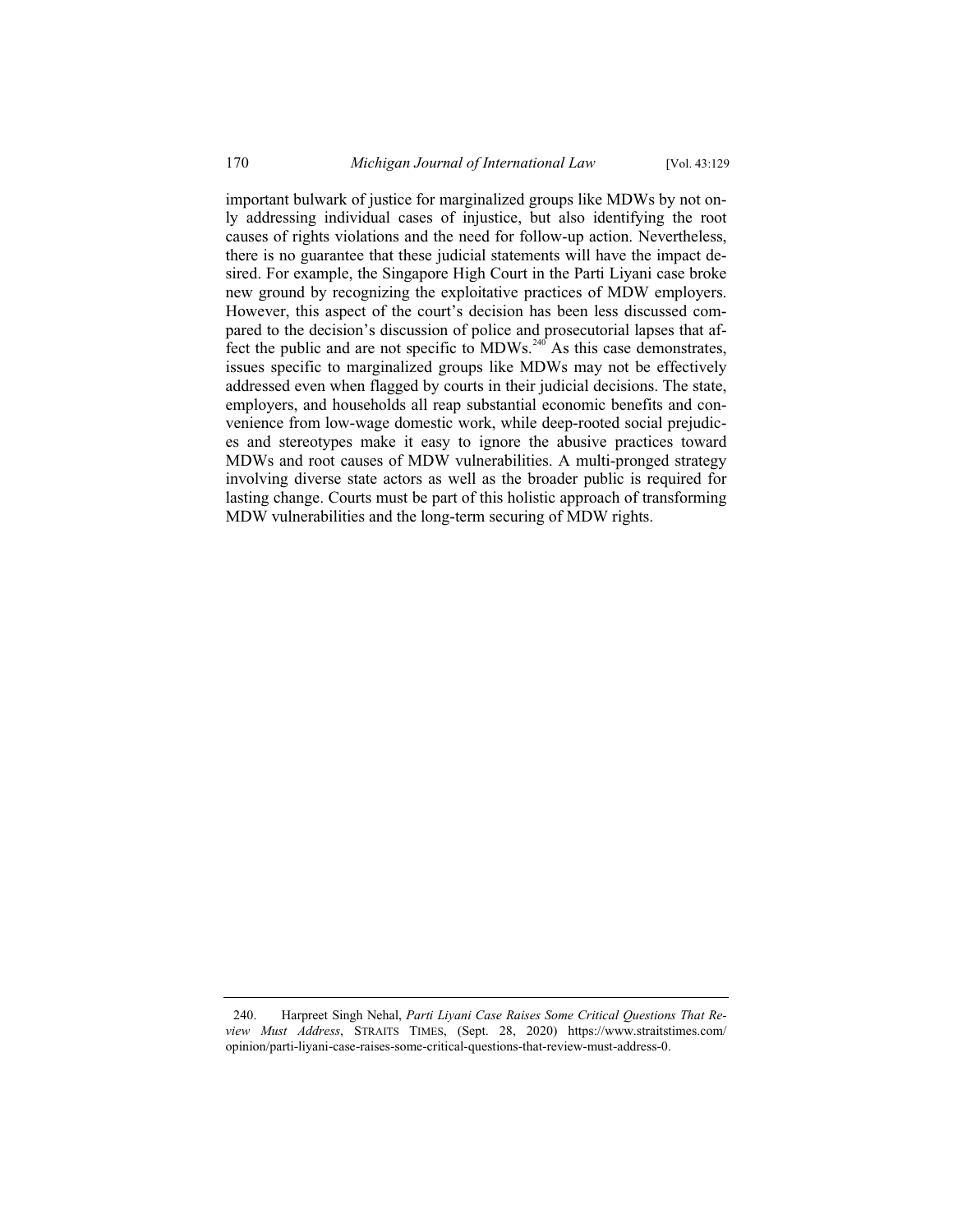important bulwark of justice for marginalized groups like MDWs by not only addressing individual cases of injustice, but also identifying the root causes of rights violations and the need for follow-up action. Nevertheless, there is no guarantee that these judicial statements will have the impact desired. For example, the Singapore High Court in the Parti Liyani case broke new ground by recognizing the exploitative practices of MDW employers. However, this aspect of the court's decision has been less discussed compared to the decision's discussion of police and prosecutorial lapses that affect the public and are not specific to MDWs.[240] As this case demonstrates, issues specific to marginalized groups like MDWs may not be effectively addressed even when flagged by courts in their judicial decisions. The state, employers, and households all reap substantial economic benefits and convenience from low-wage domestic work, while deep-rooted social prejudices and stereotypes make it easy to ignore the abusive practices toward MDWs and root causes of MDW vulnerabilities. A multi-pronged strategy involving diverse state actors as well as the broader public is required for lasting change. Courts must be part of this holistic approach of transforming MDW vulnerabilities and the long-term securing of MDW rights.

---

240. Harpreet Singh Nehal, *Parti Liyani Case Raises Some Critical Questions That Review Must Address*, STRAITS TIMES, (Sept. 28, 2020) https://www.straitstimes.com/opinion/parti-liyani-case-raises-some-critical-questions-that-review-must-address-0.